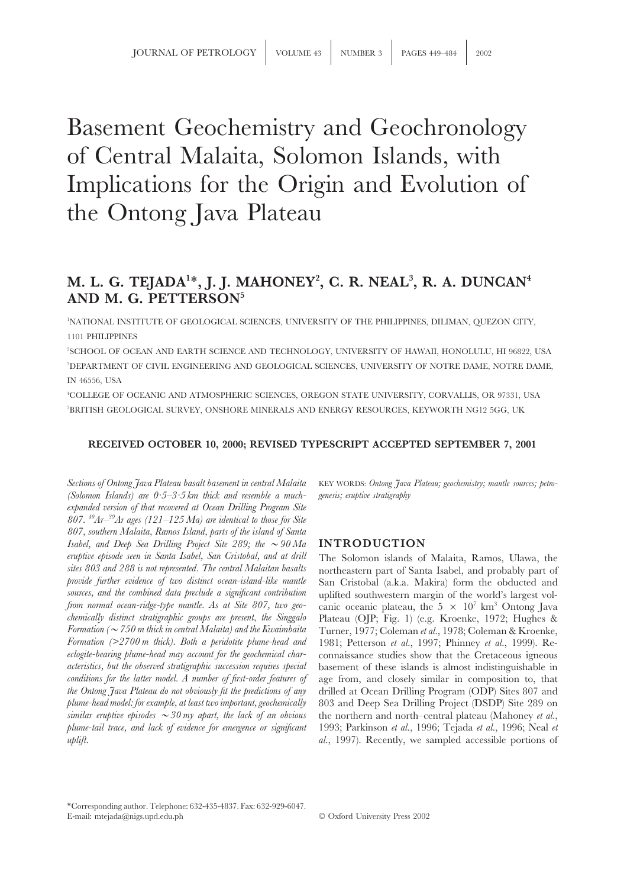# Basement Geochemistry and Geochronology of Central Malaita, Solomon Islands, with Implications for the Origin and Evolution of the Ontong Java Plateau

**M. L. G. TEJADA[1]*, J. J. MAHONEY[2], C. R. NEAL[3], R. A. DUNCAN[4] AND M. G. PETTERSON[5]**

[1]NATIONAL INSTITUTE OF GEOLOGICAL SCIENCES, UNIVERSITY OF THE PHILIPPINES, DILIMAN, QUEZON CITY, 1101 PHILIPPINES

[2]SCHOOL OF OCEAN AND EARTH SCIENCE AND TECHNOLOGY, UNIVERSITY OF HAWAII, HONOLULU, HI 96822, USA

[3]DEPARTMENT OF CIVIL ENGINEERING AND GEOLOGICAL SCIENCES, UNIVERSITY OF NOTRE DAME, NOTRE DAME, IN 46556, USA

[4]COLLEGE OF OCEANIC AND ATMOSPHERIC SCIENCES, OREGON STATE UNIVERSITY, CORVALLIS, OR 97331, USA

[5]BRITISH GEOLOGICAL SURVEY, ONSHORE MINERALS AND ENERGY RESOURCES, KEYWORTH NG12 5GG, UK

**RECEIVED OCTOBER 10, 2000; REVISED TYPESCRIPT ACCEPTED SEPTEMBER 7, 2001**

*Sections of Ontong Java Plateau basalt basement in central Malaita (Solomon Islands) are 0·5–3·5 km thick and resemble a much-expanded version of that recovered at Ocean Drilling Program Site 807. $^{40}Ar$–$^{39}Ar$ ages (121–125 Ma) are identical to those for Site 807, southern Malaita, Ramos Island, parts of the island of Santa Isabel, and Deep Sea Drilling Project Site 289; the ~90 Ma eruptive episode seen in Santa Isabel, San Cristobal, and at drill sites 803 and 288 is not represented. The central Malaitan basalts provide further evidence of two distinct ocean-island-like mantle sources, and the combined data preclude a significant contribution from normal ocean-ridge-type mantle. As at Site 807, two geochemically distinct stratigraphic groups are present, the Singgalo Formation (~750 m thick in central Malaita) and the Kwaimbaita Formation (>2700 m thick). Both a peridotite plume-head and eclogite-bearing plume-head may account for the geochemical characteristics, but the observed stratigraphic succession requires special conditions for the latter model. A number of first-order features of the Ontong Java Plateau do not obviously fit the predictions of any plume-head model: for example, at least two important, geochemically similar eruptive episodes ~30 my apart, the lack of an obvious plume-tail trace, and lack of evidence for emergence or significant uplift.*

KEY WORDS: *Ontong Java Plateau; geochemistry; mantle sources; petrogenesis; eruptive stratigraphy*

## INTRODUCTION

The Solomon islands of Malaita, Ramos, Ulawa, the northeastern part of Santa Isabel, and probably part of San Cristobal (a.k.a. Makira) form the obducted and uplifted southwestern margin of the world's largest volcanic oceanic plateau, the $5 \times 10^7$ km$^3$ Ontong Java Plateau (OJP; Fig. 1) (e.g. Kroenke, 1972; Hughes & Turner, 1977; Coleman *et al.*, 1978; Coleman & Kroenke, 1981; Petterson *et al.*, 1997; Phinney *et al.*, 1999). Reconnaissance studies show that the Cretaceous igneous basement of these islands is almost indistinguishable in age from, and closely similar in composition to, that drilled at Ocean Drilling Program (ODP) Sites 807 and 803 and Deep Sea Drilling Project (DSDP) Site 289 on the northern and north–central plateau (Mahoney *et al.*, 1993; Parkinson *et al.*, 1996; Tejada *et al.*, 1996; Neal *et al.*, 1997). Recently, we sampled accessible portions of

*Corresponding author. Telephone: 632-435-4837. Fax: 632-929-6047. E-mail: mtejada@nigs.upd.edu.ph

© Oxford University Press 2002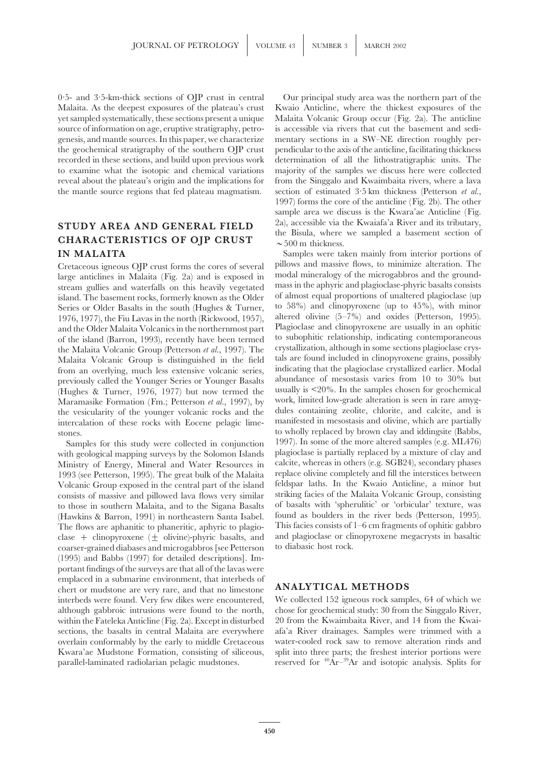0·5- and 3·5-km-thick sections of OJP crust in central Malaita. As the deepest exposures of the plateau's crust yet sampled systematically, these sections present a unique source of information on age, eruptive stratigraphy, petrogenesis, and mantle sources. In this paper, we characterize the geochemical stratigraphy of the southern OJP crust recorded in these sections, and build upon previous work to examine what the isotopic and chemical variations reveal about the plateau's origin and the implications for the mantle source regions that fed plateau magmatism.

## STUDY AREA AND GENERAL FIELD CHARACTERISTICS OF OJP CRUST IN MALAITA

Cretaceous igneous OJP crust forms the cores of several large anticlines in Malaita (Fig. 2a) and is exposed in stream gullies and waterfalls on this heavily vegetated island. The basement rocks, formerly known as the Older Series or Older Basalts in the south (Hughes & Turner, 1976, 1977), the Fiu Lavas in the north (Rickwood, 1957), and the Older Malaita Volcanics in the northernmost part of the island (Barron, 1993), recently have been termed the Malaita Volcanic Group (Petterson *et al.*, 1997). The Malaita Volcanic Group is distinguished in the field from an overlying, much less extensive volcanic series, previously called the Younger Series or Younger Basalts (Hughes & Turner, 1976, 1977) but now termed the Maramasike Formation (Fm.; Petterson *et al.*, 1997), by the vesicularity of the younger volcanic rocks and the intercalation of these rocks with Eocene pelagic limestones.

Samples for this study were collected in conjunction with geological mapping surveys by the Solomon Islands Ministry of Energy, Mineral and Water Resources in 1993 (see Petterson, 1995). The great bulk of the Malaita Volcanic Group exposed in the central part of the island consists of massive and pillowed lava flows very similar to those in southern Malaita, and to the Sigana Basalts (Hawkins & Barron, 1991) in northeastern Santa Isabel. The flows are aphanitic to phaneritic, aphyric to plagioclase + clinopyroxene (± olivine)-phyric basalts, and coarser-grained diabases and microgabbros [see Petterson (1995) and Babbs (1997) for detailed descriptions]. Important findings of the surveys are that all of the lavas were emplaced in a submarine environment, that interbeds of chert or mudstone are very rare, and that no limestone interbeds were found. Very few dikes were encountered, although gabbroic intrusions were found to the north, within the Fateleka Anticline (Fig. 2a). Except in disturbed sections, the basalts in central Malaita are everywhere overlain conformably by the early to middle Cretaceous Kwara'ae Mudstone Formation, consisting of siliceous, parallel-laminated radiolarian pelagic mudstones.

Our principal study area was the northern part of the Kwaio Anticline, where the thickest exposures of the Malaita Volcanic Group occur (Fig. 2a). The anticline is accessible via rivers that cut the basement and sedimentary sections in a SW–NE direction roughly perpendicular to the axis of the anticline, facilitating thickness determination of all the lithostratigraphic units. The majority of the samples we discuss here were collected from the Singgalo and Kwaimbaita rivers, where a lava section of estimated 3·5 km thickness (Petterson *et al.*, 1997) forms the core of the anticline (Fig. 2b). The other sample area we discuss is the Kwara'ae Anticline (Fig. 2a), accessible via the Kwaiafa'a River and its tributary, the Bisula, where we sampled a basement section of ∼500 m thickness.

Samples were taken mainly from interior portions of pillows and massive flows, to minimize alteration. The modal mineralogy of the microgabbros and the groundmass in the aphyric and plagioclase-phyric basalts consists of almost equal proportions of unaltered plagioclase (up to 58%) and clinopyroxene (up to 45%), with minor altered olivine (5–7%) and oxides (Petterson, 1995). Plagioclase and clinopyroxene are usually in an ophitic to subophitic relationship, indicating contemporaneous crystallization, although in some sections plagioclase crystals are found included in clinopyroxene grains, possibly indicating that the plagioclase crystallized earlier. Modal abundance of mesostasis varies from 10 to 30% but usually is <20%. In the samples chosen for geochemical work, limited low-grade alteration is seen in rare amygdules containing zeolite, chlorite, and calcite, and is manifested in mesostasis and olivine, which are partially to wholly replaced by brown clay and iddingsite (Babbs, 1997). In some of the more altered samples (e.g. ML476) plagioclase is partially replaced by a mixture of clay and calcite, whereas in others (e.g. SGB24), secondary phases replace olivine completely and fill the interstices between feldspar laths. In the Kwaio Anticline, a minor but striking facies of the Malaita Volcanic Group, consisting of basalts with 'spherulitic' or 'orbicular' texture, was found as boulders in the river beds (Petterson, 1995). This facies consists of 1–6 cm fragments of ophitic gabbro and plagioclase or clinopyroxene megacrysts in basaltic to diabasic host rock.

## ANALYTICAL METHODS

We collected 152 igneous rock samples, 64 of which we chose for geochemical study: 30 from the Singgalo River, 20 from the Kwaimbaita River, and 14 from the Kwaiafa'a River drainages. Samples were trimmed with a water-cooled rock saw to remove alteration rinds and split into three parts; the freshest interior portions were reserved for $^{40}Ar$–$^{39}Ar$ and isotopic analysis. Splits for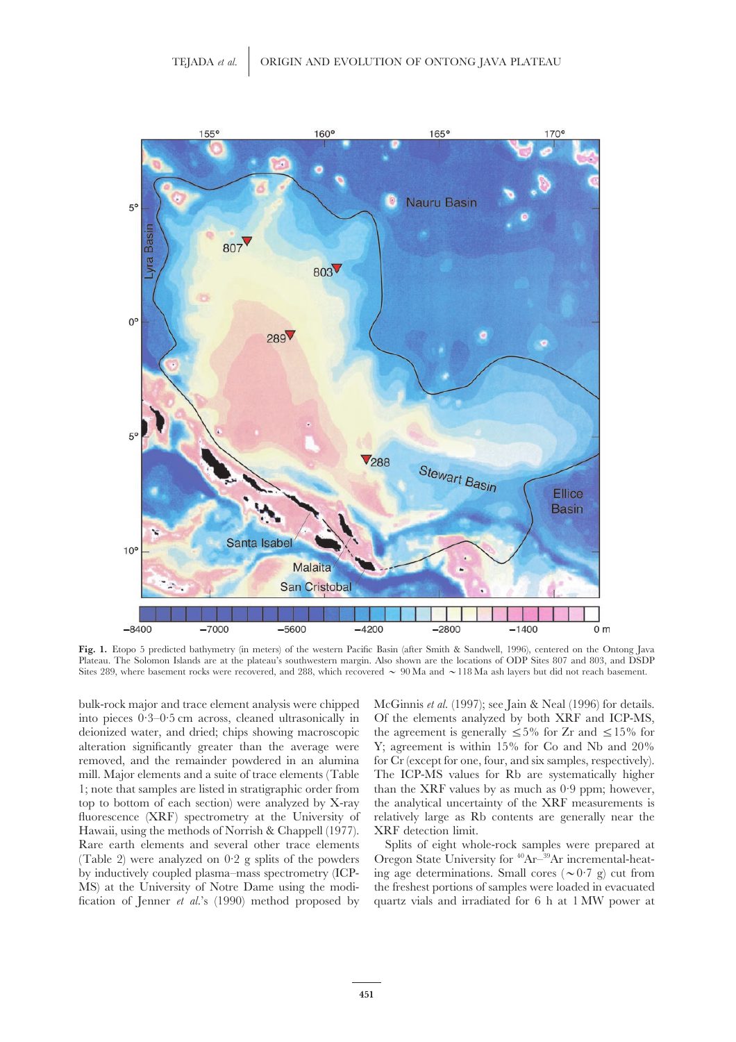**Fig. 1.** Etopo 5 predicted bathymetry (in meters) of the western Pacific Basin (after Smith & Sandwell, 1996), centered on the Ontong Java Plateau. The Solomon Islands are at the plateau's southwestern margin. Also shown are the locations of ODP Sites 807 and 803, and DSDP Sites 289, where basement rocks were recovered, and 288, which recovered ~ 90 Ma and ~118 Ma ash layers but did not reach basement.

bulk-rock major and trace element analysis were chipped into pieces 0·3–0·5 cm across, cleaned ultrasonically in deionized water, and dried; chips showing macroscopic alteration significantly greater than the average were removed, and the remainder powdered in an alumina mill. Major elements and a suite of trace elements (Table 1; note that samples are listed in stratigraphic order from top to bottom of each section) were analyzed by X-ray fluorescence (XRF) spectrometry at the University of Hawaii, using the methods of Norrish & Chappell (1977). Rare earth elements and several other trace elements (Table 2) were analyzed on 0·2 g splits of the powders by inductively coupled plasma–mass spectrometry (ICP-MS) at the University of Notre Dame using the modification of Jenner *et al.*'s (1990) method proposed by McGinnis *et al.* (1997); see Jain & Neal (1996) for details. Of the elements analyzed by both XRF and ICP-MS, the agreement is generally ≤5% for Zr and ≤15% for Y; agreement is within 15% for Co and Nb and 20% for Cr (except for one, four, and six samples, respectively). The ICP-MS values for Rb are systematically higher than the XRF values by as much as 0·9 ppm; however, the analytical uncertainty of the XRF measurements is relatively large as Rb contents are generally near the XRF detection limit.

Splits of eight whole-rock samples were prepared at Oregon State University for $^{40}Ar$–$^{39}Ar$ incremental-heating age determinations. Small cores (~0·7 g) cut from the freshest portions of samples were loaded in evacuated quartz vials and irradiated for 6 h at 1 MW power at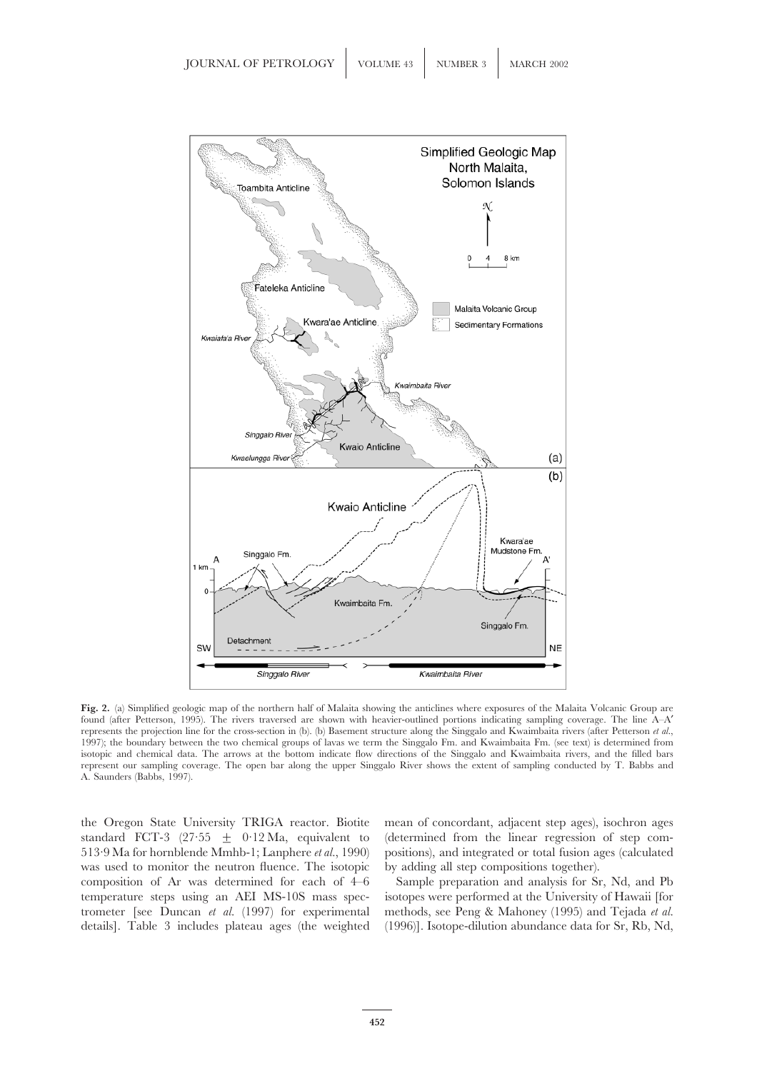**Fig. 2.** (a) Simplified geologic map of the northern half of Malaita showing the anticlines where exposures of the Malaita Volcanic Group are found (after Petterson, 1995). The rivers traversed are shown with heavier-outlined portions indicating sampling coverage. The line A–A′ represents the projection line for the cross-section in (b). (b) Basement structure along the Singgalo and Kwaimbaita rivers (after Petterson *et al.*, 1997); the boundary between the two chemical groups of lavas we term the Singgalo Fm. and Kwaimbaita Fm. (see text) is determined from isotopic and chemical data. The arrows at the bottom indicate flow directions of the Singgalo and Kwaimbaita rivers, and the filled bars represent our sampling coverage. The open bar along the upper Singgalo River shows the extent of sampling conducted by T. Babbs and A. Saunders (Babbs, 1997).

the Oregon State University TRIGA reactor. Biotite standard FCT-3 (27·55 ± 0·12 Ma, equivalent to 513·9 Ma for hornblende Mmhb-1; Lanphere *et al.*, 1990) was used to monitor the neutron fluence. The isotopic composition of Ar was determined for each of 4–6 temperature steps using an AEI MS-10S mass spectrometer [see Duncan *et al.* (1997) for experimental details]. Table 3 includes plateau ages (the weighted mean of concordant, adjacent step ages), isochron ages (determined from the linear regression of step compositions), and integrated or total fusion ages (calculated by adding all step compositions together).

Sample preparation and analysis for Sr, Nd, and Pb isotopes were performed at the University of Hawaii [for methods, see Peng & Mahoney (1995) and Tejada *et al.* (1996)]. Isotope-dilution abundance data for Sr, Rb, Nd,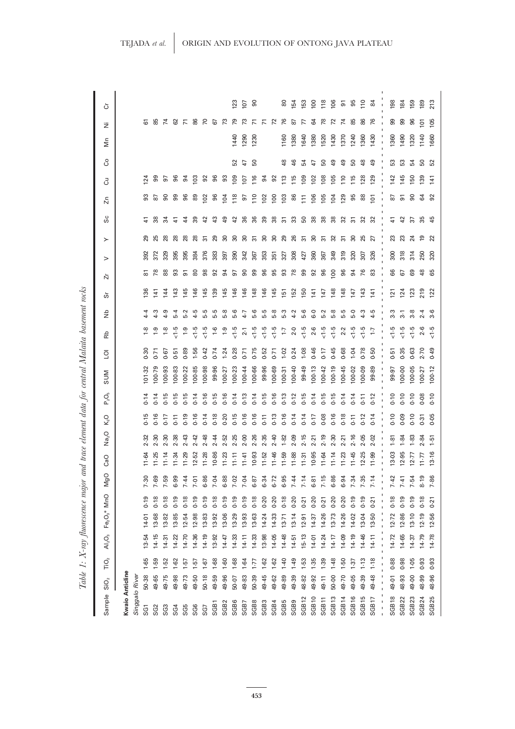*Table 1: X-ray fluorescence major and trace element data for central Malaita basement rocks*

| Sample | $SiO_2$ | $TiO_2$ | $Al_2O_3$ | $Fe_2O_3$* | MnO | MgO | CaO | $Na_2O$ | $K_2O$ | $P_2O_5$ | SUM | LOI | Rb | Nb | Sr | Zr | V | Y | Sc | Zn | Cu | Co | Mn | Ni | Cr |
|---|---|---|---|---|---|---|---|---|---|---|---|---|---|---|---|---|---|---|---|---|---|---|---|---|---|
| **Kwaio Anticline** | | | | | | | | | | | | | | | | | | | | | | | | | |
| *Singgalo River* | | | | | | | | | | | | | | | | | | | | | | | | | |
| SG1 | 50·38 | 1·65 | 13·54 | 14·01 | 0·19 | 7·30 | 11·64 | 2·32 | 0·15 | 0·14 | 101·32 | 0·30 | 1·8 | 4·4 | 136 | 81 | 392 | 29 | 41 | 93 | 124 | | | 61 | |
| SG2 | 49·65 | 1·59 | 14·15 | 13·68 | 0·18 | 7·69 | 11·25 | 2·30 | 0·16 | 0·14 | 100·79 | 0·71 | 1·9 | 4·3 | 141 | 78 | 372 | 25 | 38 | 87 | 99 | | | 85 | |
| SG3 | 49·75 | 1·52 | 14·31 | 13·82 | 0·18 | 7·59 | 11·14 | 2·30 | 0·17 | 0·15 | 100·93 | 0·67 | 1·8 | 4·9 | 144 | 88 | 329 | 28 | 34 | 90 | 97 | | | 74 | |
| SG4 | 49·98 | 1·62 | 14·22 | 13·85 | 0·19 | 6·99 | 11·34 | 2·38 | 0·11 | 0·15 | 100·83 | 0·51 | <1·5 | 5·4 | 143 | 93 | 395 | 28 | 41 | 99 | 96 | | | 62 | |
| SG5 | 49·73 | 1·57 | 14·70 | 12·54 | 0·18 | 7·44 | 11·29 | 2·43 | 0·19 | 0·15 | 100·22 | 0·89 | 1·9 | 5·2 | 145 | 91 | 395 | 28 | 44 | 96 | 94 | | | 71 | |
| SG6 | 49·50 | 1·57 | 14·36 | 12·98 | 0·19 | 7·01 | 12·52 | 2·42 | 0·16 | 0·14 | 100·85 | 1·56 | <1·5 | 4·5 | 146 | 80 | 384 | 28 | 39 | 89 | 103 | | | 86 | |
| SG7 | 50·18 | 1·67 | 14·19 | 13·83 | 0·19 | 6·86 | 11·28 | 2·48 | 0·14 | 0·16 | 100·98 | 0·42 | <1·5 | 5·5 | 145 | 98 | 376 | 31 | 42 | 102 | 92 | | | 70 | |
| SGB1 | 49·59 | 1·68 | 13·92 | 13·92 | 0·18 | 7·04 | 10·86 | 2·44 | 0·18 | 0·15 | 99·96 | 0·74 | 1·6 | 5·5 | 139 | 92 | 383 | 29 | 43 | 96 | 96 | | | 67 | |
| SGB2 | 49·96 | 1·60 | 14·47 | 13·06 | 0·19 | 6·88 | 11·23 | 2·52 | 0·20 | 0·16 | 100·27 | 1·24 | 1·9 | 5·8 | 145 | 94 | 397 | 30 | 49 | 104 | 93 | | | 73 | |
| SGB6 | 50·07 | 1·68 | 14·33 | 13·29 | 0·19 | 7·02 | 11·11 | 2·25 | 0·15 | 0·14 | 100·23 | 0·28 | <1·5 | 5·6 | 146 | 97 | 390 | 30 | 42 | 118 | 109 | 52 | 1440 | 79 | 123 |
| SGB7 | 49·83 | 1·64 | 14·11 | 13·93 | 0·19 | 7·04 | 11·41 | 2·00 | 0·16 | 0·13 | 100·44 | 0·71 | 2·1 | 4·7 | 146 | 90 | 342 | 30 | 36 | 97 | 107 | 47 | 1290 | 73 | 107 |
| SGB8 | 50·39 | 1·77 | 14·33 | 13·63 | 0·18 | 6·87 | 10·93 | 2·26 | 0·16 | 0·14 | 100·66 | 0·75 | <1·5 | 5·6 | 148 | 99 | 367 | 31 | 36 | 110 | 116 | 50 | 1230 | 71 | 90 |
| SGB3 | 49·45 | 1·62 | 13·98 | 14·24 | 0·20 | 6·34 | 11·52 | 2·35 | 0·11 | 0·15 | 99·96 | 0·52 | <1·5 | 5·5 | 146 | 96 | 353 | 30 | 39 | 102 | 94 | | | 71 | |
| SGB4 | 49·62 | 1·62 | 14·05 | 14·33 | 0·20 | 6·72 | 11·46 | 2·40 | 0·13 | 0·16 | 100·69 | 0·71 | <1·5 | 5·8 | 145 | 95 | 351 | 30 | 38 | 100 | 92 | | | 72 | |
| SGB5 | 49·89 | 1·40 | 14·48 | 13·71 | 0·18 | 6·95 | 11·59 | 1·82 | 0·16 | 0·13 | 100·31 | 1·02 | 1·7 | 5·3 | 151 | 93 | 327 | 29 | 31 | 103 | 113 | 48 | 1160 | 76 | 80 |
| SGB9 | 49·39 | 1·49 | 14·51 | 13·14 | 0·20 | 7·44 | 11·88 | 2·09 | 0·14 | 0·12 | 100·40 | 0·24 | 2·0 | 4·2 | 152 | 78 | 308 | 26 | 33 | 86 | 115 | 46 | 1380 | 87 | 154 |
| SGB12 | 48·82 | 1·53 | 15·13 | 12·91 | 0·21 | 7·14 | 11·31 | 2·15 | 0·14 | 0·15 | 99·49 | 1·08 | <1·5 | 5·6 | 150 | 99 | 427 | 31 | 50 | 111 | 109 | 54 | 1640 | 77 | 153 |
| SGB10 | 49·92 | 1·35 | 14·01 | 14·37 | 0·20 | 6·81 | 10·95 | 2·21 | 0·17 | 0·14 | 100·13 | 0·46 | 2·6 | 6·0 | 141 | 92 | 360 | 30 | 38 | 106 | 102 | 47 | 1380 | 64 | 100 |
| SGB11 | 49·11 | 1·39 | 14·24 | 14·26 | 0·21 | 7·15 | 11·64 | 2·19 | 0·08 | 0·15 | 100·42 | 0·17 | <1·5 | 5·2 | 147 | 96 | 367 | 31 | 38 | 105 | 108 | 50 | 1520 | 78 | 118 |
| SGB13 | 50·00 | 1·48 | 14·17 | 13·73 | 0·20 | 6·86 | 11·14 | 2·30 | 0·16 | 0·15 | 100·19 | 0·45 | <1·5 | 5·8 | 148 | 100 | 349 | 32 | 38 | 104 | 105 | 49 | 1430 | 72 | 106 |
| SGB14 | 49·70 | 1·50 | 14·09 | 14·26 | 0·20 | 6·94 | 11·23 | 2·21 | 0·18 | 0·14 | 100·45 | 0·68 | 2·2 | 5·5 | 148 | 96 | 319 | 31 | 32 | 129 | 110 | 49 | 1370 | 74 | 91 |
| SGB16 | 49·05 | 1·37 | 14·19 | 14·02 | 0·19 | 7·34 | 11·45 | 2·16 | 0·11 | 0·14 | 100·02 | 1·04 | <1·5 | 5·0 | 147 | 94 | 320 | 30 | 31 | 95 | 115 | 50 | 1240 | 85 | 95 |
| SGB15 | 49·39 | 1·13 | 14·46 | 13·04 | 0·19 | 7·35 | 12·25 | 2·05 | 0·12 | 0·11 | 100·09 | 0·78 | <1·5 | 4·3 | 143 | 76 | 307 | 25 | 32 | 88 | 128 | 48 | 1360 | 86 | 110 |
| SGB17 | 49·48 | 1·18 | 14·11 | 13·50 | 0·21 | 7·14 | 11·99 | 2·02 | 0·14 | 0·12 | 99·89 | 0·50 | 1·7 | 4·5 | 141 | 83 | 326 | 27 | 32 | 101 | 129 | 49 | 1430 | 76 | 84 |
| SGB18 | 49·01 | 0·88 | 14·72 | 12·72 | 0·18 | 7·42 | 13·03 | 1·81 | 0·10 | 0·10 | 99·97 | 0·51 | <1·5 | 3·3 | 121 | 66 | 300 | 23 | 41 | 87 | 142 | 53 | 1360 | 99 | 198 |
| SGB22 | 48·93 | 0·98 | 14·65 | 12·86 | 0·19 | 7·41 | 12·95 | 1·84 | 0·09 | 0·10 | 100·00 | 0·35 | <1·5 | 3·1 | 124 | 67 | 318 | 23 | 42 | 91 | 145 | 53 | 1490 | 99 | 184 |
| SGB23 | 49·00 | 1·05 | 14·37 | 13·10 | 0·19 | 7·54 | 12·77 | 1·83 | 0·10 | 0·10 | 100·05 | 0·63 | <1·5 | 3·8 | 123 | 69 | 314 | 24 | 37 | 90 | 150 | 54 | 1320 | 96 | 159 |
| SGB24 | 48·99 | 0·93 | 14·79 | 12·19 | 0·18 | 8·19 | 11·77 | 2·84 | 0·31 | 0·08 | 100·27 | 2·70 | 2·6 | 2·4 | 219 | 48 | 250 | 19 | 35 | 64 | 139 | 50 | 1140 | 101 | 189 |
| SGB25 | 48·96 | 0·93 | 14·78 | 12·56 | 0·21 | 7·86 | 13·16 | 1·51 | 0·05 | 0·10 | 100·12 | 0·49 | <1·5 | 3·6 | 122 | 65 | 320 | 22 | 45 | 92 | 141 | 52 | 1660 | 105 | 213 |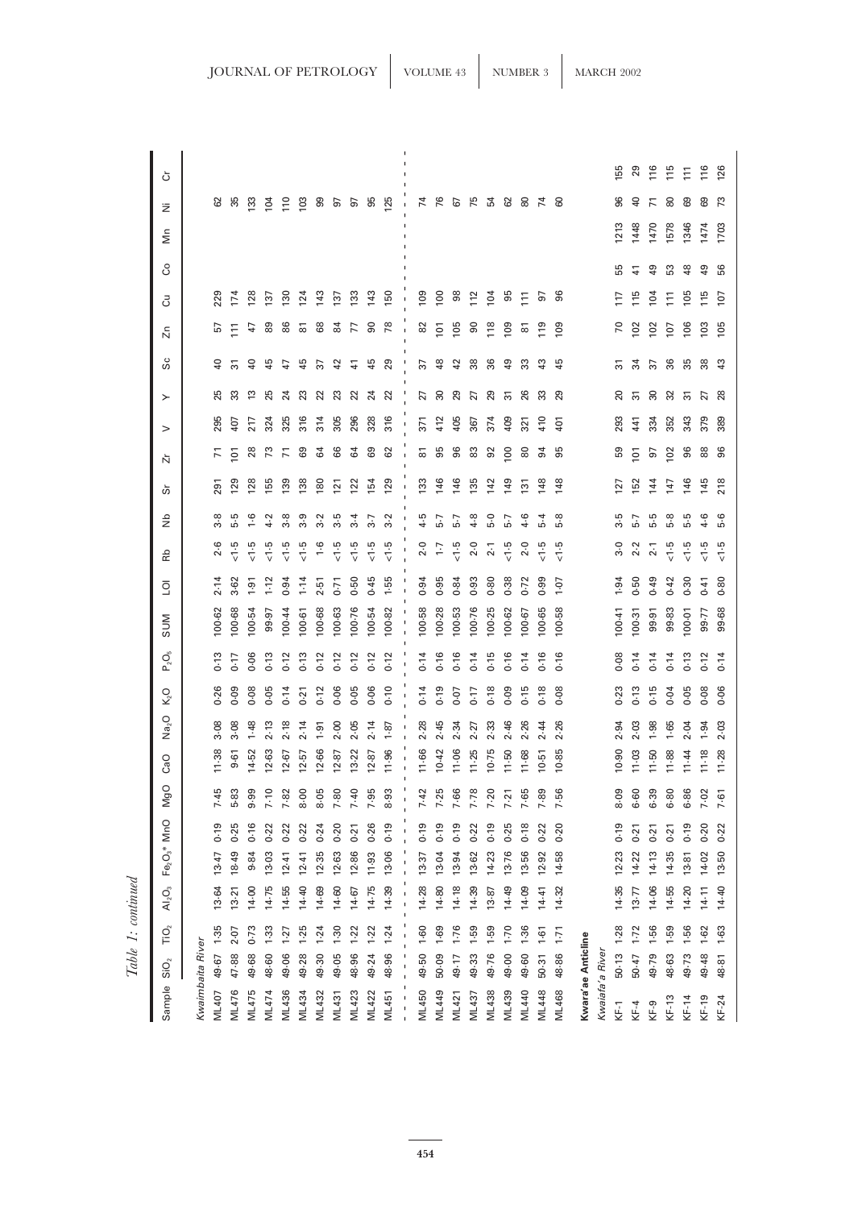*Table 1: continued*

| Sample | $SiO_2$ | $TiO_2$ | $Al_2O_3$ | $Fe_2O_3$* | MnO | MgO | CaO | $Na_2O$ | $K_2O$ | $P_2O_5$ | SUM | LOI | Rb | Nb | Sr | Zr | V | Y | Sc | Zn | Cu | Co | Mn | Ni | Cr |
|---|---|---|---|---|---|---|---|---|---|---|---|---|---|---|---|---|---|---|---|---|---|---|---|---|---|
| *Kwaimbaita River* | | | | | | | | | | | | | | | | | | | | | | | | | |
| ML407 | 49·67 | 1·35 | 13·64 | 13·47 | 0·19 | 7·45 | 11·38 | 3·08 | 0·26 | 0·13 | 100·62 | 2·14 | 2·6 | 3·8 | 291 | 71 | 295 | 25 | 40 | 57 | 229 | | | 62 | |
| ML476 | 47·88 | 2·07 | 13·21 | 18·49 | 0·25 | 5·83 | 9·61 | 3·08 | 0·09 | 0·17 | 100·68 | 3·62 | <1·5 | 5·5 | 129 | 101 | 407 | 33 | 31 | 111 | 174 | | | 35 | |
| ML475 | 49·68 | 0·73 | 14·00 | 9·84 | 0·16 | 9·99 | 14·52 | 1·48 | 0·08 | 0·06 | 100·54 | 1·91 | <1·5 | 1·6 | 128 | 28 | 217 | 13 | 40 | 47 | 128 | | | 133 | |
| ML474 | 48·60 | 1·33 | 14·75 | 13·03 | 0·22 | 7·10 | 12·63 | 2·13 | 0·05 | 0·13 | 99·97 | 1·12 | <1·5 | 4·2 | 155 | 73 | 324 | 25 | 45 | 89 | 137 | | | 104 | |
| ML436 | 49·06 | 1·27 | 14·55 | 12·41 | 0·22 | 7·82 | 12·67 | 2·18 | 0·14 | 0·12 | 100·44 | 0·94 | <1·5 | 3·8 | 139 | 71 | 325 | 24 | 47 | 86 | 130 | | | 110 | |
| ML434 | 49·28 | 1·25 | 14·40 | 12·41 | 0·22 | 8·00 | 12·57 | 2·14 | 0·21 | 0·13 | 100·61 | 1·14 | <1·5 | 3·9 | 138 | 69 | 316 | 23 | 45 | 81 | 124 | | | 103 | |
| ML432 | 49·30 | 1·24 | 14·69 | 12·35 | 0·24 | 8·05 | 12·66 | 1·91 | 0·12 | 0·12 | 100·68 | 2·51 | 1·6 | 3·2 | 180 | 64 | 314 | 22 | 37 | 68 | 143 | | | 99 | |
| ML431 | 49·05 | 1·30 | 14·60 | 12·63 | 0·20 | 7·80 | 12·87 | 2·00 | 0·06 | 0·12 | 100·63 | 0·71 | <1·5 | 3·5 | 121 | 66 | 305 | 23 | 42 | 84 | 137 | | | 97 | |
| ML423 | 48·96 | 1·22 | 14·67 | 12·86 | 0·21 | 7·40 | 13·22 | 2·05 | 0·05 | 0·12 | 100·76 | 0·50 | <1·5 | 3·4 | 122 | 64 | 296 | 22 | 41 | 77 | 133 | | | 97 | |
| ML422 | 49·24 | 1·22 | 14·75 | 11·93 | 0·26 | 7·95 | 12·87 | 2·14 | 0·06 | 0·12 | 100·54 | 0·45 | <1·5 | 3·7 | 154 | 69 | 328 | 24 | 45 | 90 | 143 | | | 95 | |
| ML451 | 48·96 | 1·24 | 14·39 | 13·06 | 0·19 | 8·93 | 11·96 | 1·87 | 0·10 | 0·12 | 100·82 | 1·55 | <1·5 | 3·2 | 129 | 62 | 316 | 22 | 29 | 78 | 150 | | | 125 | |
| ML450 | 49·50 | 1·60 | 14·28 | 13·37 | 0·19 | 7·42 | 11·66 | 2·28 | 0·14 | 0·14 | 100·58 | 0·94 | 2·0 | 4·5 | 133 | 81 | 371 | 27 | 37 | 82 | 109 | | | 74 | |
| ML449 | 50·09 | 1·69 | 14·80 | 13·04 | 0·19 | 7·25 | 10·42 | 2·45 | 0·19 | 0·16 | 100·28 | 0·95 | 1·7 | 5·7 | 146 | 95 | 412 | 30 | 48 | 101 | 100 | | | 76 | |
| ML421 | 49·17 | 1·76 | 14·18 | 13·94 | 0·19 | 7·66 | 11·06 | 2·34 | 0·07 | 0·16 | 100·53 | 0·84 | <1·5 | 5·7 | 146 | 96 | 405 | 29 | 42 | 105 | 98 | | | 67 | |
| ML437 | 49·33 | 1·59 | 14·39 | 13·62 | 0·22 | 7·78 | 11·25 | 2·27 | 0·17 | 0·14 | 100·76 | 0·93 | 2·0 | 4·8 | 135 | 83 | 367 | 27 | 38 | 90 | 112 | | | 75 | |
| ML438 | 49·76 | 1·59 | 13·87 | 14·23 | 0·19 | 7·20 | 10·75 | 2·33 | 0·18 | 0·15 | 100·25 | 0·80 | 2·1 | 5·0 | 142 | 92 | 374 | 29 | 36 | 118 | 104 | | | 54 | |
| ML439 | 49·00 | 1·70 | 14·49 | 13·76 | 0·25 | 7·21 | 11·50 | 2·46 | 0·09 | 0·16 | 100·62 | 0·38 | <1·5 | 5·7 | 149 | 100 | 409 | 31 | 49 | 109 | 95 | | | 62 | |
| ML440 | 49·60 | 1·36 | 14·09 | 13·56 | 0·18 | 7·65 | 11·68 | 2·26 | 0·15 | 0·14 | 100·67 | 0·72 | 2·0 | 4·6 | 131 | 80 | 321 | 26 | 33 | 81 | 111 | | | 80 | |
| ML448 | 50·31 | 1·61 | 14·41 | 12·92 | 0·22 | 7·89 | 10·51 | 2·44 | 0·18 | 0·16 | 100·65 | 0·99 | <1·5 | 5·4 | 148 | 94 | 410 | 33 | 43 | 119 | 97 | | | 74 | |
| ML468 | 48·86 | 1·71 | 14·32 | 14·58 | 0·20 | 7·56 | 10·85 | 2·26 | 0·08 | 0·16 | 100·58 | 1·07 | <1·5 | 5·8 | 148 | 95 | 401 | 29 | 45 | 109 | 96 | | | 60 | |
| **Kwara'ae Anticline** | | | | | | | | | | | | | | | | | | | | | | | | | |
| *Kwaiafa'a River* | | | | | | | | | | | | | | | | | | | | | | | | | |
| KF-1 | 50·13 | 1·28 | 14·35 | 12·23 | 0·19 | 8·09 | 10·90 | 2·94 | 0·23 | 0·08 | 100·41 | 1·94 | 3·0 | 3·5 | 127 | 59 | 293 | 20 | 31 | 70 | 117 | 55 | 1213 | 96 | 155 |
| KF-4 | 50·47 | 1·72 | 13·77 | 14·22 | 0·21 | 6·60 | 11·03 | 2·03 | 0·13 | 0·14 | 100·31 | 0·50 | 2·2 | 5·7 | 152 | 101 | 441 | 31 | 34 | 102 | 115 | 41 | 1448 | 40 | 29 |
| KF-9 | 49·79 | 1·56 | 14·06 | 14·13 | 0·21 | 6·39 | 11·50 | 1·98 | 0·15 | 0·14 | 99·91 | 0·49 | 2·1 | 5·5 | 144 | 97 | 334 | 30 | 37 | 102 | 104 | 49 | 1470 | 71 | 116 |
| KF-13 | 48·63 | 1·59 | 14·55 | 14·35 | 0·21 | 6·80 | 11·88 | 1·65 | 0·04 | 0·14 | 99·83 | 0·42 | <1·5 | 5·8 | 147 | 102 | 352 | 32 | 36 | 107 | 111 | 53 | 1578 | 80 | 115 |
| KF-14 | 49·73 | 1·56 | 14·20 | 13·81 | 0·19 | 6·86 | 11·44 | 2·04 | 0·05 | 0·13 | 100·01 | 0·30 | <1·5 | 5·5 | 146 | 96 | 343 | 31 | 35 | 106 | 105 | 48 | 1346 | 69 | 111 |
| KF-19 | 49·48 | 1·62 | 14·11 | 14·02 | 0·20 | 7·02 | 11·18 | 1·94 | 0·08 | 0·12 | 99·77 | 0·41 | <1·5 | 4·6 | 145 | 88 | 379 | 27 | 38 | 103 | 115 | 49 | 1474 | 69 | 116 |
| KF-24 | 48·81 | 1·63 | 14·40 | 13·50 | 0·22 | 7·61 | 11·28 | 2·03 | 0·06 | 0·14 | 99·68 | 0·80 | <1·5 | 5·6 | 218 | 96 | 389 | 28 | 43 | 105 | 107 | 56 | 1703 | 73 | 126 |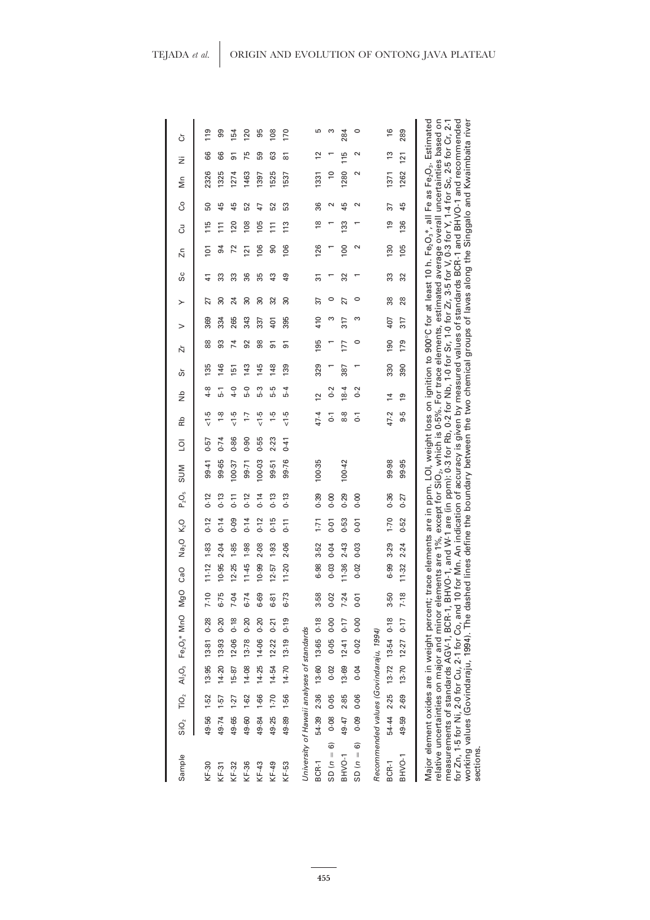| Sample | $SiO_2$ | $TiO_2$ | $Al_2O_3$ | $Fe_2O_3$* | MnO | MgO | CaO | $Na_2O$ | $K_2O$ | $P_2O_5$ | SUM | LOI | Rb | Nb | Sr | Zr | V | Y | Sc | Zn | Cu | Co | Mn | Ni | Cr |
|---|---|---|---|---|---|---|---|---|---|---|---|---|---|---|---|---|---|---|---|---|---|---|---|---|---|
| KF-30 | 49·56 | 1·52 | 13·95 | 13·81 | 0·28 | 7·10 | 11·12 | 1·83 | 0·12 | 0·12 | 99·41 | 0·57 | <1·5 | 4·8 | 135 | 88 | 369 | 27 | 41 | 101 | 115 | 50 | 2326 | 66 | 119 |
| KF-31 | 49·74 | 1·57 | 14·20 | 13·93 | 0·20 | 6·75 | 10·95 | 2·04 | 0·14 | 0·13 | 99·65 | 0·74 | 1·8 | 5·1 | 146 | 93 | 334 | 30 | 33 | 94 | 111 | 45 | 1325 | 66 | 99 |
| KF-32 | 49·65 | 1·27 | 15·87 | 12·06 | 0·18 | 7·04 | 12·25 | 1·85 | 0·09 | 0·11 | 100·37 | 0·86 | <1·5 | 4·0 | 151 | 74 | 265 | 24 | 33 | 72 | 120 | 45 | 1274 | 91 | 154 |
| KF-36 | 49·60 | 1·62 | 14·08 | 13·78 | 0·20 | 6·74 | 11·45 | 1·98 | 0·14 | 0·12 | 99·71 | 0·90 | 1·7 | 5·0 | 143 | 92 | 343 | 30 | 36 | 121 | 108 | 52 | 1463 | 75 | 120 |
| KF-43 | 49·84 | 1·66 | 14·25 | 14·06 | 0·20 | 6·69 | 10·99 | 2·08 | 0·12 | 0·14 | 100·03 | 0·55 | <1·5 | 5·3 | 145 | 98 | 337 | 30 | 35 | 106 | 105 | 47 | 1397 | 59 | 95 |
| KF-49 | 49·25 | 1·70 | 14·54 | 12·22 | 0·21 | 6·81 | 12·57 | 1·93 | 0·15 | 0·13 | 99·51 | 2·23 | 1·5 | 5·5 | 148 | 91 | 401 | 32 | 43 | 90 | 111 | 52 | 1525 | 63 | 108 |
| KF-53 | 49·89 | 1·56 | 14·70 | 13·19 | 0·19 | 6·73 | 11·20 | 2·06 | 0·11 | 0·13 | 99·76 | 0·41 | <1·5 | 5·4 | 139 | 91 | 395 | 30 | 49 | 106 | 113 | 53 | 1537 | 81 | 170 |
| *University of Hawaii analyses of standards* | | | | | | | | | | | | | | | | | | | | | | | | | |
| BCR-1 | 54·39 | 2·36 | 13·60 | 13·65 | 0·18 | 3·58 | 6·98 | 3·52 | 1·71 | 0·39 | 100·35 | | 47·4 | 12 | 329 | 195 | 410 | 37 | 31 | 126 | 18 | 36 | 1331 | 12 | 5 |
| SD (n = 6) | 0·08 | 0·05 | 0·02 | 0·05 | 0·00 | 0·02 | 0·03 | 0·04 | 0·01 | 0·00 | | | 0·1 | 0·2 | 1 | 1 | 3 | 0 | 1 | 1 | 1 | 2 | 10 | 1 | 3 |
| BHVO-1 | 49·47 | 2·85 | 13·69 | 12·41 | 0·17 | 7·24 | 11·36 | 2·43 | 0·53 | 0·29 | 100·42 | | 8·8 | 18·4 | 387 | 177 | 317 | 27 | 32 | 100 | 133 | 45 | 1280 | 115 | 284 |
| SD (n = 6) | 0·09 | 0·06 | 0·04 | 0·02 | 0·00 | 0·01 | 0·02 | 0·03 | 0·01 | 0·00 | | | 0·1 | 0·2 | 1 | 0 | 3 | 0 | 1 | 2 | 1 | 2 | 2 | 2 | 0 |
| *Recommended values (Govindaraju, 1994)* | | | | | | | | | | | | | | | | | | | | | | | | | |
| BCR-1 | 54·44 | 2·25 | 13·72 | 13·54 | 0·18 | 3·50 | 6·99 | 3·29 | 1·70 | 0·36 | 99·98 | | 47·2 | 14 | 330 | 190 | 407 | 38 | 33 | 130 | 19 | 37 | 1371 | 13 | 16 |
| BHVO-1 | 49·59 | 2·69 | 13·70 | 12·27 | 0·17 | 7·18 | 11·32 | 2·24 | 0·52 | 0·27 | 99·95 | | 9·5 | 19 | 390 | 179 | 317 | 28 | 32 | 105 | 136 | 45 | 1262 | 121 | 289 |

Major element oxides are in weight percent; trace elements are in ppm. LOI, weight loss on ignition to 900°C for at least 10 h. $Fe_2O_3$*, all Fe as $Fe_2O_3$. Estimated relative uncertainties on major and minor elements are 1%, except for $SiO_2$, which is 0·5%. For trace elements, estimated average overall uncertainties based on measurements of standards AGV-1, BCR-1, BHVO-1, and W-1 are (in ppm): 0·3 for Rb, 0·2 for Nb, 1·0 for Sr, 1·0 for Zr, 3·5 for V, 0·3 for Y, 1·4 for Sc, 2·1 for Zn, 1·5 for Ni, 2·0 for Cu, 2·1 for Co, and 10 for Mn. An indication of accuracy is given by measured values of standards BCR-1 and BHVO-1 and recommended working values (Govindaraju, 1994). The dashed lines define the boundary between the two chemical groups of lavas along the Singgalo and Kwaimbaita river sections.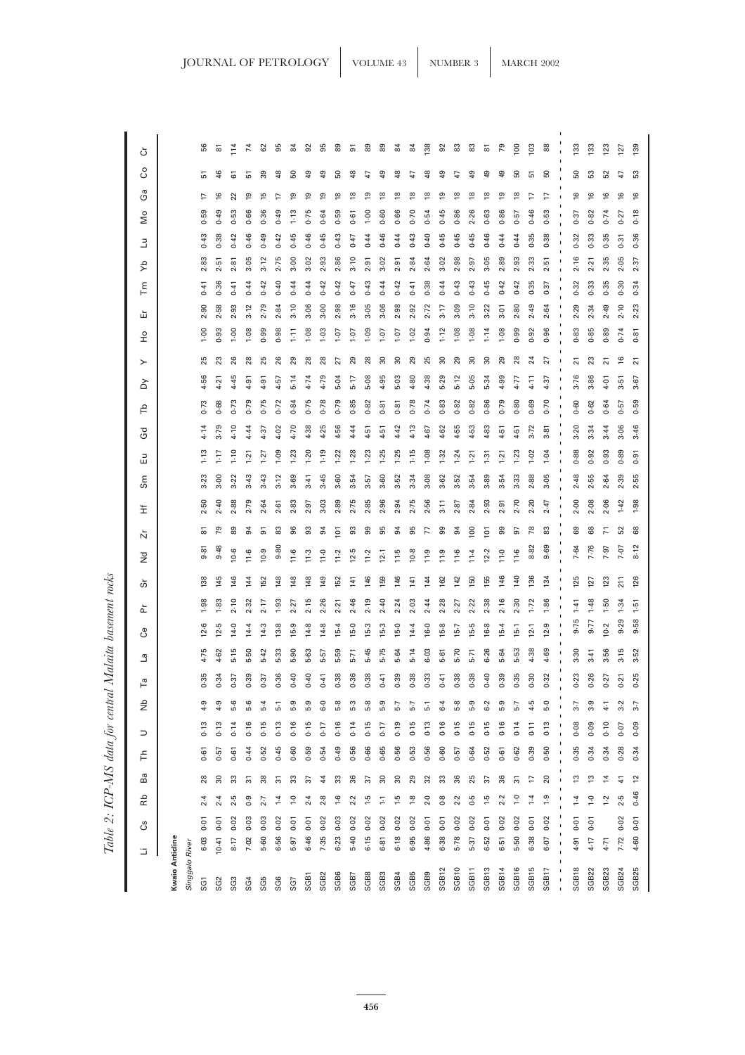Table 2: ICP-MS data for central Malaita basement rocks

| | Li | Cs | Rb | Ba | Th | U | Nb | Ta | La | Ce | Pr | Sr | Nd | Zr | Hf | Sm | Eu | Gd | Tb | Dy | Y | Ho | Er | Tm | Yb | Lu | Mo | Ga | Co | Cr |
|---|---|---|---|---|---|---|---|---|---|---|---|---|---|---|---|---|---|---|---|---|---|---|---|---|---|---|---|---|---|---|
| **Kwaio Anticline** | | | | | | | | | | | | | | | | | | | | | | | | | | | | | | |
| *Singgalo River* | | | | | | | | | | | | | | | | | | | | | | | | | | | | | | |
| SG1 | 6·03 | 0·01 | 2·4 | 28 | 0·61 | 0·13 | 4·9 | 0·35 | 4·75 | 12·6 | 1·98 | 138 | 9·81 | 81 | 2·50 | 3·23 | 1·13 | 4·14 | 0·73 | 4·56 | 25 | 1·00 | 2·90 | 0·41 | 2·83 | 0·43 | 0·59 | 17 | 51 | 56 |
| SG2 | 10·41 | 0·01 | 2·4 | 30 | 0·57 | 0·13 | 4·9 | 0·34 | 4·62 | 12·5 | 1·83 | 145 | 9·48 | 79 | 2·40 | 3·00 | 1·17 | 3·79 | 0·68 | 4·21 | 23 | 0·93 | 2·58 | 0·36 | 2·51 | 0·38 | 0·49 | 16 | 46 | 81 |
| SG3 | 8·17 | 0·02 | 2·5 | 33 | 0·61 | 0·14 | 5·6 | 0·37 | 5·15 | 14·0 | 2·10 | 146 | 10·6 | 89 | 2·88 | 3·22 | 1·10 | 4·10 | 0·73 | 4·45 | 26 | 1·00 | 2·93 | 0·41 | 2·81 | 0·42 | 0·53 | 22 | 61 | 114 |
| SG4 | 7·02 | 0·03 | 0·9 | 31 | 0·44 | 0·16 | 5·6 | 0·39 | 5·50 | 14·4 | 2·32 | 144 | 11·6 | 94 | 2·79 | 3·43 | 1·21 | 4·44 | 0·79 | 4·91 | 28 | 1·08 | 3·12 | 0·44 | 3·05 | 0·46 | 0·66 | 19 | 51 | 74 |
| SG5 | 5·60 | 0·03 | 2·7 | 38 | 0·52 | 0·15 | 5·4 | 0·37 | 5·42 | 14·3 | 2·17 | 152 | 10·9 | 91 | 2·64 | 3·43 | 1·27 | 4·37 | 0·75 | 4·91 | 25 | 0·99 | 2·79 | 0·42 | 3·12 | 0·49 | 0·36 | 15 | 39 | 62 |
| SG6 | 6·56 | 0·02 | 1·4 | 31 | 0·45 | 0·13 | 5·1 | 0·36 | 5·33 | 13·8 | 1·93 | 148 | 9·80 | 83 | 2·61 | 3·12 | 1·09 | 4·02 | 0·72 | 4·57 | 26 | 0·98 | 2·84 | 0·40 | 2·75 | 0·42 | 0·49 | 17 | 48 | 95 |
| SG7 | 5·97 | 0·01 | 1·0 | 33 | 0·60 | 0·16 | 5·9 | 0·40 | 5·90 | 15·9 | 2·27 | 148 | 11·6 | 96 | 2·83 | 3·69 | 1·23 | 4·70 | 0·84 | 5·14 | 29 | 1·11 | 3·10 | 0·44 | 3·00 | 0·45 | 1·13 | 19 | 50 | 84 |
| SGB1 | 6·46 | 0·01 | 2·4 | 37 | 0·59 | 0·15 | 5·9 | 0·40 | 5·63 | 14·8 | 2·15 | 148 | 11·3 | 93 | 2·97 | 3·41 | 1·20 | 4·38 | 0·75 | 4·74 | 28 | 1·08 | 3·06 | 0·44 | 3·02 | 0·46 | 0·75 | 19 | 49 | 92 |
| SGB2 | 7·35 | 0·02 | 2·8 | 44 | 0·54 | 0·17 | 6·0 | 0·41 | 5·57 | 14·8 | 2·26 | 149 | 11·0 | 94 | 3·03 | 3·45 | 1·19 | 4·25 | 0·78 | 4·79 | 28 | 1·03 | 3·00 | 0·42 | 2·93 | 0·45 | 0·64 | 19 | 49 | 95 |
| SGB6 | 6·23 | 0·03 | 1·6 | 33 | 0·49 | 0·16 | 5·8 | 0·38 | 5·59 | 15·4 | 2·21 | 152 | 11·2 | 101 | 2·89 | 3·60 | 1·22 | 4·56 | 0·79 | 5·04 | 27 | 1·07 | 2·98 | 0·42 | 2·86 | 0·43 | 0·59 | 18 | 50 | 89 |
| SGB7 | 5·40 | 0·02 | 2·2 | 36 | 0·56 | 0·14 | 5·3 | 0·36 | 5·71 | 15·0 | 2·46 | 141 | 12·5 | 93 | 2·75 | 3·54 | 1·28 | 4·44 | 0·85 | 5·17 | 29 | 1·07 | 3·16 | 0·47 | 3·10 | 0·47 | 0·61 | 18 | 48 | 91 |
| SGB8 | 6·15 | 0·02 | 1·5 | 37 | 0·66 | 0·15 | 5·8 | 0·38 | 5·45 | 15·3 | 2·19 | 146 | 11·2 | 99 | 2·85 | 3·57 | 1·23 | 4·51 | 0·82 | 5·08 | 28 | 1·09 | 3·05 | 0·43 | 2·91 | 0·44 | 1·00 | 19 | 47 | 89 |
| SGB3 | 6·81 | 0·02 | 1·1 | 30 | 0·65 | 0·17 | 5·9 | 0·41 | 5·75 | 15·3 | 2·40 | 159 | 12·1 | 95 | 2·96 | 3·60 | 1·25 | 4·51 | 0·81 | 4·95 | 30 | 1·07 | 3·06 | 0·44 | 3·02 | 0·46 | 0·60 | 18 | 49 | 89 |
| SGB4 | 6·18 | 0·02 | 1·5 | 30 | 0·56 | 0·19 | 5·7 | 0·39 | 5·64 | 15·0 | 2·24 | 146 | 11·5 | 94 | 2·94 | 3·52 | 1·25 | 4·42 | 0·81 | 5·03 | 30 | 1·07 | 2·98 | 0·42 | 2·91 | 0·44 | 0·66 | 18 | 48 | 84 |
| SGB5 | 6·95 | 0·02 | 1·8 | 29 | 0·53 | 0·15 | 5·7 | 0·38 | 5·14 | 14·4 | 2·03 | 141 | 10·8 | 95 | 2·75 | 3·34 | 1·15 | 4·13 | 0·78 | 4·80 | 29 | 1·02 | 2·92 | 0·41 | 2·84 | 0·43 | 0·70 | 18 | 47 | 84 |
| SGB9 | 4·86 | 0·01 | 2·0 | 32 | 0·56 | 0·13 | 5·1 | 0·33 | 6·03 | 16·0 | 2·44 | 144 | 11·9 | 77 | 2·56 | 3·08 | 1·08 | 4·67 | 0·74 | 4·38 | 25 | 0·94 | 2·72 | 0·38 | 2·64 | 0·40 | 0·54 | 18 | 48 | 138 |
| SGB12 | 6·38 | 0·01 | 0·8 | 33 | 0·60 | 0·16 | 6·4 | 0·41 | 5·61 | 15·8 | 2·28 | 162 | 11·9 | 99 | 3·11 | 3·62 | 1·32 | 4·62 | 0·83 | 5·29 | 30 | 1·12 | 3·17 | 0·44 | 3·02 | 0·45 | 0·45 | 19 | 49 | 92 |
| SGB10 | 5·78 | 0·02 | 2·2 | 36 | 0·57 | 0·15 | 5·8 | 0·38 | 5·70 | 15·7 | 2·27 | 142 | 11·6 | 94 | 2·87 | 3·52 | 1·24 | 4·55 | 0·82 | 5·12 | 29 | 1·08 | 3·09 | 0·43 | 2·98 | 0·45 | 0·86 | 18 | 47 | 83 |
| SGB11 | 5·37 | 0·02 | 0·5 | 25 | 0·64 | 0·15 | 5·9 | 0·38 | 5·71 | 15·5 | 2·22 | 150 | 11·4 | 100 | 2·84 | 3·54 | 1·21 | 4·53 | 0·82 | 5·05 | 30 | 1·08 | 3·10 | 0·43 | 2·97 | 0·45 | 2·26 | 18 | 49 | 83 |
| SGB13 | 6·52 | 0·01 | 1·5 | 37 | 0·52 | 0·15 | 6·2 | 0·40 | 6·26 | 16·8 | 2·38 | 155 | 12·2 | 101 | 2·93 | 3·89 | 1·31 | 4·83 | 0·86 | 5·34 | 30 | 1·14 | 3·22 | 0·45 | 3·05 | 0·46 | 0·63 | 18 | 49 | 81 |
| SGB14 | 6·51 | 0·02 | 2·2 | 36 | 0·61 | 0·16 | 5·9 | 0·39 | 5·64 | 15·4 | 2·16 | 146 | 11·0 | 99 | 2·91 | 3·54 | 1·21 | 4·51 | 0·79 | 4·99 | 29 | 1·08 | 3·01 | 0·42 | 2·89 | 0·44 | 0·86 | 19 | 49 | 79 |
| SGB16 | 5·50 | 0·02 | 1·0 | 31 | 0·62 | 0·14 | 5·7 | 0·35 | 5·53 | 15·1 | 2·30 | 140 | 11·6 | 97 | 2·70 | 3·33 | 1·23 | 4·51 | 0·80 | 4·77 | 28 | 0·99 | 2·80 | 0·42 | 2·93 | 0·44 | 0·57 | 18 | 50 | 100 |
| SGB15 | 6·38 | 0·01 | 1·4 | 17 | 0·39 | 0·11 | 4·5 | 0·30 | 4·38 | 12·1 | 1·72 | 136 | 8·82 | 78 | 2·20 | 2·88 | 1·02 | 3·72 | 0·69 | 4·11 | 24 | 0·92 | 2·49 | 0·35 | 2·33 | 0·35 | 0·46 | 17 | 51 | 103 |
| SGB17 | 6·07 | 0·02 | 1·9 | 20 | 0·50 | 0·13 | 5·0 | 0·32 | 4·69 | 12·9 | 1·86 | 134 | 9·69 | 83 | 2·47 | 3·05 | 1·04 | 3·81 | 0·70 | 4·37 | 27 | 0·96 | 2·64 | 0·37 | 2·51 | 0·38 | 0·53 | 17 | 50 | 88 |
| SGB18 | 4·91 | 0·01 | 1·4 | 13 | 0·35 | 0·08 | 3·7 | 0·23 | 3·30 | 9·75 | 1·41 | 125 | 7·64 | 69 | 2·00 | 2·48 | 0·88 | 3·20 | 0·60 | 3·76 | 21 | 0·83 | 2·29 | 0·32 | 2·16 | 0·32 | 0·37 | 16 | 50 | 133 |
| SGB22 | 4·17 | 0·01 | 1·0 | 13 | 0·34 | 0·09 | 3·9 | 0·26 | 3·41 | 9·77 | 1·48 | 127 | 7·76 | 68 | 2·08 | 2·55 | 0·92 | 3·34 | 0·62 | 3·86 | 23 | 0·85 | 2·34 | 0·33 | 2·21 | 0·33 | 0·82 | 16 | 53 | 133 |
| SGB23 | 4·71 | | 1·2 | 14 | 0·34 | 0·10 | 4·1 | 0·27 | 3·56 | 10·2 | 1·50 | 123 | 7·97 | 71 | 2·06 | 2·64 | 0·93 | 3·44 | 0·64 | 4·01 | 21 | 0·89 | 2·49 | 0·35 | 2·35 | 0·35 | 0·74 | 16 | 52 | 123 |
| SGB24 | 7·72 | 0·02 | 2·5 | 41 | 0·28 | 0·07 | 3·2 | 0·21 | 3·15 | 9·29 | 1·34 | 211 | 7·07 | 52 | 1·42 | 2·39 | 0·89 | 3·06 | 0·57 | 3·51 | 16 | 0·74 | 2·10 | 0·30 | 2·05 | 0·31 | 0·27 | 16 | 47 | 127 |
| SGB25 | 4·60 | 0·01 | 0·46 | 12 | 0·34 | 0·09 | 3·7 | 0·25 | 3·52 | 9·58 | 1·51 | 126 | 8·12 | 68 | 1·98 | 2·55 | 0·91 | 3·46 | 0·59 | 3·67 | 21 | 0·81 | 2·23 | 0·34 | 2·37 | 0·36 | 0·18 | 16 | 53 | 139 |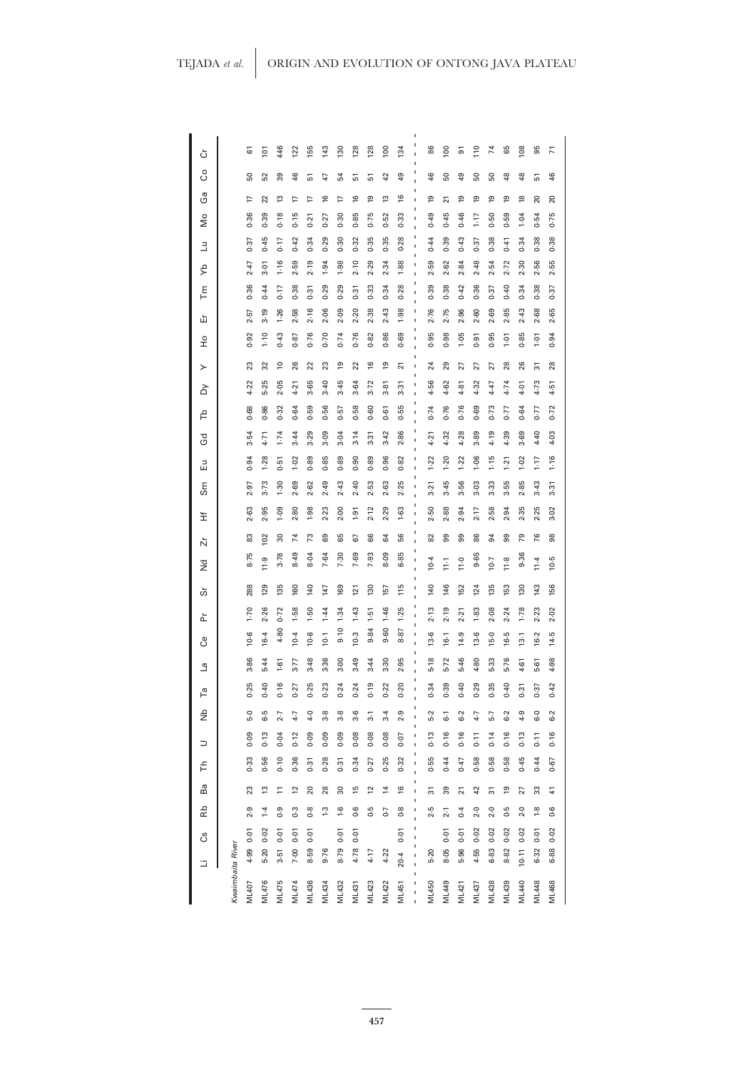|  | Li | Cs | Rb | Ba | Th | U | Nb | Ta | La | Ce | Pr | Sr | Nd | Zr | Hf | Sm | Eu | Gd | Tb | Dy | Y | Ho | Er | Tm | Yb | Lu | Mo | Ga | Co | Cr |
|---|---|---|---|---|---|---|---|---|---|---|---|---|---|---|---|---|---|---|---|---|---|---|---|---|---|---|---|---|---|---|
| *Kwaimbaita River* | | | | | | | | | | | | | | | | | | | | | | | | | | | | | | |
| ML407 | 4·99 | 0·01 | 2·9 | 23 | 0·33 | 0·09 | 5·0 | 0·25 | 3·86 | 10·6 | 1·70 | 288 | 8·75 | 83 | 2·63 | 2·97 | 0·94 | 3·54 | 0·68 | 4·22 | 23 | 0·92 | 2·57 | 0·36 | 2·47 | 0·37 | 0·36 | 17 | 50 | 61 |
| ML476 | 5·20 | 0·02 | 1·4 | 13 | 0·56 | 0·13 | 6·5 | 0·40 | 5·44 | 16·4 | 2·26 | 129 | 11·9 | 102 | 2·95 | 3·73 | 1·28 | 4·71 | 0·86 | 5·25 | 32 | 1·10 | 3·19 | 0·44 | 3·01 | 0·45 | 0·39 | 22 | 52 | 101 |
| ML475 | 3·51 | 0·01 | 0·9 | 11 | 0·10 | 0·04 | 2·7 | 0·16 | 1·61 | 4·80 | 0·72 | 135 | 3·78 | 30 | 1·09 | 1·30 | 0·51 | 1·74 | 0·32 | 2·05 | 10 | 0·43 | 1·26 | 0·17 | 1·16 | 0·17 | 0·18 | 13 | 39 | 446 |
| ML474 | 7·00 | 0·01 | 0·3 | 12 | 0·36 | 0·12 | 4·7 | 0·27 | 3·77 | 10·4 | 1·58 | 160 | 8·49 | 74 | 2·80 | 2·69 | 1·02 | 3·44 | 0·64 | 4·21 | 26 | 0·87 | 2·58 | 0·38 | 2·59 | 0·42 | 0·15 | 17 | 46 | 122 |
| ML436 | 8·59 | 0·01 | 0·8 | 20 | 0·31 | 0·09 | 4·0 | 0·25 | 3·48 | 10·6 | 1·50 | 140 | 8·04 | 73 | 1·98 | 2·62 | 0·89 | 3·29 | 0·59 | 3·65 | 22 | 0·76 | 2·16 | 0·31 | 2·19 | 0·34 | 0·21 | 17 | 51 | 155 |
| ML434 | 9·76 | | 1·3 | 28 | 0·28 | 0·09 | 3·8 | 0·23 | 3·36 | 10·1 | 1·44 | 147 | 7·64 | 69 | 2·23 | 2·49 | 0·85 | 3·09 | 0·56 | 3·40 | 23 | 0·70 | 2·06 | 0·29 | 1·94 | 0·29 | 0·27 | 16 | 47 | 143 |
| ML432 | 8·79 | 0·01 | 1·6 | 30 | 0·31 | 0·09 | 3·8 | 0·24 | 3·00 | 9·10 | 1·34 | 169 | 7·30 | 65 | 2·00 | 2·43 | 0·89 | 3·04 | 0·57 | 3·45 | 19 | 0·74 | 2·09 | 0·29 | 1·98 | 0·30 | 0·30 | 17 | 54 | 130 |
| ML431 | 4·78 | 0·01 | 0·6 | 15 | 0·34 | 0·08 | 3·6 | 0·24 | 3·49 | 10·3 | 1·43 | 121 | 7·69 | 67 | 1·91 | 2·40 | 0·90 | 3·14 | 0·58 | 3·64 | 22 | 0·76 | 2·20 | 0·31 | 2·10 | 0·32 | 0·85 | 16 | 51 | 128 |
| ML423 | 4·17 | | 0·5 | 12 | 0·27 | 0·08 | 3·1 | 0·19 | 3·44 | 9·84 | 1·51 | 130 | 7·93 | 66 | 2·12 | 2·53 | 0·89 | 3·31 | 0·60 | 3·72 | 16 | 0·82 | 2·38 | 0·33 | 2·29 | 0·35 | 0·75 | 19 | 51 | 128 |
| ML422 | 4·22 | | 0·7 | 14 | 0·25 | 0·08 | 3·4 | 0·22 | 3·30 | 9·60 | 1·46 | 157 | 8·09 | 64 | 2·29 | 2·63 | 0·96 | 3·42 | 0·61 | 3·81 | 19 | 0·86 | 2·43 | 0·34 | 2·34 | 0·35 | 0·52 | 13 | 42 | 100 |
| ML451 | 20·4 | 0·01 | 0·8 | 16 | 0·32 | 0·07 | 2·9 | 0·20 | 2·95 | 8·87 | 1·25 | 115 | 6·85 | 56 | 1·63 | 2·25 | 0·82 | 2·86 | 0·55 | 3·31 | 21 | 0·69 | 1·98 | 0·28 | 1·88 | 0·28 | 0·33 | 16 | 49 | 134 |
| ML450 | 5·20 | | 2·5 | 31 | 0·55 | 0·13 | 5·2 | 0·34 | 5·18 | 13·6 | 2·13 | 140 | 10·4 | 82 | 2·50 | 3·21 | 1·22 | 4·21 | 0·74 | 4·56 | 24 | 0·95 | 2·76 | 0·39 | 2·59 | 0·44 | 0·49 | 19 | 46 | 86 |
| ML449 | 8·05 | 0·01 | 2·1 | 39 | 0·44 | 0·16 | 6·1 | 0·39 | 5·72 | 16·1 | 2·19 | 146 | 11·1 | 99 | 2·88 | 3·45 | 1·20 | 4·32 | 0·76 | 4·62 | 29 | 0·98 | 2·75 | 0·38 | 2·62 | 0·39 | 0·45 | 21 | 50 | 100 |
| ML421 | 5·96 | 0·01 | 0·4 | 21 | 0·47 | 0·16 | 6·2 | 0·40 | 5·46 | 14·9 | 2·21 | 152 | 11·0 | 99 | 2·94 | 3·56 | 1·22 | 4·28 | 0·76 | 4·81 | 27 | 1·05 | 2·96 | 0·42 | 2·84 | 0·43 | 0·46 | 19 | 49 | 91 |
| ML437 | 4·55 | 0·02 | 2·0 | 42 | 0·58 | 0·11 | 4·7 | 0·29 | 4·80 | 13·6 | 1·83 | 124 | 9·65 | 86 | 2·17 | 3·03 | 1·06 | 3·89 | 0·69 | 4·32 | 27 | 0·91 | 2·60 | 0·36 | 2·48 | 0·37 | 1·17 | 19 | 50 | 110 |
| ML438 | 6·83 | 0·02 | 2·0 | 31 | 0·58 | 0·14 | 5·7 | 0·35 | 5·33 | 15·0 | 2·08 | 135 | 10·7 | 94 | 2·58 | 3·33 | 1·15 | 4·19 | 0·73 | 4·47 | 27 | 0·95 | 2·69 | 0·37 | 2·54 | 0·38 | 0·50 | 19 | 50 | 74 |
| ML439 | 8·82 | 0·02 | 0·5 | 19 | 0·58 | 0·16 | 6·2 | 0·40 | 5·76 | 16·5 | 2·24 | 153 | 11·8 | 99 | 2·94 | 3·55 | 1·21 | 4·39 | 0·77 | 4·74 | 28 | 1·01 | 2·85 | 0·40 | 2·72 | 0·41 | 0·59 | 19 | 48 | 65 |
| ML440 | 10·11 | 0·02 | 2·0 | 27 | 0·45 | 0·13 | 4·9 | 0·31 | 4·61 | 13·1 | 1·78 | 130 | 9·36 | 79 | 2·35 | 2·85 | 1·02 | 3·69 | 0·64 | 4·01 | 26 | 0·85 | 2·43 | 0·34 | 2·30 | 0·34 | 1·04 | 18 | 48 | 108 |
| ML448 | 6·32 | 0·01 | 1·8 | 33 | 0·44 | 0·11 | 6·0 | 0·37 | 5·61 | 16·2 | 2·23 | 143 | 11·4 | 76 | 2·25 | 3·43 | 1·17 | 4·40 | 0·77 | 4·73 | 31 | 1·01 | 2·68 | 0·38 | 2·56 | 0·38 | 0·54 | 20 | 51 | 95 |
| ML468 | 6·88 | 0·02 | 0·6 | 41 | 0·67 | 0·16 | 6·2 | 0·42 | 4·98 | 14·5 | 2·02 | 156 | 10·5 | 98 | 3·02 | 3·31 | 1·16 | 4·03 | 0·72 | 4·51 | 28 | 0·94 | 2·65 | 0·37 | 2·55 | 0·38 | 0·75 | 20 | 46 | 71 |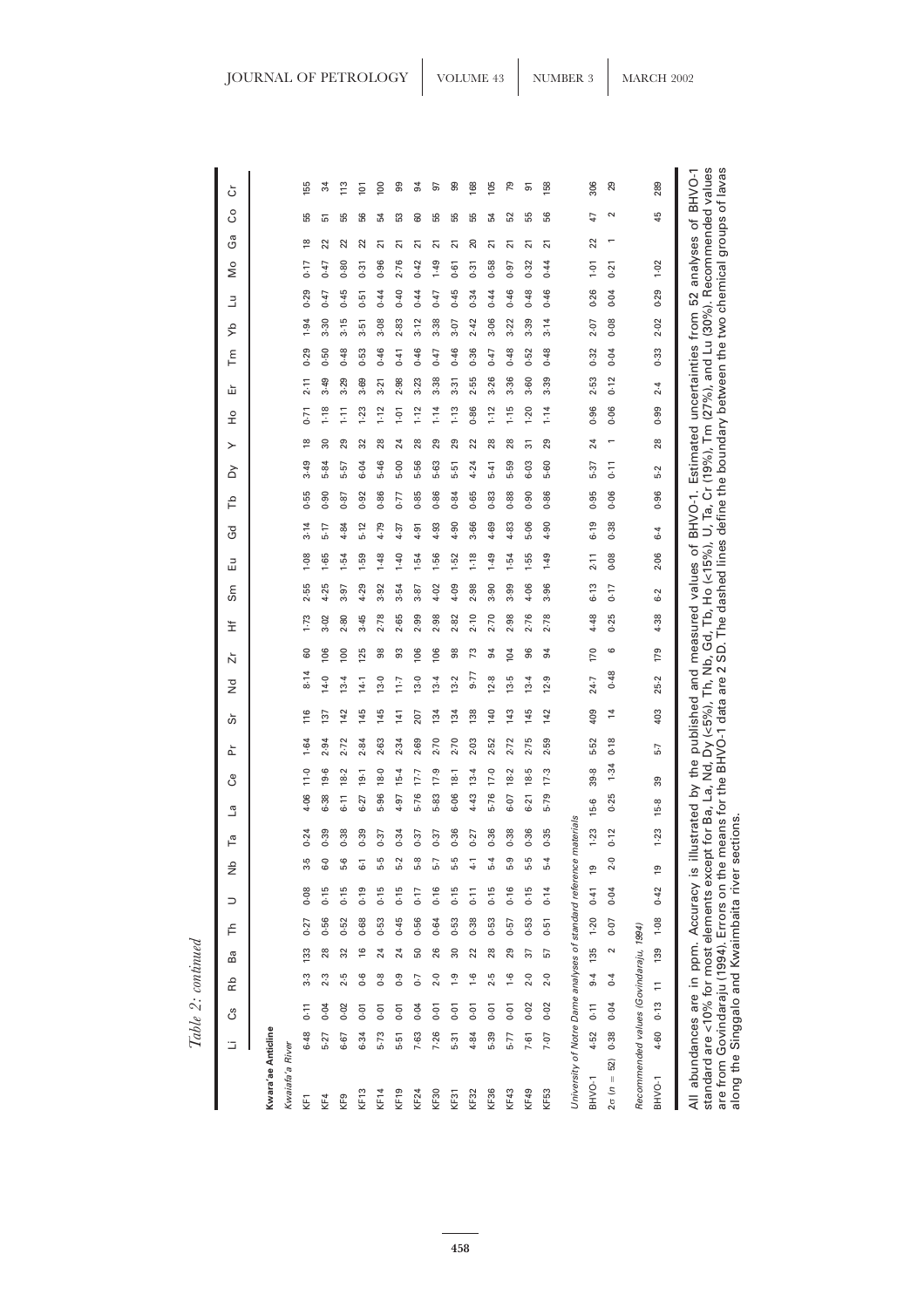*Table 2: continued*

| | Li | Cs | Rb | Ba | Th | U | Nb | Ta | La | Ce | Pr | Sr | Nd | Zr | Hf | Sm | Eu | Gd | Tb | Dy | Y | Ho | Er | Tm | Yb | Lu | Mo | Ga | Co | Cr |
|---|---|---|---|---|---|---|---|---|---|---|---|---|---|---|---|---|---|---|---|---|---|---|---|---|---|---|---|---|---|---|
| **Kwara'ae Anticline** | | | | | | | | | | | | | | | | | | | | | | | | | | | | | | |
| *Kwaiafa'a River* | | | | | | | | | | | | | | | | | | | | | | | | | | | | | | |
| KF1 | 6·48 | 0·11 | 3·3 | 133 | 0·27 | 0·08 | 3·5 | 0·24 | 4·06 | 11·0 | 1·64 | 116 | 8·14 | 60 | 1·73 | 2·55 | 1·08 | 3·14 | 0·55 | 3·49 | 18 | 0·71 | 2·11 | 0·29 | 1·94 | 0·29 | 0·17 | 18 | 55 | 155 |
| KF4 | 5·27 | 0·04 | 2·3 | 28 | 0·56 | 0·15 | 6·0 | 0·39 | 6·38 | 19·6 | 2·94 | 137 | 14·0 | 106 | 3·02 | 4·25 | 1·65 | 5·17 | 0·90 | 5·84 | 30 | 1·18 | 3·49 | 0·50 | 3·30 | 0·47 | 0·47 | 22 | 51 | 34 |
| KF9 | 6·67 | 0·02 | 2·5 | 32 | 0·52 | 0·15 | 5·6 | 0·38 | 6·11 | 18·2 | 2·72 | 142 | 13·4 | 100 | 2·80 | 3·97 | 1·54 | 4·84 | 0·87 | 5·57 | 29 | 1·11 | 3·29 | 0·48 | 3·15 | 0·45 | 0·80 | 22 | 55 | 113 |
| KF13 | 6·34 | 0·01 | 0·6 | 16 | 0·68 | 0·19 | 6·1 | 0·39 | 6·27 | 19·1 | 2·84 | 145 | 14·1 | 125 | 3·45 | 4·29 | 1·59 | 5·12 | 0·92 | 6·04 | 32 | 1·23 | 3·69 | 0·53 | 3·51 | 0·51 | 0·31 | 22 | 56 | 101 |
| KF14 | 5·73 | 0·01 | 0·8 | 24 | 0·53 | 0·15 | 5·5 | 0·37 | 5·96 | 18·0 | 2·63 | 145 | 13·0 | 98 | 2·78 | 3·92 | 1·48 | 4·79 | 0·86 | 5·46 | 28 | 1·12 | 3·21 | 0·46 | 3·08 | 0·44 | 0·96 | 21 | 54 | 100 |
| KF19 | 5·51 | 0·01 | 0·9 | 24 | 0·45 | 0·15 | 5·2 | 0·34 | 4·97 | 15·4 | 2·34 | 141 | 11·7 | 93 | 2·65 | 3·54 | 1·40 | 4·37 | 0·77 | 5·00 | 24 | 1·01 | 2·98 | 0·41 | 2·83 | 0·40 | 2·76 | 21 | 53 | 99 |
| KF24 | 7·63 | 0·04 | 0·7 | 50 | 0·56 | 0·17 | 5·8 | 0·37 | 5·76 | 17·7 | 2·69 | 207 | 13·0 | 106 | 2·99 | 3·87 | 1·54 | 4·91 | 0·85 | 5·56 | 28 | 1·12 | 3·23 | 0·46 | 3·12 | 0·44 | 0·42 | 21 | 60 | 94 |
| KF30 | 7·26 | 0·01 | 2·0 | 26 | 0·64 | 0·16 | 5·7 | 0·37 | 5·83 | 17·9 | 2·70 | 134 | 13·4 | 106 | 2·98 | 4·02 | 1·56 | 4·93 | 0·86 | 5·63 | 29 | 1·14 | 3·38 | 0·47 | 3·38 | 0·47 | 1·49 | 21 | 55 | 97 |
| KF31 | 5·31 | 0·01 | 1·9 | 30 | 0·53 | 0·15 | 5·5 | 0·36 | 6·06 | 18·1 | 2·70 | 134 | 13·2 | 98 | 2·82 | 4·09 | 1·52 | 4·90 | 0·84 | 5·51 | 29 | 1·13 | 3·31 | 0·46 | 3·07 | 0·45 | 0·61 | 21 | 55 | 99 |
| KF32 | 4·84 | 0·01 | 1·6 | 22 | 0·38 | 0·11 | 4·1 | 0·27 | 4·43 | 13·4 | 2·03 | 138 | 9·77 | 73 | 2·10 | 2·98 | 1·18 | 3·66 | 0·65 | 4·24 | 22 | 0·86 | 2·55 | 0·36 | 2·42 | 0·34 | 0·31 | 20 | 55 | 168 |
| KF36 | 5·39 | 0·01 | 2·5 | 28 | 0·53 | 0·15 | 5·4 | 0·36 | 5·76 | 17·0 | 2·52 | 140 | 12·8 | 94 | 2·70 | 3·90 | 1·49 | 4·69 | 0·83 | 5·41 | 28 | 1·12 | 3·26 | 0·47 | 3·06 | 0·44 | 0·58 | 21 | 54 | 105 |
| KF43 | 5·77 | 0·01 | 1·6 | 29 | 0·57 | 0·16 | 5·9 | 0·38 | 6·07 | 18·2 | 2·72 | 143 | 13·5 | 104 | 2·98 | 3·99 | 1·54 | 4·83 | 0·88 | 5·59 | 28 | 1·15 | 3·36 | 0·48 | 3·22 | 0·46 | 0·97 | 21 | 52 | 79 |
| KF49 | 7·61 | 0·02 | 2·0 | 37 | 0·53 | 0·15 | 5·5 | 0·36 | 6·21 | 18·5 | 2·75 | 145 | 13·4 | 96 | 2·76 | 4·06 | 1·55 | 5·06 | 0·90 | 6·03 | 31 | 1·20 | 3·60 | 0·52 | 3·39 | 0·48 | 0·32 | 21 | 55 | 91 |
| KF53 | 7·07 | 0·02 | 2·0 | 57 | 0·51 | 0·14 | 5·4 | 0·35 | 5·79 | 17·3 | 2·59 | 142 | 12·9 | 94 | 2·78 | 3·96 | 1·49 | 4·90 | 0·86 | 5·60 | 29 | 1·14 | 3·39 | 0·48 | 3·14 | 0·46 | 0·44 | 21 | 56 | 158 |
| *University of Notre Dame analyses of standard reference materials* | | | | | | | | | | | | | | | | | | | | | | | | | | | | | | |
| BHVO-1 | 4·52 | 0·11 | 9·4 | 135 | 1·20 | 0·41 | 19 | 1·23 | 15·6 | 39·8 | 5·52 | 409 | 24·7 | 170 | 4·48 | 6·13 | 2·11 | 6·19 | 0·95 | 5·37 | 24 | 0·96 | 2·53 | 0·32 | 2·07 | 0·26 | 1·01 | 22 | 47 | 306 |
| 2σ (n = 52) | 0·38 | 0·04 | 0·4 | 2 | 0·07 | 0·04 | 2·0 | 0·12 | 0·25 | 1·34 | 0·18 | 14 | 0·48 | 6 | 0·25 | 0·17 | 0·08 | 0·38 | 0·06 | 0·11 | 1 | 0·06 | 0·12 | 0·04 | 0·08 | 0·04 | 0·21 | 1 | 2 | 29 |
| *Recommended values (Govindaraju, 1994)* | | | | | | | | | | | | | | | | | | | | | | | | | | | | | | |
| BHVO-1 | 4·60 | 0·13 | 11 | 139 | 1·08 | 0·42 | 19 | 1·23 | 15·8 | 39 | 5·7 | 403 | 25·2 | 179 | 4·38 | 6·2 | 2·06 | 6·4 | 0·96 | 5·2 | 28 | 0·99 | 2·4 | 0·33 | 2·02 | 0·29 | 1·02 | | 45 | 289 |

All abundances are in ppm. Accuracy is illustrated by the published and measured values of BHVO-1. Estimated uncertainties from 52 analyses of BHVO-1 standard are <10% for most elements except for Ba, La, Nd, Dy (<5%), Th, Nb, Gd, Tb, Ho (<15%), U, Ta, Cr (19%), Tm (27%), and Lu (30%). Recommended values are from Govindaraju (1994). Errors on the means for the BHVO-1 data are 2 SD. The dashed lines define the boundary between the two chemical groups of lavas along the Singgalo and Kwaimbaita river sections.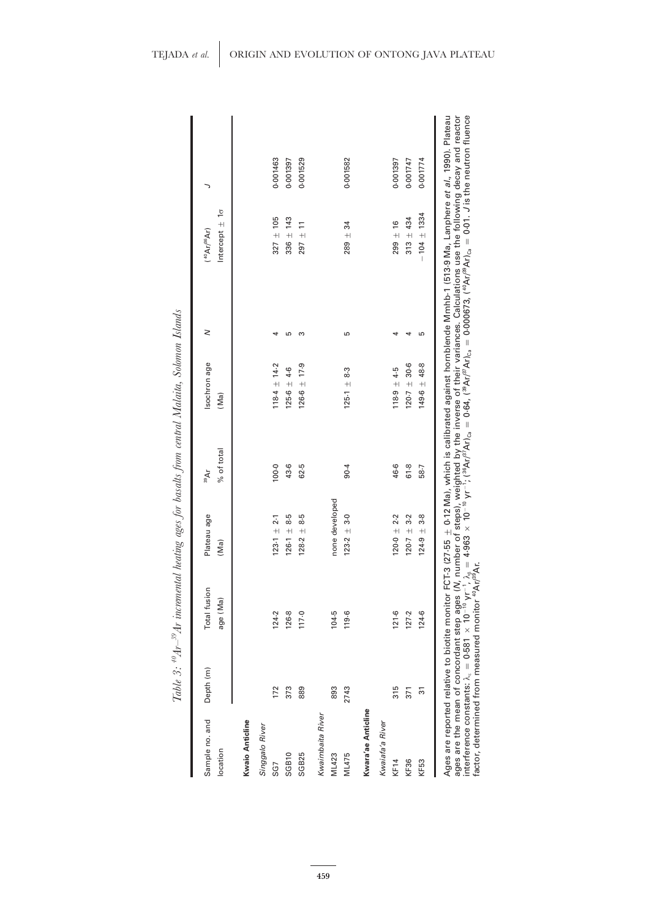*Table 3: $^{40}Ar$–$^{39}Ar$ incremental heating ages for basalts from central Malaita, Solomon Islands*

| Sample no. and location | Depth (m) | Total fusion age (Ma) | Plateau age (Ma) | $^{39}Ar$ % of total | Isochron age (Ma) | N | ($^{40}Ar/^{36}Ar$) Intercept ± 1σ | J |
|---|---|---|---|---|---|---|---|---|
| **Kwaio Anticline** | | | | | | | | |
| *Singgalo River* | | | | | | | | |
| SG7 | 172 | 124·2 | 123·1 ± 2·1 | 100·0 | 118·4 ± 14·2 | 4 | 327 ± 105 | 0·001463 |
| SGB10 | 373 | 126·8 | 126·1 ± 8·5 | 43·6 | 125·6 ± 4·6 | 5 | 336 ± 143 | 0·001397 |
| SGB25 | 889 | 117·0 | 128·2 ± 8·5 | 62·5 | 126·6 ± 17·9 | 3 | 297 ± 11 | 0·001529 |
| *Kwaimbaita River* | | | | | | | | |
| ML423 | 893 | 104·5 | none developed | | | | | |
| ML475 | 2743 | 119·6 | 123·2 ± 3·0 | 90·4 | 125·1 ± 8·3 | 5 | 289 ± 34 | 0·001582 |
| **Kwara'ae Anticline** | | | | | | | | |
| *Kwaiafa'a River* | | | | | | | | |
| KF14 | 315 | 121·6 | 120·0 ± 2·2 | 46·6 | 118·9 ± 4·5 | 4 | 299 ± 16 | 0·001397 |
| KF36 | 371 | 127·2 | 120·7 ± 3·2 | 61·8 | 120·7 ± 30·6 | 4 | 313 ± 434 | 0·001747 |
| KF53 | 31 | 124·6 | 124·9 ± 3·8 | 58·7 | 149·6 ± 48·8 | 5 | −104 ± 1334 | 0·001774 |

Ages are reported relative to biotite monitor FCT-3 (27·55 ± 0·12 Ma), which is calibrated against hornblende Mmhb-1 (513·9 Ma, Lanphere *et al.*, 1990). Plateau ages are the mean of concordant step ages (*N*, number of steps), weighted by the inverse of their variances. Calculations use the following decay and reactor interference constants: $\lambda_\varepsilon = 0.581 \times 10^{-10}\ yr^{-1}$, $\lambda_\beta = 4.963 \times 10^{-10}\ yr^{-1}$; $(^{36}Ar/^{37}Ar)_{Ca} = 0.64$, $(^{39}Ar/^{37}Ar)_{Ca} = 0.000673$, $(^{40}Ar/^{39}Ar)_{Ca} = 0.01$. *J* is the neutron fluence factor, determined from measured monitor $^{40}Ar/^{39}Ar$.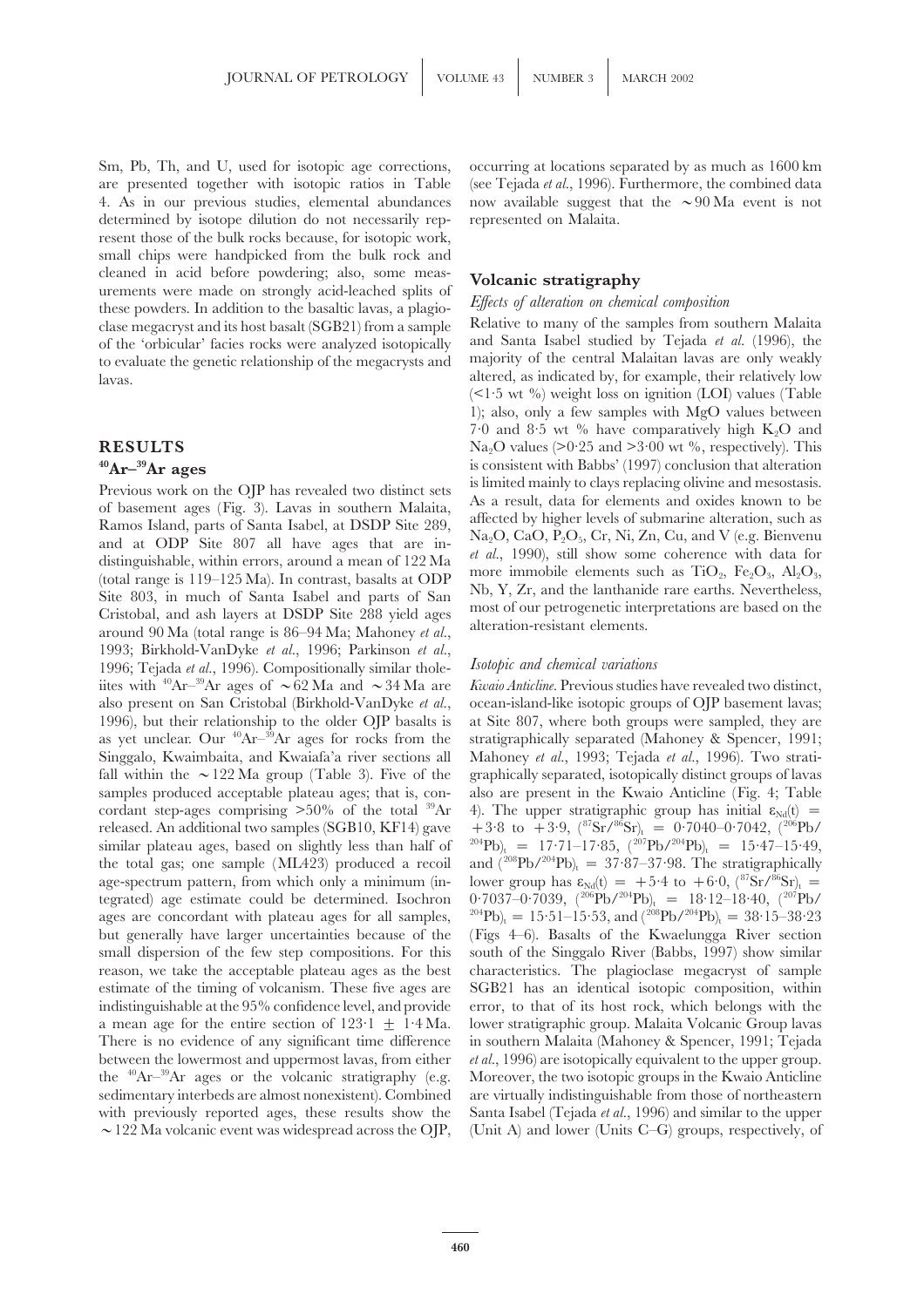Sm, Pb, Th, and U, used for isotopic age corrections, are presented together with isotopic ratios in Table 4. As in our previous studies, elemental abundances determined by isotope dilution do not necessarily represent those of the bulk rocks because, for isotopic work, small chips were handpicked from the bulk rock and cleaned in acid before powdering; also, some measurements were made on strongly acid-leached splits of these powders. In addition to the basaltic lavas, a plagioclase megacryst and its host basalt (SGB21) from a sample of the 'orbicular' facies rocks were analyzed isotopically to evaluate the genetic relationship of the megacrysts and lavas.

## RESULTS

### $^{40}Ar$–$^{39}Ar$ ages

Previous work on the OJP has revealed two distinct sets of basement ages (Fig. 3). Lavas in southern Malaita, Ramos Island, parts of Santa Isabel, at DSDP Site 289, and at ODP Site 807 all have ages that are indistinguishable, within errors, around a mean of 122 Ma (total range is 119–125 Ma). In contrast, basalts at ODP Site 803, in much of Santa Isabel and parts of San Cristobal, and ash layers at DSDP Site 288 yield ages around 90 Ma (total range is 86–94 Ma; Mahoney *et al.*, 1993; Birkhold-VanDyke *et al.*, 1996; Parkinson *et al.*, 1996; Tejada *et al.*, 1996). Compositionally similar tholeiites with $^{40}Ar$–$^{39}Ar$ ages of ∼62 Ma and ∼34 Ma are also present on San Cristobal (Birkhold-VanDyke *et al.*, 1996), but their relationship to the older OJP basalts is as yet unclear. Our $^{40}Ar$–$^{39}Ar$ ages for rocks from the Singgalo, Kwaimbaita, and Kwaiafa'a river sections all fall within the ∼122 Ma group (Table 3). Five of the samples produced acceptable plateau ages; that is, concordant step-ages comprising >50% of the total $^{39}Ar$ released. An additional two samples (SGB10, KF14) gave similar plateau ages, based on slightly less than half of the total gas; one sample (ML423) produced a recoil age-spectrum pattern, from which only a minimum (integrated) age estimate could be determined. Isochron ages are concordant with plateau ages for all samples, but generally have larger uncertainties because of the small dispersion of the few step compositions. For this reason, we take the acceptable plateau ages as the best estimate of the timing of volcanism. These five ages are indistinguishable at the 95% confidence level, and provide a mean age for the entire section of 123·1 ± 1·4 Ma. There is no evidence of any significant time difference between the lowermost and uppermost lavas, from either the $^{40}Ar$–$^{39}Ar$ ages or the volcanic stratigraphy (e.g. sedimentary interbeds are almost nonexistent). Combined with previously reported ages, these results show the ∼122 Ma volcanic event was widespread across the OJP, occurring at locations separated by as much as 1600 km (see Tejada *et al.*, 1996). Furthermore, the combined data now available suggest that the ∼90 Ma event is not represented on Malaita.

## Volcanic stratigraphy

### *Effects of alteration on chemical composition*

Relative to many of the samples from southern Malaita and Santa Isabel studied by Tejada *et al.* (1996), the majority of the central Malaitan lavas are only weakly altered, as indicated by, for example, their relatively low (<1·5 wt %) weight loss on ignition (LOI) values (Table 1); also, only a few samples with MgO values between 7·0 and 8·5 wt % have comparatively high $K_2O$ and $Na_2O$ values (>0·25 and >3·00 wt %, respectively). This is consistent with Babbs' (1997) conclusion that alteration is limited mainly to clays replacing olivine and mesostasis. As a result, data for elements and oxides known to be affected by higher levels of submarine alteration, such as $Na_2O$, CaO, $P_2O_5$, Cr, Ni, Zn, Cu, and V (e.g. Bienvenu *et al.*, 1990), still show some coherence with data for more immobile elements such as $TiO_2$, $Fe_2O_3$, $Al_2O_3$, Nb, Y, Zr, and the lanthanide rare earths. Nevertheless, most of our petrogenetic interpretations are based on the alteration-resistant elements.

### *Isotopic and chemical variations*

*Kwaio Anticline.* Previous studies have revealed two distinct, ocean-island-like isotopic groups of OJP basement lavas; at Site 807, where both groups were sampled, they are stratigraphically separated (Mahoney & Spencer, 1991; Mahoney *et al.*, 1993; Tejada *et al.*, 1996). Two stratigraphically separated, isotopically distinct groups of lavas also are present in the Kwaio Anticline (Fig. 4; Table 4). The upper stratigraphic group has initial $\varepsilon_{Nd}(t)$ = +3·8 to +3·9, $(^{87}Sr/^{86}Sr)_t$ = 0·7040–0·7042, $(^{206}Pb/^{204}Pb)_t$ = 17·71–17·85, $(^{207}Pb/^{204}Pb)_t$ = 15·47–15·49, and $(^{208}Pb/^{204}Pb)_t$ = 37·87–37·98. The stratigraphically lower group has $\varepsilon_{Nd}(t)$ = +5·4 to +6·0, $(^{87}Sr/^{86}Sr)_t$ = 0·7037–0·7039, $(^{206}Pb/^{204}Pb)_t$ = 18·12–18·40, $(^{207}Pb/^{204}Pb)_t$ = 15·51–15·53, and $(^{208}Pb/^{204}Pb)_t$ = 38·15–38·23 (Figs 4–6). Basalts of the Kwaelungga River section south of the Singgalo River (Babbs, 1997) show similar characteristics. The plagioclase megacryst of sample SGB21 has an identical isotopic composition, within error, to that of its host rock, which belongs with the lower stratigraphic group. Malaita Volcanic Group lavas in southern Malaita (Mahoney & Spencer, 1991; Tejada *et al.*, 1996) are isotopically equivalent to the upper group. Moreover, the two isotopic groups in the Kwaio Anticline are virtually indistinguishable from those of northeastern Santa Isabel (Tejada *et al.*, 1996) and similar to the upper (Unit A) and lower (Units C–G) groups, respectively, of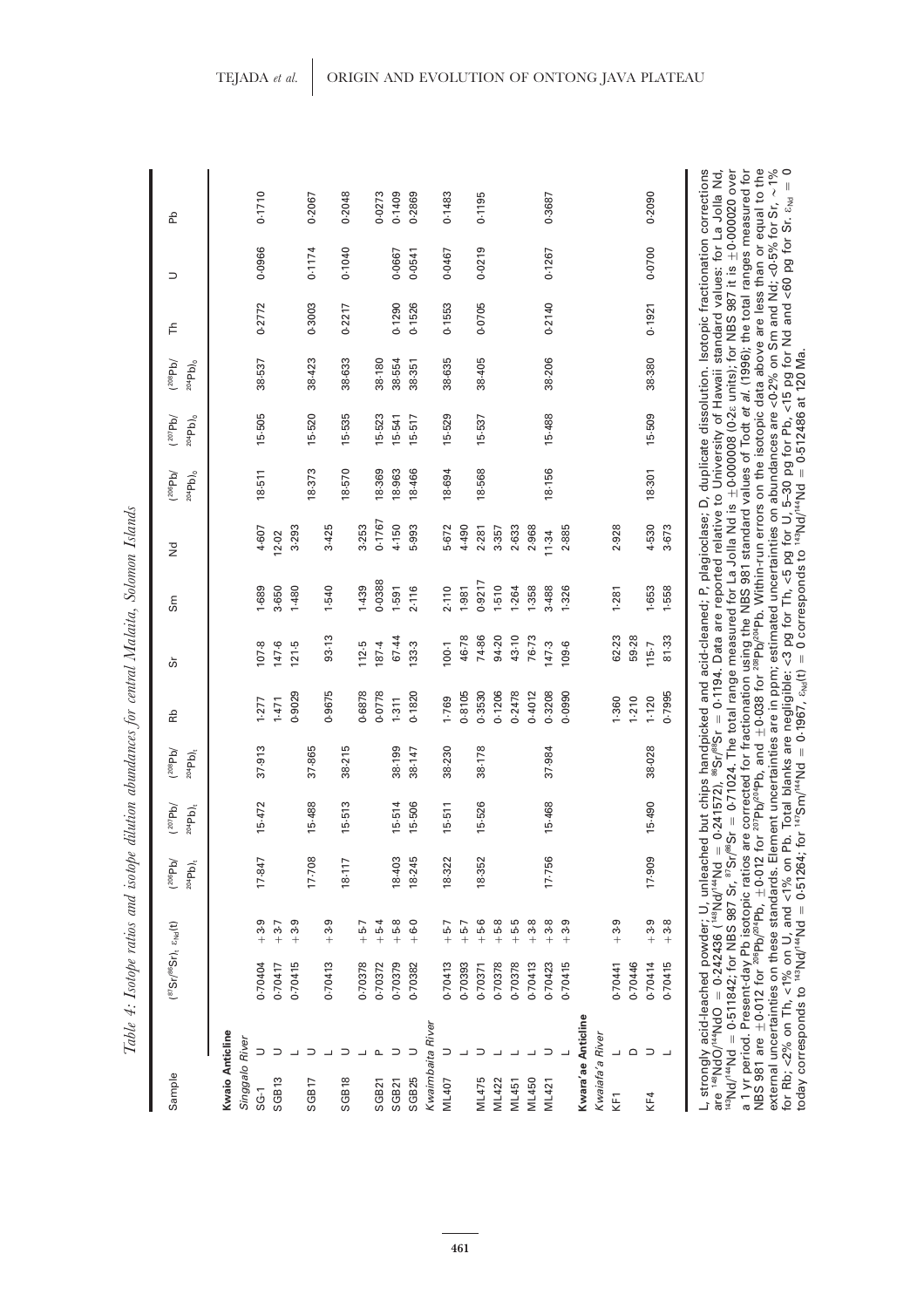*Table 4: Isotope ratios and isotope dilution abundances for central Malaita, Solomon Islands*

| Sample | | $(^{87}Sr/^{86}Sr)_t$ | $\varepsilon_{Nd}(t)$ | $(^{206}Pb/^{204}Pb)_t$ | $(^{207}Pb/^{204}Pb)_t$ | $(^{208}Pb/^{204}Pb)_t$ | Rb | Sr | Sm | Nd | $(^{206}Pb/^{204}Pb)_o$ | $(^{207}Pb/^{204}Pb)_o$ | $(^{208}Pb/^{204}Pb)_o$ | Th | U | Pb |
|---|---|---|---|---|---|---|---|---|---|---|---|---|---|---|---|---|
| **Kwaio Anticline** | | | | | | | | | | | | | | | | |
| *Singgalo River* | | | | | | | | | | | | | | | | |
| SG-1 | U | 0·70404 | +3·9 | 17·847 | 15·472 | 37·913 | 1·277 | 107·8 | 1·689 | 4·607 | 18·511 | 15·505 | 38·537 | 0·2772 | 0·0966 | 0·1710 |
| SGB13 | U | 0·70417 | +3·7 | | | | 1·471 | 147·6 | 3·650 | 12·02 | | | | | | |
| | L | 0·70415 | +3·9 | | | | 0·9029 | 121·5 | 1·480 | 3·293 | | | | | | |
| SGB17 | U | | | 17·708 | 15·488 | 37·865 | | | | | 18·373 | 15·520 | 38·423 | 0·3003 | 0·1174 | 0·2067 |
| | L | 0·70413 | +3·9 | | | | 0·9675 | 93·13 | 1·540 | 3·425 | | | | | | |
| SGB18 | U | | | 18·117 | 15·513 | 38·215 | | | | | 18·570 | 15·535 | 38·633 | 0·2217 | 0·1040 | 0·2048 |
| | L | 0·70378 | +5·7 | | | | 0·6878 | 112·5 | 1·439 | 3·253 | | | | | | |
| SGB21 | P | 0·70372 | +5·4 | | | | 0·0778 | 187·4 | 0·0388 | 0·1767 | 18·369 | 15·523 | 38·180 | | | 0·0273 |
| SGB21 | U | 0·70379 | +5·8 | 18·403 | 15·514 | 38·199 | 1·311 | 67·44 | 1·591 | 4·150 | 18·963 | 15·541 | 38·554 | 0·1290 | 0·0667 | 0·1409 |
| SGB25 | U | 0·70382 | +6·0 | 18·245 | 15·506 | 38·147 | 0·1820 | 133·3 | 2·116 | 5·993 | 18·466 | 15·517 | 38·351 | 0·1526 | 0·0541 | 0·2869 |
| *Kwaimbaita River* | | | | | | | | | | | | | | | | |
| ML407 | U | 0·70413 | +5·7 | 18·322 | 15·511 | 38·230 | 1·769 | 100·1 | 2·110 | 5·672 | 18·694 | 15·529 | 38·635 | 0·1553 | 0·0467 | 0·1483 |
| | L | 0·70393 | +5·7 | | | | 0·8105 | 46·78 | 1·981 | 4·490 | | | | | | |
| ML475 | U | 0·70371 | +5·6 | 18·352 | 15·526 | 38·178 | 0·3530 | 74·86 | 0·9217 | 2·281 | 18·568 | 15·537 | 38·405 | 0·0705 | 0·0219 | 0·1195 |
| ML422 | L | 0·70378 | +5·8 | | | | 0·1206 | 94·20 | 1·510 | 3·357 | | | | | | |
| ML451 | L | 0·70378 | +5·5 | | | | 0·2478 | 43·10 | 1·264 | 2·633 | | | | | | |
| ML450 | L | 0·70413 | +3·8 | | | | 0·4012 | 76·73 | 1·358 | 2·968 | | | | | | |
| ML421 | U | 0·70423 | +3·8 | 17·756 | 15·468 | 37·984 | 0·3208 | 147·3 | 3·488 | 11·34 | 18·156 | 15·488 | 38·206 | 0·2140 | 0·1267 | 0·3687 |
| | L | 0·70415 | +3·9 | | | | 0·0990 | 109·6 | 1·326 | 2·885 | | | | | | |
| **Kwara'ae Anticline** | | | | | | | | | | | | | | | | |
| *Kwaiafa'a River* | | | | | | | | | | | | | | | | |
| KF1 | L | 0·70441 | +3·9 | | | | 1·360 | 62·23 | 1·281 | 2·928 | | | | | | |
| | D | 0·70446 | | | | | 1·210 | 59·28 | | | | | | | | |
| KF4 | U | 0·70414 | +3·9 | 17·909 | 15·490 | 38·028 | 1·120 | 115·7 | 1·653 | 4·530 | 18·301 | 15·509 | 38·380 | 0·1921 | 0·0700 | 0·2090 |
| | L | 0·70415 | +3·8 | | | | 0·7995 | 81·33 | 1·558 | 3·673 | | | | | | |

L, strongly acid-leached powder; U, unleached but chips handpicked and acid-cleaned; P, plagioclase; D, duplicate dissolution. Isotopic fractionation corrections are $^{148}NdO/^{144}NdO = 0·242436$ ($^{148}Nd/^{144}Nd = 0·241572$), $^{86}Sr/^{88}Sr = 0·1194$. Data are reported relative to University of Hawaii standard values: for La Jolla Nd, $^{143}Nd/^{144}Nd = 0·511842$; for NBS 987 Sr, $^{87}Sr/^{86}Sr = 0·71024$. The total range measured for La Jolla Nd is $\pm 0·000008$ ($0·2\varepsilon$ units); for NBS 987 it is $\pm 0·000020$ over a 1 yr period. Present-day Pb isotopic ratios are corrected for fractionation using the NBS 981 standard values of Todt *et al.* (1996); the total ranges measured for NBS 981 are $\pm 0·012$ for $^{206}Pb/^{204}Pb$, $\pm 0·012$ for $^{207}Pb/^{204}Pb$, and $\pm 0·038$ for $^{208}Pb/^{204}Pb$. Within-run errors on the isotopic data above are less than or equal to the external uncertainties on these standards. Element uncertainties are in ppm; estimated uncertainties on abundances are <0·2% on Sm and Nd; <0·5% for Sr, ~1% for Rb; <2% on Th, <1% on U, and <1% on Pb. Total blanks are negligible: <3 pg for Th, <5 pg for U, 5–30 pg for Pb, <15 pg for Nd and <60 pg for Sr. $\varepsilon_{Nd} = 0$ today corresponds to $^{143}Nd/^{144}Nd = 0·51264$; for $^{147}Sm/^{144}Nd = 0·1967$, $\varepsilon_{Nd}(t) = 0$ corresponds to $^{143}Nd/^{144}Nd = 0·512486$ at 120 Ma.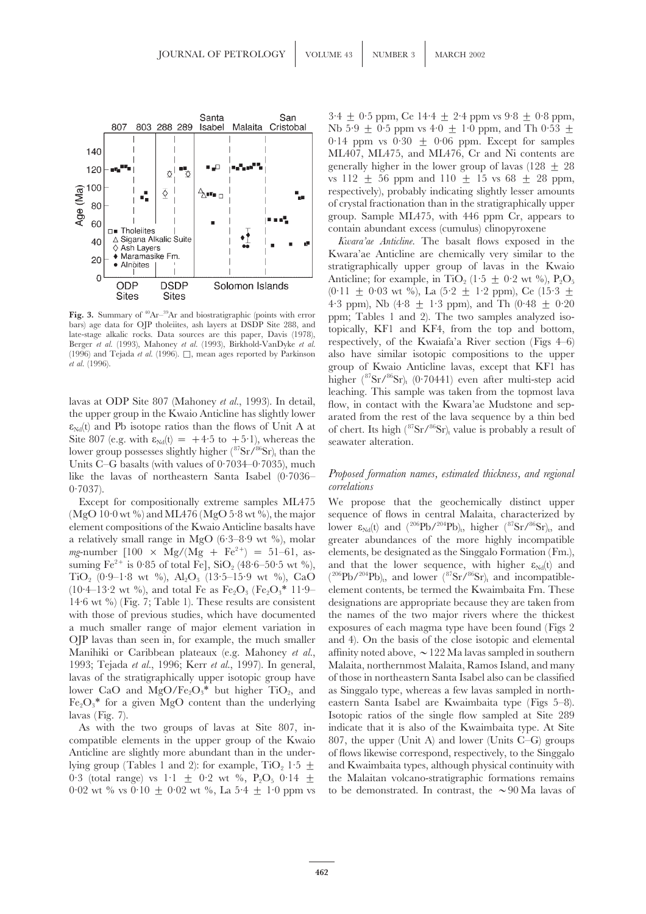Fig. 3. Summary of $^{40}Ar$–$^{39}Ar$ and biostratigraphic (points with error bars) age data for OJP tholeiites, ash layers at DSDP Site 288, and late-stage alkalic rocks. Data sources are this paper, Davis (1978), Berger *et al.* (1993), Mahoney *et al.* (1993), Birkhold-VanDyke *et al.* (1996) and Tejada *et al.* (1996). □, mean ages reported by Parkinson *et al.* (1996).

lavas at ODP Site 807 (Mahoney *et al.*, 1993). In detail, the upper group in the Kwaio Anticline has slightly lower $\varepsilon_{Nd}(t)$ and Pb isotope ratios than the flows of Unit A at Site 807 (e.g. with $\varepsilon_{Nd}(t) = +4{\cdot}5$ to $+5{\cdot}1$), whereas the lower group possesses slightly higher $(^{87}Sr/^{86}Sr)_t$ than the Units C–G basalts (with values of 0·7034–0·7035), much like the lavas of northeastern Santa Isabel (0·7036–0·7037).

Except for compositionally extreme samples ML475 (MgO 10·0 wt %) and ML476 (MgO 5·8 wt %), the major element compositions of the Kwaio Anticline basalts have a relatively small range in MgO (6·3–8·9 wt %), molar *mg*-number [$100 \times Mg/(Mg + Fe^{2+})$ = 51–61, assuming $Fe^{2+}$ is 0·85 of total Fe], $SiO_2$ (48·6–50·5 wt %), $TiO_2$ (0·9–1·8 wt %), $Al_2O_3$ (13·5–15·9 wt %), CaO (10·4–13·2 wt %), and total Fe as $Fe_2O_3$ ($Fe_2O_3$* 11·9–14·6 wt %) (Fig. 7; Table 1). These results are consistent with those of previous studies, which have documented a much smaller range of major element variation in OJP lavas than seen in, for example, the much smaller Manihiki or Caribbean plateaux (e.g. Mahoney *et al.*, 1993; Tejada *et al.*, 1996; Kerr *et al.*, 1997). In general, lavas of the stratigraphically upper isotopic group have lower CaO and MgO/$Fe_2O_3$* but higher $TiO_2$, and $Fe_2O_3$* for a given MgO content than the underlying lavas (Fig. 7).

As with the two groups of lavas at Site 807, incompatible elements in the upper group of the Kwaio Anticline are slightly more abundant than in the underlying group (Tables 1 and 2): for example, $TiO_2$ 1·5 ± 0·3 (total range) vs 1·1 ± 0·2 wt %, $P_2O_5$ 0·14 ± 0·02 wt % vs 0·10 ± 0·02 wt %, La 5·4 ± 1·0 ppm vs 3·4 ± 0·5 ppm, Ce 14·4 ± 2·4 ppm vs 9·8 ± 0·8 ppm, Nb 5·9 ± 0·5 ppm vs 4·0 ± 1·0 ppm, and Th 0·53 ± 0·14 ppm vs 0·30 ± 0·06 ppm. Except for samples ML407, ML475, and ML476, Cr and Ni contents are generally higher in the lower group of lavas (128 ± 28 vs 112 ± 56 ppm and 110 ± 15 vs 68 ± 28 ppm, respectively), probably indicating slightly lesser amounts of crystal fractionation than in the stratigraphically upper group. Sample ML475, with 446 ppm Cr, appears to contain abundant excess (cumulus) clinopyroxene

*Kwara'ae Anticline.* The basalt flows exposed in the Kwara'ae Anticline are chemically very similar to the stratigraphically upper group of lavas in the Kwaio Anticline; for example, in $TiO_2$ (1·5 ± 0·2 wt %), $P_2O_5$ (0·11 ± 0·03 wt %), La (5·2 ± 1·2 ppm), Ce (15·3 ± 4·3 ppm), Nb (4·8 ± 1·3 ppm), and Th (0·48 ± 0·20 ppm; Tables 1 and 2). The two samples analyzed isotopically, KF1 and KF4, from the top and bottom, respectively, of the Kwaiafa'a River section (Figs 4–6) also have similar isotopic compositions to the upper group of Kwaio Anticline lavas, except that KF1 has higher $(^{87}Sr/^{86}Sr)_t$ (0·70441) even after multi-step acid leaching. This sample was taken from the topmost lava flow, in contact with the Kwara'ae Mudstone and separated from the rest of the lava sequence by a thin bed of chert. Its high $(^{87}Sr/^{86}Sr)_t$ value is probably a result of seawater alteration.

### *Proposed formation names, estimated thickness, and regional correlations*

We propose that the geochemically distinct upper sequence of flows in central Malaita, characterized by lower $\varepsilon_{Nd}(t)$ and $(^{206}Pb/^{204}Pb)_t$, higher $(^{87}Sr/^{86}Sr)_t$, and greater abundances of the more highly incompatible elements, be designated as the Singgalo Formation (Fm.), and that the lower sequence, with higher $\varepsilon_{Nd}(t)$ and $(^{206}Pb/^{204}Pb)_t$, and lower $(^{87}Sr/^{86}Sr)_t$ and incompatible-element contents, be termed the Kwaimbaita Fm. These designations are appropriate because they are taken from the names of the two major rivers where the thickest exposures of each magma type have been found (Figs 2 and 4). On the basis of the close isotopic and elemental affinity noted above, ∼122 Ma lavas sampled in southern Malaita, northernmost Malaita, Ramos Island, and many of those in northeastern Santa Isabel also can be classified as Singgalo type, whereas a few lavas sampled in northeastern Santa Isabel are Kwaimbaita type (Figs 5–8). Isotopic ratios of the single flow sampled at Site 289 indicate that it is also of the Kwaimbaita type. At Site 807, the upper (Unit A) and lower (Units C–G) groups of flows likewise correspond, respectively, to the Singgalo and Kwaimbaita types, although physical continuity with the Malaitan volcano-stratigraphic formations remains to be demonstrated. In contrast, the ∼90 Ma lavas of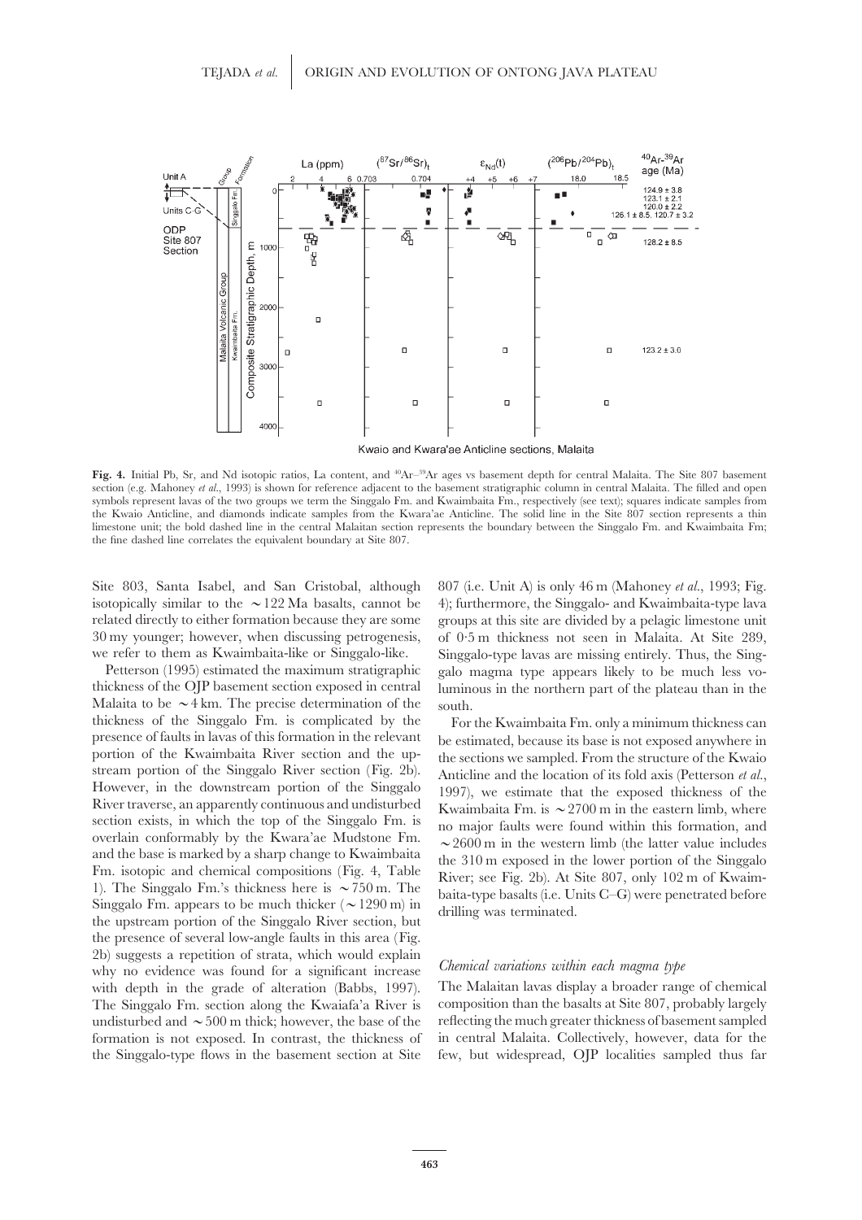**Fig. 4.** Initial Pb, Sr, and Nd isotopic ratios, La content, and $^{40}Ar$–$^{39}Ar$ ages vs basement depth for central Malaita. The Site 807 basement section (e.g. Mahoney *et al*., 1993) is shown for reference adjacent to the basement stratigraphic column in central Malaita. The filled and open symbols represent lavas of the two groups we term the Singgalo Fm. and Kwaimbaita Fm., respectively (see text); squares indicate samples from the Kwaio Anticline, and diamonds indicate samples from the Kwara'ae Anticline. The solid line in the Site 807 section represents a thin limestone unit; the bold dashed line in the central Malaitan section represents the boundary between the Singgalo Fm. and Kwaimbaita Fm; the fine dashed line correlates the equivalent boundary at Site 807.

Site 803, Santa Isabel, and San Cristobal, although isotopically similar to the ~122 Ma basalts, cannot be related directly to either formation because they are some 30 my younger; however, when discussing petrogenesis, we refer to them as Kwaimbaita-like or Singgalo-like.

Petterson (1995) estimated the maximum stratigraphic thickness of the OJP basement section exposed in central Malaita to be ~4 km. The precise determination of the thickness of the Singgalo Fm. is complicated by the presence of faults in lavas of this formation in the relevant portion of the Kwaimbaita River section and the upstream portion of the Singgalo River section (Fig. 2b). However, in the downstream portion of the Singgalo River traverse, an apparently continuous and undisturbed section exists, in which the top of the Singgalo Fm. is overlain conformably by the Kwara'ae Mudstone Fm. and the base is marked by a sharp change to Kwaimbaita Fm. isotopic and chemical compositions (Fig. 4, Table 1). The Singgalo Fm.'s thickness here is ~750 m. The Singgalo Fm. appears to be much thicker (~1290 m) in the upstream portion of the Singgalo River section, but the presence of several low-angle faults in this area (Fig. 2b) suggests a repetition of strata, which would explain why no evidence was found for a significant increase with depth in the grade of alteration (Babbs, 1997). The Singgalo Fm. section along the Kwaiafa'a River is undisturbed and ~500 m thick; however, the base of the formation is not exposed. In contrast, the thickness of the Singgalo-type flows in the basement section at Site 807 (i.e. Unit A) is only 46 m (Mahoney *et al*., 1993; Fig. 4); furthermore, the Singgalo- and Kwaimbaita-type lava groups at this site are divided by a pelagic limestone unit of 0·5 m thickness not seen in Malaita. At Site 289, Singgalo-type lavas are missing entirely. Thus, the Singgalo magma type appears likely to be much less voluminous in the northern part of the plateau than in the south.

For the Kwaimbaita Fm. only a minimum thickness can be estimated, because its base is not exposed anywhere in the sections we sampled. From the structure of the Kwaio Anticline and the location of its fold axis (Petterson *et al*., 1997), we estimate that the exposed thickness of the Kwaimbaita Fm. is ~2700 m in the eastern limb, where no major faults were found within this formation, and ~2600 m in the western limb (the latter value includes the 310 m exposed in the lower portion of the Singgalo River; see Fig. 2b). At Site 807, only 102 m of Kwaimbaita-type basalts (i.e. Units C–G) were penetrated before drilling was terminated.

### *Chemical variations within each magma type*

The Malaitan lavas display a broader range of chemical composition than the basalts at Site 807, probably largely reflecting the much greater thickness of basement sampled in central Malaita. Collectively, however, data for the few, but widespread, OJP localities sampled thus far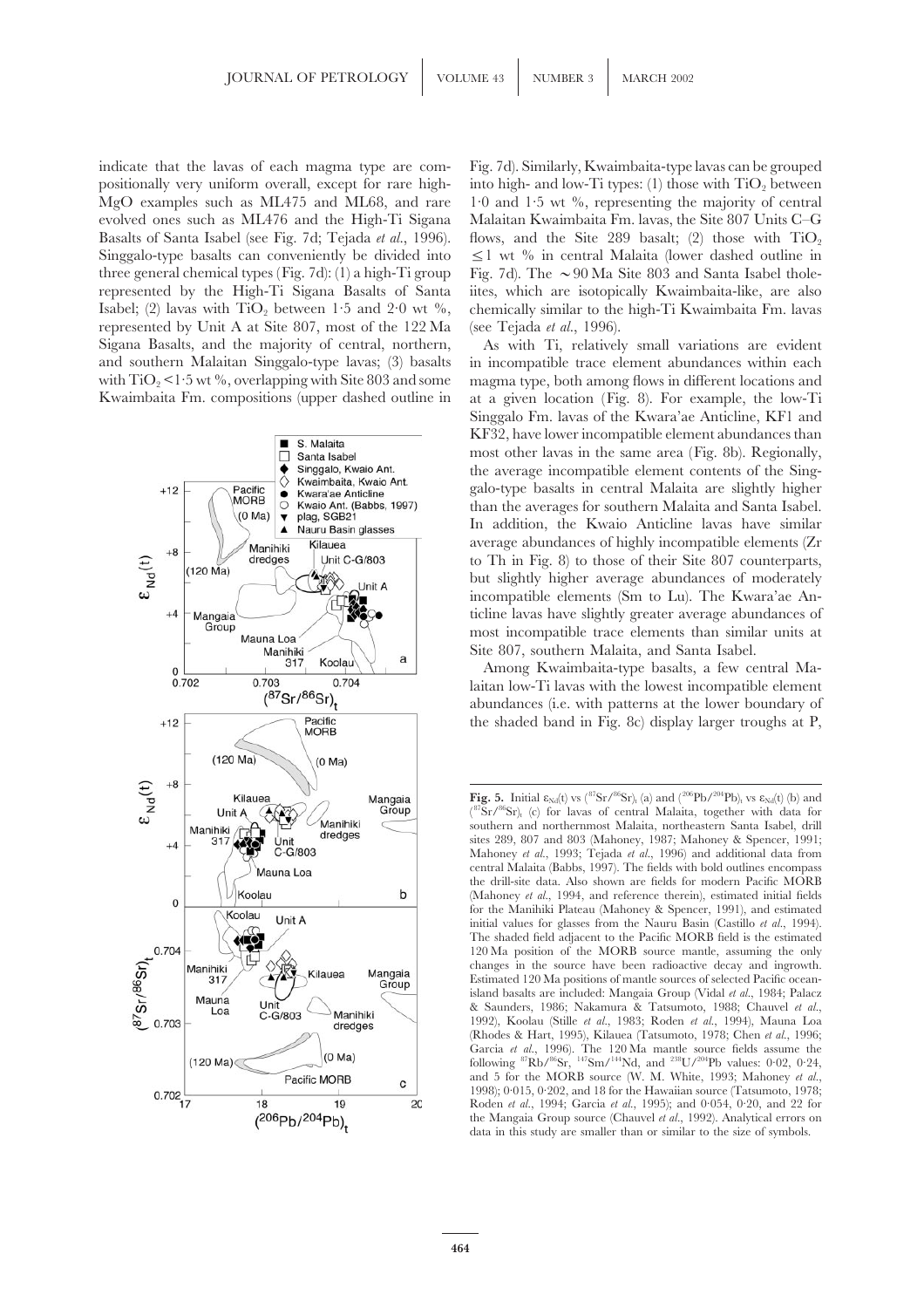indicate that the lavas of each magma type are compositionally very uniform overall, except for rare high-MgO examples such as ML475 and ML68, and rare evolved ones such as ML476 and the High-Ti Sigana Basalts of Santa Isabel (see Fig. 7d; Tejada *et al.*, 1996). Singgalo-type basalts can conveniently be divided into three general chemical types (Fig. 7d): (1) a high-Ti group represented by the High-Ti Sigana Basalts of Santa Isabel; (2) lavas with $TiO_2$ between 1·5 and 2·0 wt %, represented by Unit A at Site 807, most of the 122 Ma Sigana Basalts, and the majority of central, northern, and southern Malaitan Singgalo-type lavas; (3) basalts with $TiO_2$ <1·5 wt %, overlapping with Site 803 and some Kwaimbaita Fm. compositions (upper dashed outline in Fig. 7d). Similarly, Kwaimbaita-type lavas can be grouped into high- and low-Ti types: (1) those with $TiO_2$ between 1·0 and 1·5 wt %, representing the majority of central Malaitan Kwaimbaita Fm. lavas, the Site 807 Units C–G flows, and the Site 289 basalt; (2) those with $TiO_2$ ≤1 wt % in central Malaita (lower dashed outline in Fig. 7d). The ∼90 Ma Site 803 and Santa Isabel tholeiites, which are isotopically Kwaimbaita-like, are also chemically similar to the high-Ti Kwaimbaita Fm. lavas (see Tejada *et al.*, 1996).

As with Ti, relatively small variations are evident in incompatible trace element abundances within each magma type, both among flows in different locations and at a given location (Fig. 8). For example, the low-Ti Singgalo Fm. lavas of the Kwara'ae Anticline, KF1 and KF32, have lower incompatible element abundances than most other lavas in the same area (Fig. 8b). Regionally, the average incompatible element contents of the Singgalo-type basalts in central Malaita are slightly higher than the averages for southern Malaita and Santa Isabel. In addition, the Kwaio Anticline lavas have similar average abundances of highly incompatible elements (Zr to Th in Fig. 8) to those of their Site 807 counterparts, but slightly higher average abundances of moderately incompatible elements (Sm to Lu). The Kwara'ae Anticline lavas have slightly greater average abundances of most incompatible trace elements than similar units at Site 807, southern Malaita, and Santa Isabel.

Among Kwaimbaita-type basalts, a few central Malaitan low-Ti lavas with the lowest incompatible element abundances (i.e. with patterns at the lower boundary of the shaded band in Fig. 8c) display larger troughs at P,

**Fig. 5.** Initial $\varepsilon_{Nd}(t)$ vs $(^{87}Sr/^{86}Sr)_t$ (a) and $(^{206}Pb/^{204}Pb)_t$ vs $\varepsilon_{Nd}(t)$ (b) and $(^{87}Sr/^{86}Sr)_t$ (c) for lavas of central Malaita, together with data for southern and northernmost Malaita, northeastern Santa Isabel, drill sites 289, 807 and 803 (Mahoney, 1987; Mahoney & Spencer, 1991; Mahoney *et al.*, 1993; Tejada *et al.*, 1996) and additional data from central Malaita (Babbs, 1997). The fields with bold outlines encompass the drill-site data. Also shown are fields for modern Pacific MORB (Mahoney *et al.*, 1994, and reference therein), estimated initial fields for the Manihiki Plateau (Mahoney & Spencer, 1991), and estimated initial values for glasses from the Nauru Basin (Castillo *et al.*, 1994). The shaded field adjacent to the Pacific MORB field is the estimated 120 Ma position of the MORB source mantle, assuming the only changes in the source have been radioactive decay and ingrowth. Estimated 120 Ma positions of mantle sources of selected Pacific ocean-island basalts are included: Mangaia Group (Vidal *et al.*, 1984; Palacz & Saunders, 1986; Nakamura & Tatsumoto, 1988; Chauvel *et al.*, 1992), Koolau (Stille *et al.*, 1983; Roden *et al.*, 1994), Mauna Loa (Rhodes & Hart, 1995), Kilauea (Tatsumoto, 1978; Chen *et al.*, 1996; Garcia *et al.*, 1996). The 120 Ma mantle source fields assume the following $^{87}Rb/^{86}Sr$, $^{147}Sm/^{144}Nd$, and $^{238}U/^{204}Pb$ values: 0·02, 0·24, and 5 for the MORB source (W. M. White, 1993; Mahoney *et al.*, 1998); 0·015, 0·202, and 18 for the Hawaiian source (Tatsumoto, 1978; Roden *et al.*, 1994; Garcia *et al.*, 1995); and 0·054, 0·20, and 22 for the Mangaia Group source (Chauvel *et al.*, 1992). Analytical errors on data in this study are smaller than or similar to the size of symbols.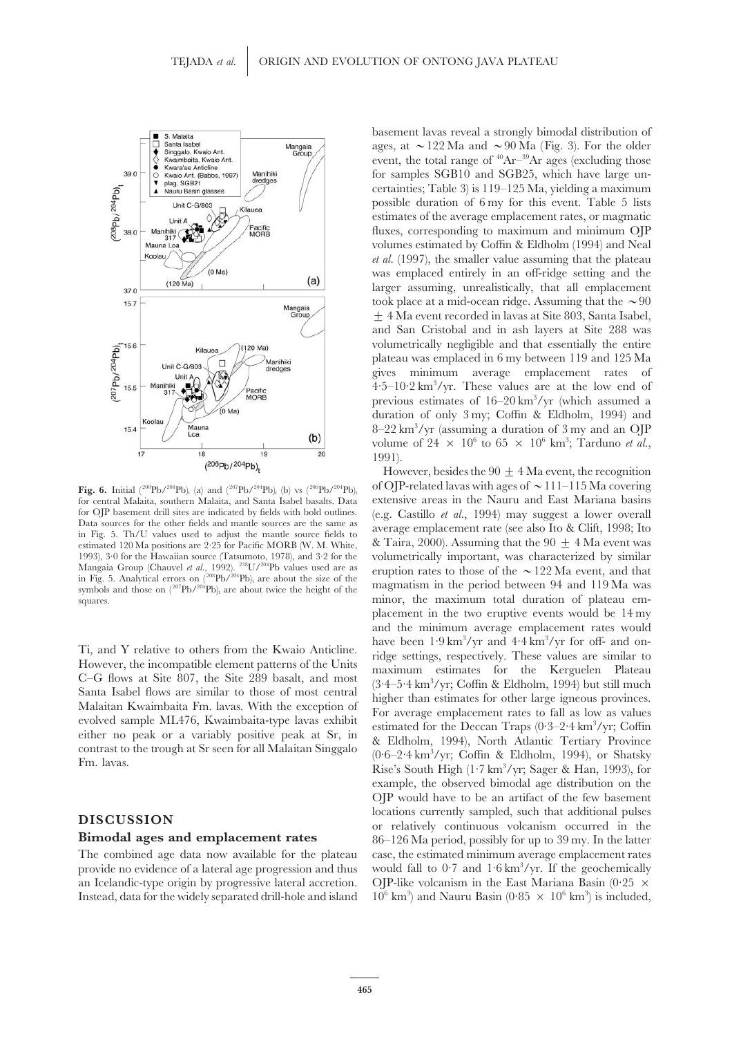**Fig. 6.** Initial $(^{208}Pb/^{204}Pb)_i$ (a) and $(^{207}Pb/^{204}Pb)_i$ (b) vs $(^{206}Pb/^{204}Pb)_i$ for central Malaita, southern Malaita, and Santa Isabel basalts. Data for OJP basement drill sites are indicated by fields with bold outlines. Data sources for the other fields and mantle sources are the same as in Fig. 5. Th/U values used to adjust the mantle source fields to estimated 120 Ma positions are 2·25 for Pacific MORB (W. M. White, 1993), 3·0 for the Hawaiian source (Tatsumoto, 1978), and 3·2 for the Mangaia Group (Chauvel *et al.*, 1992). $^{238}U/^{204}Pb$ values used are as in Fig. 5. Analytical errors on $(^{206}Pb/^{204}Pb)_i$ are about the size of the symbols and those on $(^{207}Pb/^{204}Pb)_i$ are about twice the height of the squares.

Ti, and Y relative to others from the Kwaio Anticline. However, the incompatible element patterns of the Units C–G flows at Site 807, the Site 289 basalt, and most Santa Isabel flows are similar to those of most central Malaitan Kwaimbaita Fm. lavas. With the exception of evolved sample ML476, Kwaimbaita-type lavas exhibit either no peak or a variably positive peak at Sr, in contrast to the trough at Sr seen for all Malaitan Singgalo Fm. lavas.

## DISCUSSION

### Bimodal ages and emplacement rates

The combined age data now available for the plateau provide no evidence of a lateral age progression and thus an Icelandic-type origin by progressive lateral accretion. Instead, data for the widely separated drill-hole and island basement lavas reveal a strongly bimodal distribution of ages, at ~122 Ma and ~90 Ma (Fig. 3). For the older event, the total range of $^{40}Ar$–$^{39}Ar$ ages (excluding those for samples SGB10 and SGB25, which have large uncertainties; Table 3) is 119–125 Ma, yielding a maximum possible duration of 6 my for this event. Table 5 lists estimates of the average emplacement rates, or magmatic fluxes, corresponding to maximum and minimum OJP volumes estimated by Coffin & Eldholm (1994) and Neal *et al.* (1997), the smaller value assuming that the plateau was emplaced entirely in an off-ridge setting and the larger assuming, unrealistically, that all emplacement took place at a mid-ocean ridge. Assuming that the ~90 ± 4 Ma event recorded in lavas at Site 803, Santa Isabel, and San Cristobal and in ash layers at Site 288 was volumetrically negligible and that essentially the entire plateau was emplaced in 6 my between 119 and 125 Ma gives minimum average emplacement rates of 4·5–10·2 $km^3$/yr. These values are at the low end of previous estimates of 16–20 $km^3$/yr (which assumed a duration of only 3 my; Coffin & Eldholm, 1994) and 8–22 $km^3$/yr (assuming a duration of 3 my and an OJP volume of $24 \times 10^6$ to $65 \times 10^6$ $km^3$; Tarduno *et al.*, 1991).

However, besides the 90 ± 4 Ma event, the recognition of OJP-related lavas with ages of ~111–115 Ma covering extensive areas in the Nauru and East Mariana basins (e.g. Castillo *et al.*, 1994) may suggest a lower overall average emplacement rate (see also Ito & Clift, 1998; Ito & Taira, 2000). Assuming that the 90 ± 4 Ma event was volumetrically important, was characterized by similar eruption rates to those of the ~122 Ma event, and that magmatism in the period between 94 and 119 Ma was minor, the maximum total duration of plateau emplacement in the two eruptive events would be 14 my and the minimum average emplacement rates would have been 1·9 $km^3$/yr and 4·4 $km^3$/yr for off- and on-ridge settings, respectively. These values are similar to maximum estimates for the Kerguelen Plateau (3·4–5·4 $km^3$/yr; Coffin & Eldholm, 1994) but still much higher than estimates for other large igneous provinces. For average emplacement rates to fall as low as values estimated for the Deccan Traps (0·3–2·4 $km^3$/yr; Coffin & Eldholm, 1994), North Atlantic Tertiary Province (0·6–2·4 $km^3$/yr; Coffin & Eldholm, 1994), or Shatsky Rise's South High (1·7 $km^3$/yr; Sager & Han, 1993), for example, the observed bimodal age distribution on the OJP would have to be an artifact of the few basement locations currently sampled, such that additional pulses or relatively continuous volcanism occurred in the 86–126 Ma period, possibly for up to 39 my. In the latter case, the estimated minimum average emplacement rates would fall to 0·7 and 1·6 $km^3$/yr. If the geochemically OJP-like volcanism in the East Mariana Basin ($0·25 \times 10^6$ $km^3$) and Nauru Basin ($0·85 \times 10^6$ $km^3$) is included,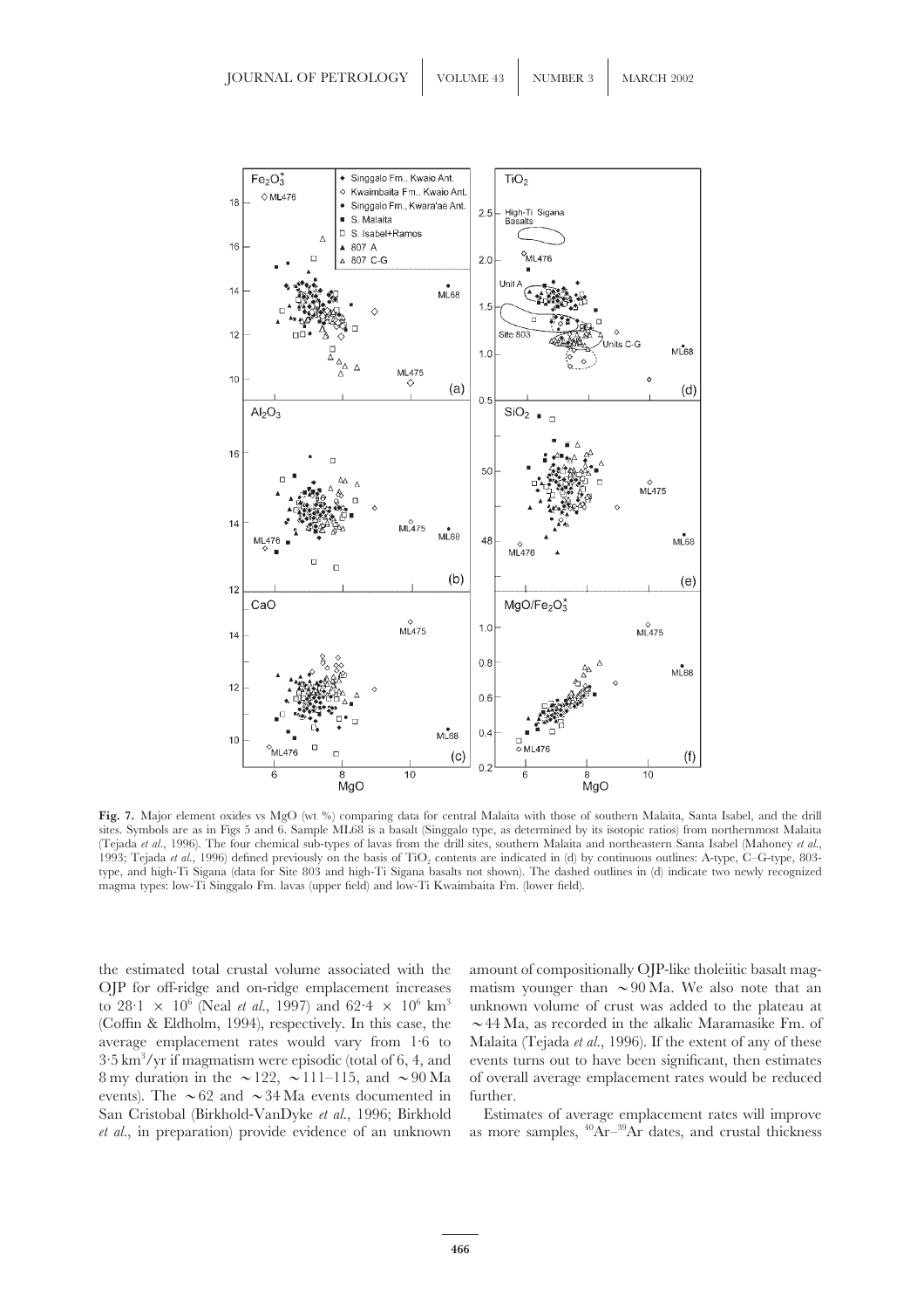**Fig. 7.** Major element oxides vs MgO (wt %) comparing data for central Malaita with those of southern Malaita, Santa Isabel, and the drill sites. Symbols are as in Figs 5 and 6. Sample ML68 is a basalt (Singgalo type, as determined by its isotopic ratios) from northernmost Malaita (Tejada *et al.*, 1996). The four chemical sub-types of lavas from the drill sites, southern Malaita and northeastern Santa Isabel (Mahoney *et al.*, 1993; Tejada *et al.*, 1996) defined previously on the basis of $TiO_2$ contents are indicated in (d) by continuous outlines: A-type, C–G-type, 803-type, and high-Ti Sigana (data for Site 803 and high-Ti Sigana basalts not shown). The dashed outlines in (d) indicate two newly recognized magma types: low-Ti Singgalo Fm. lavas (upper field) and low-Ti Kwaimbaita Fm. (lower field).

the estimated total crustal volume associated with the OJP for off-ridge and on-ridge emplacement increases to $28{\cdot}1 \times 10^6$ (Neal *et al.*, 1997) and $62{\cdot}4 \times 10^6$ km$^3$ (Coffin & Eldholm, 1994), respectively. In this case, the average emplacement rates would vary from 1·6 to 3·5 km$^3$/yr if magmatism were episodic (total of 6, 4, and 8 my duration in the ~122, ~111–115, and ~90 Ma events). The ~62 and ~34 Ma events documented in San Cristobal (Birkhold-VanDyke *et al.*, 1996; Birkhold *et al.*, in preparation) provide evidence of an unknown amount of compositionally OJP-like tholeiitic basalt magmatism younger than ~90 Ma. We also note that an unknown volume of crust was added to the plateau at ~44 Ma, as recorded in the alkalic Maramasike Fm. of Malaita (Tejada *et al.*, 1996). If the extent of any of these events turns out to have been significant, then estimates of overall average emplacement rates would be reduced further.

Estimates of average emplacement rates will improve as more samples, $^{40}Ar$–$^{39}Ar$ dates, and crustal thickness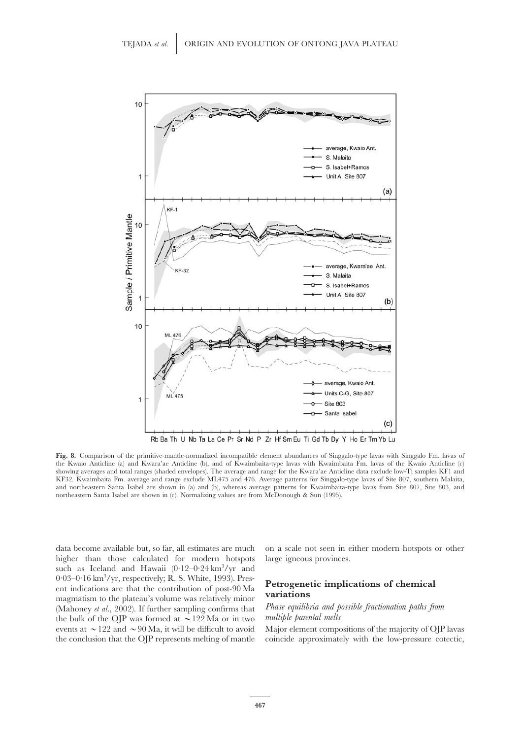**Fig. 8.** Comparison of the primitive-mantle-normalized incompatible element abundances of Singgalo-type lavas with Singgalo Fm. lavas of the Kwaio Anticline (a) and Kwara'ae Anticline (b), and of Kwaimbaita-type lavas with Kwaimbaita Fm. lavas of the Kwaio Anticline (c) showing averages and total ranges (shaded envelopes). The average and range for the Kwara'ae Anticline data exclude low-Ti samples KF1 and KF32. Kwaimbaita Fm. average and range exclude ML475 and 476. Average patterns for Singgalo-type lavas of Site 807, southern Malaita, and northeastern Santa Isabel are shown in (a) and (b), whereas average patterns for Kwaimbaita-type lavas from Site 807, Site 803, and northeastern Santa Isabel are shown in (c). Normalizing values are from McDonough & Sun (1995).

data become available but, so far, all estimates are much higher than those calculated for modern hotspots such as Iceland and Hawaii (0·12–0·24 $km^3$/yr and 0·03–0·16 $km^3$/yr, respectively; R. S. White, 1993). Present indications are that the contribution of post-90 Ma magmatism to the plateau's volume was relatively minor (Mahoney *et al.*, 2002). If further sampling confirms that the bulk of the OJP was formed at ~122 Ma or in two events at ~122 and ~90 Ma, it will be difficult to avoid the conclusion that the OJP represents melting of mantle on a scale not seen in either modern hotspots or other large igneous provinces.

## Petrogenetic implications of chemical variations

### *Phase equilibria and possible fractionation paths from multiple parental melts*

Major element compositions of the majority of OJP lavas coincide approximately with the low-pressure cotectic,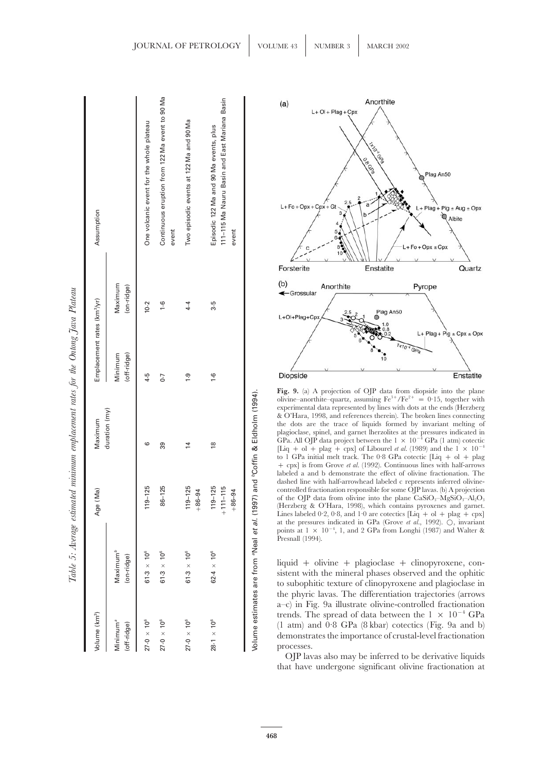*Table 5: Average estimated minimum emplacement rates for the Ontong Java Plateau*

| Volume (km³) | | Age (Ma) | Maximum duration (my) | Emplacement rates (km³/yr) | | Assumption |
|---|---|---|---|---|---|---|
| Minimum[a] (off-ridge) | Maximum[b] (on-ridge) | | | Minimum (off-ridge) | Maximum (on-ridge) | |
| $27.0 \times 10^6$ | $61.3 \times 10^6$ | 119–125 | 6 | 4·5 | 10·2 | One volcanic event for the whole plateau |
| $27.0 \times 10^6$ | $61.3 \times 10^6$ | 86–125 | 39 | 0·7 | 1·6 | Continuous eruption from 122 Ma event to 90 Ma event |
| $27.0 \times 10^6$ | $61.3 \times 10^6$ | 119–125 +86–94 | 14 | 1·9 | 4·4 | Two episodic events at 122 Ma and 90 Ma |
| $28.1 \times 10^6$ | $62.4 \times 10^6$ | 119–125 +111–115 +86–94 | 18 | 1·6 | 3·5 | Episodic 122 Ma and 90 Ma events, plus 111–115 Ma Nauru Basin and East Mariana Basin event |

Volume estimates are from [a]Neal *et al.* (1997) and [b]Coffin & Eldholm (1994).

**Fig. 9.** (a) A projection of OJP data from diopside into the plane olivine–anorthite–quartz, assuming $Fe^{3+}/Fe^{2+} = 0.15$, together with experimental data represented by lines with dots at the ends (Herzberg & O'Hara, 1998, and references therein). The broken lines connecting the dots are the trace of liquids formed by invariant melting of plagioclase, spinel, and garnet lherzolites at the pressures indicated in GPa. All OJP data project between the $1 \times 10^{-4}$ GPa (1 atm) cotectic [Liq + ol + plag + cpx] of Libourel *et al.* (1989) and the $1 \times 10^{-4}$ to 1 GPa initial melt track. The 0·8 GPa cotectic [Liq + ol + plag + cpx] is from Grove *et al.* (1992). Continuous lines with half-arrows labeled a and b demonstrate the effect of olivine fractionation. The dashed line with half-arrowhead labeled c represents inferred olivine-controlled fractionation responsible for some OJP lavas. (b) A projection of the OJP data from olivine into the plane $CaSiO_3$–$MgSiO_3$–$Al_2O_3$ (Herzberg & O'Hara, 1998), which contains pyroxenes and garnet. Lines labeled 0·2, 0·8, and 1·0 are cotectics [Liq + ol + plag + cpx] at the pressures indicated in GPa (Grove *et al.*, 1992). ○, invariant points at $1 \times 10^{-4}$, 1, and 2 GPa from Longhi (1987) and Walter & Presnall (1994).

liquid + olivine + plagioclase + clinopyroxene, consistent with the mineral phases observed and the ophitic to subophitic texture of clinopyroxene and plagioclase in the phyric lavas. The differentiation trajectories (arrows a–c) in Fig. 9a illustrate olivine-controlled fractionation trends. The spread of data between the $1 \times 10^{-4}$ GPa (1 atm) and 0·8 GPa (8 kbar) cotectics (Fig. 9a and b) demonstrates the importance of crustal-level fractionation processes.

OJP lavas also may be inferred to be derivative liquids that have undergone significant olivine fractionation at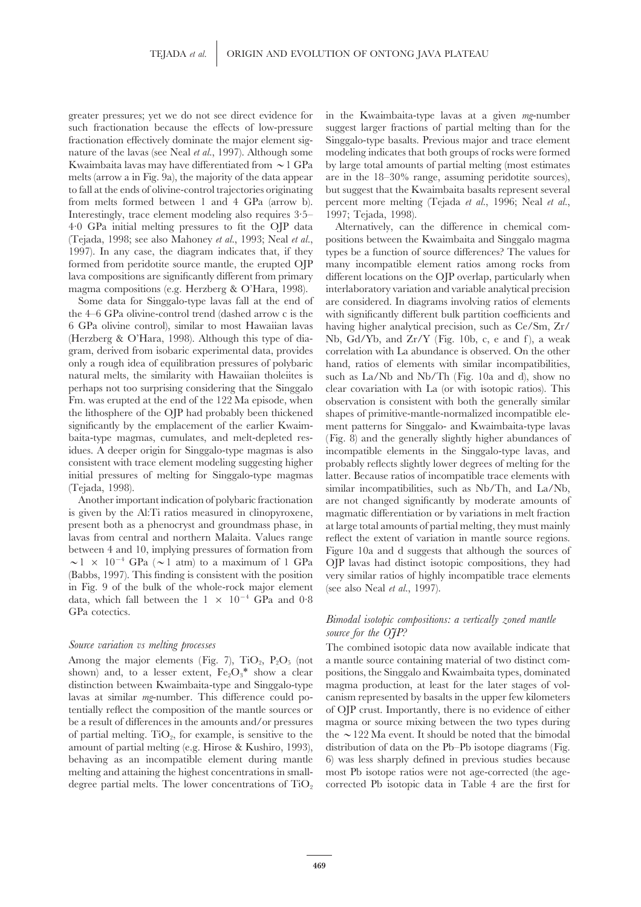greater pressures; yet we do not see direct evidence for such fractionation because the effects of low-pressure fractionation effectively dominate the major element signature of the lavas (see Neal *et al.*, 1997). Although some Kwaimbaita lavas may have differentiated from ~1 GPa melts (arrow a in Fig. 9a), the majority of the data appear to fall at the ends of olivine-control trajectories originating from melts formed between 1 and 4 GPa (arrow b). Interestingly, trace element modeling also requires 3·5–4·0 GPa initial melting pressures to fit the OJP data (Tejada, 1998; see also Mahoney *et al.*, 1993; Neal *et al.*, 1997). In any case, the diagram indicates that, if they formed from peridotite source mantle, the erupted OJP lava compositions are significantly different from primary magma compositions (e.g. Herzberg & O'Hara, 1998).

Some data for Singgalo-type lavas fall at the end of the 4–6 GPa olivine-control trend (dashed arrow c is the 6 GPa olivine control), similar to most Hawaiian lavas (Herzberg & O'Hara, 1998). Although this type of diagram, derived from isobaric experimental data, provides only a rough idea of equilibration pressures of polybaric natural melts, the similarity with Hawaiian tholeiites is perhaps not too surprising considering that the Singgalo Fm. was erupted at the end of the 122 Ma episode, when the lithosphere of the OJP had probably been thickened significantly by the emplacement of the earlier Kwaimbaita-type magmas, cumulates, and melt-depleted residues. A deeper origin for Singgalo-type magmas is also consistent with trace element modeling suggesting higher initial pressures of melting for Singgalo-type magmas (Tejada, 1998).

Another important indication of polybaric fractionation is given by the Al:Ti ratios measured in clinopyroxene, present both as a phenocryst and groundmass phase, in lavas from central and northern Malaita. Values range between 4 and 10, implying pressures of formation from $\sim 1 \times 10^{-4}$ GPa (~1 atm) to a maximum of 1 GPa (Babbs, 1997). This finding is consistent with the position in Fig. 9 of the bulk of the whole-rock major element data, which fall between the $1 \times 10^{-4}$ GPa and 0·8 GPa cotectics.

### *Source variation vs melting processes*

Among the major elements (Fig. 7), $TiO_2$, $P_2O_5$ (not shown) and, to a lesser extent, $Fe_2O_3$* show a clear distinction between Kwaimbaita-type and Singgalo-type lavas at similar *mg*-number. This difference could potentially reflect the composition of the mantle sources or be a result of differences in the amounts and/or pressures of partial melting. $TiO_2$, for example, is sensitive to the amount of partial melting (e.g. Hirose & Kushiro, 1993), behaving as an incompatible element during mantle melting and attaining the highest concentrations in small-degree partial melts. The lower concentrations of $TiO_2$ in the Kwaimbaita-type lavas at a given *mg*-number suggest larger fractions of partial melting than for the Singgalo-type basalts. Previous major and trace element modeling indicates that both groups of rocks were formed by large total amounts of partial melting (most estimates are in the 18–30% range, assuming peridotite sources), but suggest that the Kwaimbaita basalts represent several percent more melting (Tejada *et al.*, 1996; Neal *et al.*, 1997; Tejada, 1998).

Alternatively, can the difference in chemical compositions between the Kwaimbaita and Singgalo magma types be a function of source differences? The values for many incompatible element ratios among rocks from different locations on the OJP overlap, particularly when interlaboratory variation and variable analytical precision are considered. In diagrams involving ratios of elements with significantly different bulk partition coefficients and having higher analytical precision, such as Ce/Sm, Zr/Nb, Gd/Yb, and Zr/Y (Fig. 10b, c, e and f), a weak correlation with La abundance is observed. On the other hand, ratios of elements with similar incompatibilities, such as La/Nb and Nb/Th (Fig. 10a and d), show no clear covariation with La (or with isotopic ratios). This observation is consistent with both the generally similar shapes of primitive-mantle-normalized incompatible element patterns for Singgalo- and Kwaimbaita-type lavas (Fig. 8) and the generally slightly higher abundances of incompatible elements in the Singgalo-type lavas, and probably reflects slightly lower degrees of melting for the latter. Because ratios of incompatible trace elements with similar incompatibilities, such as Nb/Th, and La/Nb, are not changed significantly by moderate amounts of magmatic differentiation or by variations in melt fraction at large total amounts of partial melting, they must mainly reflect the extent of variation in mantle source regions. Figure 10a and d suggests that although the sources of OJP lavas had distinct isotopic compositions, they had very similar ratios of highly incompatible trace elements (see also Neal *et al.*, 1997).

### *Bimodal isotopic compositions: a vertically zoned mantle source for the OJP?*

The combined isotopic data now available indicate that a mantle source containing material of two distinct compositions, the Singgalo and Kwaimbaita types, dominated magma production, at least for the later stages of volcanism represented by basalts in the upper few kilometers of OJP crust. Importantly, there is no evidence of either magma or source mixing between the two types during the ~122 Ma event. It should be noted that the bimodal distribution of data on the Pb–Pb isotope diagrams (Fig. 6) was less sharply defined in previous studies because most Pb isotope ratios were not age-corrected (the age-corrected Pb isotopic data in Table 4 are the first for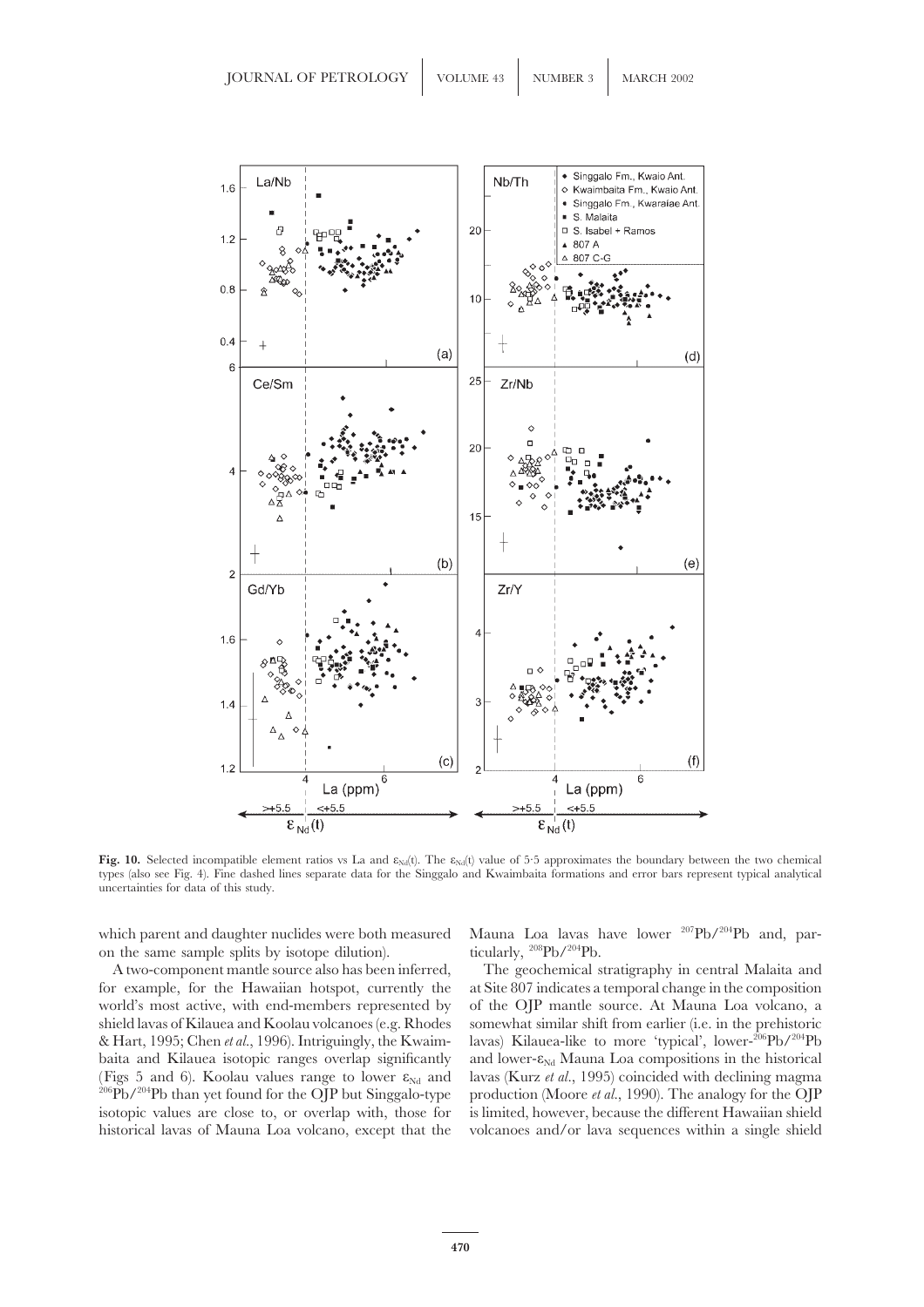**Fig. 10.** Selected incompatible element ratios vs La and $\varepsilon_{Nd}(t)$. The $\varepsilon_{Nd}(t)$ value of 5·5 approximates the boundary between the two chemical types (also see Fig. 4). Fine dashed lines separate data for the Singgalo and Kwaimbaita formations and error bars represent typical analytical uncertainties for data of this study.

which parent and daughter nuclides were both measured on the same sample splits by isotope dilution).

A two-component mantle source also has been inferred, for example, for the Hawaiian hotspot, currently the world's most active, with end-members represented by shield lavas of Kilauea and Koolau volcanoes (e.g. Rhodes & Hart, 1995; Chen *et al.*, 1996). Intriguingly, the Kwaimbaita and Kilauea isotopic ranges overlap significantly (Figs 5 and 6). Koolau values range to lower $\varepsilon_{Nd}$ and $^{206}Pb/^{204}Pb$ than yet found for the OJP but Singgalo-type isotopic values are close to, or overlap with, those for historical lavas of Mauna Loa volcano, except that the Mauna Loa lavas have lower $^{207}Pb/^{204}Pb$ and, particularly, $^{208}Pb/^{204}Pb$.

The geochemical stratigraphy in central Malaita and at Site 807 indicates a temporal change in the composition of the OJP mantle source. At Mauna Loa volcano, a somewhat similar shift from earlier (i.e. in the prehistoric lavas) Kilauea-like to more 'typical', lower-$^{206}Pb/^{204}Pb$ and lower-$\varepsilon_{Nd}$ Mauna Loa compositions in the historical lavas (Kurz *et al.*, 1995) coincided with declining magma production (Moore *et al.*, 1990). The analogy for the OJP is limited, however, because the different Hawaiian shield volcanoes and/or lava sequences within a single shield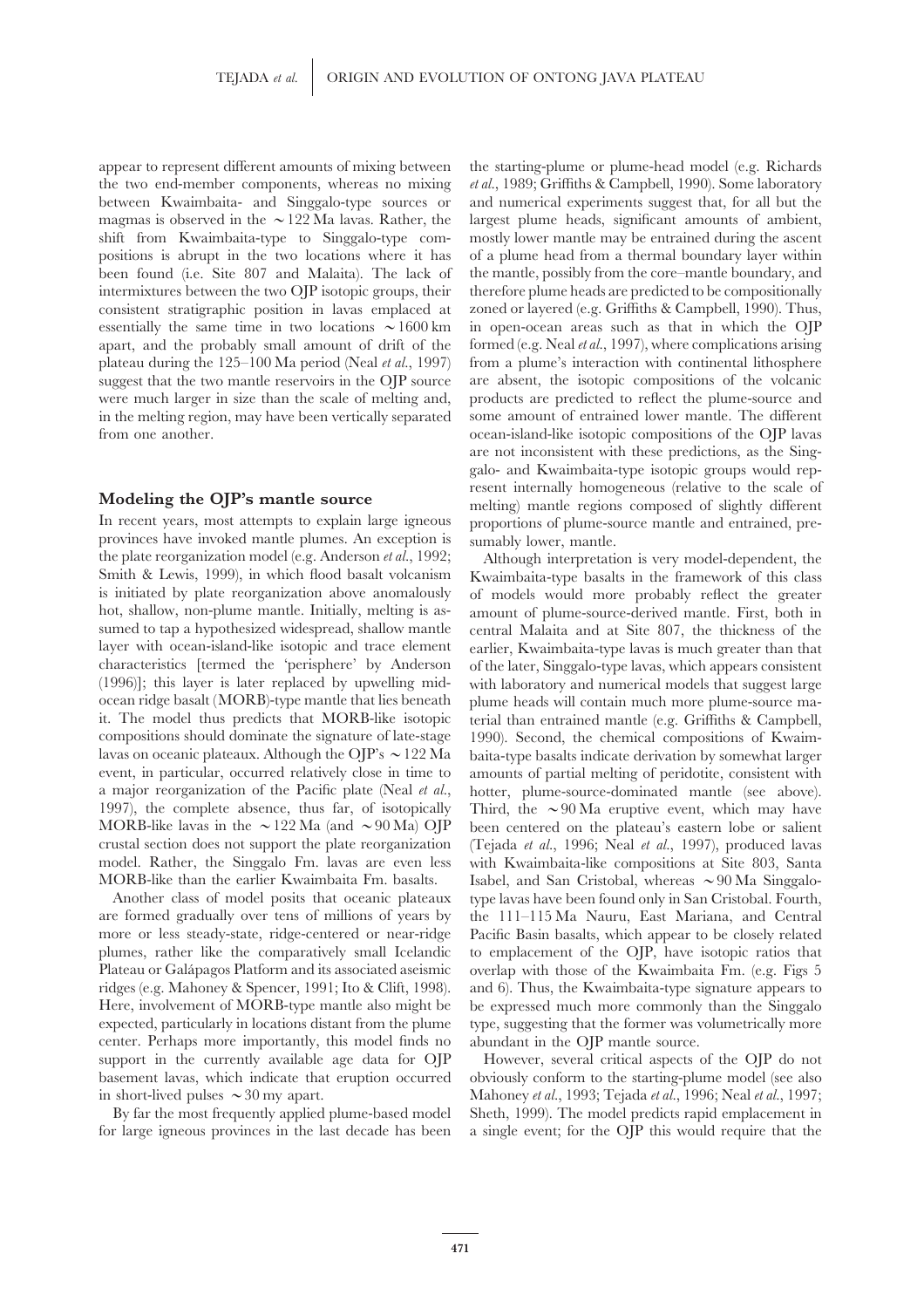appear to represent different amounts of mixing between the two end-member components, whereas no mixing between Kwaimbaita- and Singgalo-type sources or magmas is observed in the ∼122 Ma lavas. Rather, the shift from Kwaimbaita-type to Singgalo-type compositions is abrupt in the two locations where it has been found (i.e. Site 807 and Malaita). The lack of intermixtures between the two OJP isotopic groups, their consistent stratigraphic position in lavas emplaced at essentially the same time in two locations ∼1600 km apart, and the probably small amount of drift of the plateau during the 125–100 Ma period (Neal *et al.*, 1997) suggest that the two mantle reservoirs in the OJP source were much larger in size than the scale of melting and, in the melting region, may have been vertically separated from one another.

## Modeling the OJP's mantle source

In recent years, most attempts to explain large igneous provinces have invoked mantle plumes. An exception is the plate reorganization model (e.g. Anderson *et al.*, 1992; Smith & Lewis, 1999), in which flood basalt volcanism is initiated by plate reorganization above anomalously hot, shallow, non-plume mantle. Initially, melting is assumed to tap a hypothesized widespread, shallow mantle layer with ocean-island-like isotopic and trace element characteristics [termed the 'perisphere' by Anderson (1996)]; this layer is later replaced by upwelling mid-ocean ridge basalt (MORB)-type mantle that lies beneath it. The model thus predicts that MORB-like isotopic compositions should dominate the signature of late-stage lavas on oceanic plateaux. Although the OJP's ∼122 Ma event, in particular, occurred relatively close in time to a major reorganization of the Pacific plate (Neal *et al.*, 1997), the complete absence, thus far, of isotopically MORB-like lavas in the ∼122 Ma (and ∼90 Ma) OJP crustal section does not support the plate reorganization model. Rather, the Singgalo Fm. lavas are even less MORB-like than the earlier Kwaimbaita Fm. basalts.

Another class of model posits that oceanic plateaux are formed gradually over tens of millions of years by more or less steady-state, ridge-centered or near-ridge plumes, rather like the comparatively small Icelandic Plateau or Galápagos Platform and its associated aseismic ridges (e.g. Mahoney & Spencer, 1991; Ito & Clift, 1998). Here, involvement of MORB-type mantle also might be expected, particularly in locations distant from the plume center. Perhaps more importantly, this model finds no support in the currently available age data for OJP basement lavas, which indicate that eruption occurred in short-lived pulses ∼30 my apart.

By far the most frequently applied plume-based model for large igneous provinces in the last decade has been the starting-plume or plume-head model (e.g. Richards *et al.*, 1989; Griffiths & Campbell, 1990). Some laboratory and numerical experiments suggest that, for all but the largest plume heads, significant amounts of ambient, mostly lower mantle may be entrained during the ascent of a plume head from a thermal boundary layer within the mantle, possibly from the core–mantle boundary, and therefore plume heads are predicted to be compositionally zoned or layered (e.g. Griffiths & Campbell, 1990). Thus, in open-ocean areas such as that in which the OJP formed (e.g. Neal *et al.*, 1997), where complications arising from a plume's interaction with continental lithosphere are absent, the isotopic compositions of the volcanic products are predicted to reflect the plume-source and some amount of entrained lower mantle. The different ocean-island-like isotopic compositions of the OJP lavas are not inconsistent with these predictions, as the Singgalo- and Kwaimbaita-type isotopic groups would represent internally homogeneous (relative to the scale of melting) mantle regions composed of slightly different proportions of plume-source mantle and entrained, presumably lower, mantle.

Although interpretation is very model-dependent, the Kwaimbaita-type basalts in the framework of this class of models would more probably reflect the greater amount of plume-source-derived mantle. First, both in central Malaita and at Site 807, the thickness of the earlier, Kwaimbaita-type lavas is much greater than that of the later, Singgalo-type lavas, which appears consistent with laboratory and numerical models that suggest large plume heads will contain much more plume-source material than entrained mantle (e.g. Griffiths & Campbell, 1990). Second, the chemical compositions of Kwaimbaita-type basalts indicate derivation by somewhat larger amounts of partial melting of peridotite, consistent with hotter, plume-source-dominated mantle (see above). Third, the ∼90 Ma eruptive event, which may have been centered on the plateau's eastern lobe or salient (Tejada *et al.*, 1996; Neal *et al.*, 1997), produced lavas with Kwaimbaita-like compositions at Site 803, Santa Isabel, and San Cristobal, whereas ∼90 Ma Singgalo-type lavas have been found only in San Cristobal. Fourth, the 111–115 Ma Nauru, East Mariana, and Central Pacific Basin basalts, which appear to be closely related to emplacement of the OJP, have isotopic ratios that overlap with those of the Kwaimbaita Fm. (e.g. Figs 5 and 6). Thus, the Kwaimbaita-type signature appears to be expressed much more commonly than the Singgalo type, suggesting that the former was volumetrically more abundant in the OJP mantle source.

However, several critical aspects of the OJP do not obviously conform to the starting-plume model (see also Mahoney *et al.*, 1993; Tejada *et al.*, 1996; Neal *et al.*, 1997; Sheth, 1999). The model predicts rapid emplacement in a single event; for the OJP this would require that the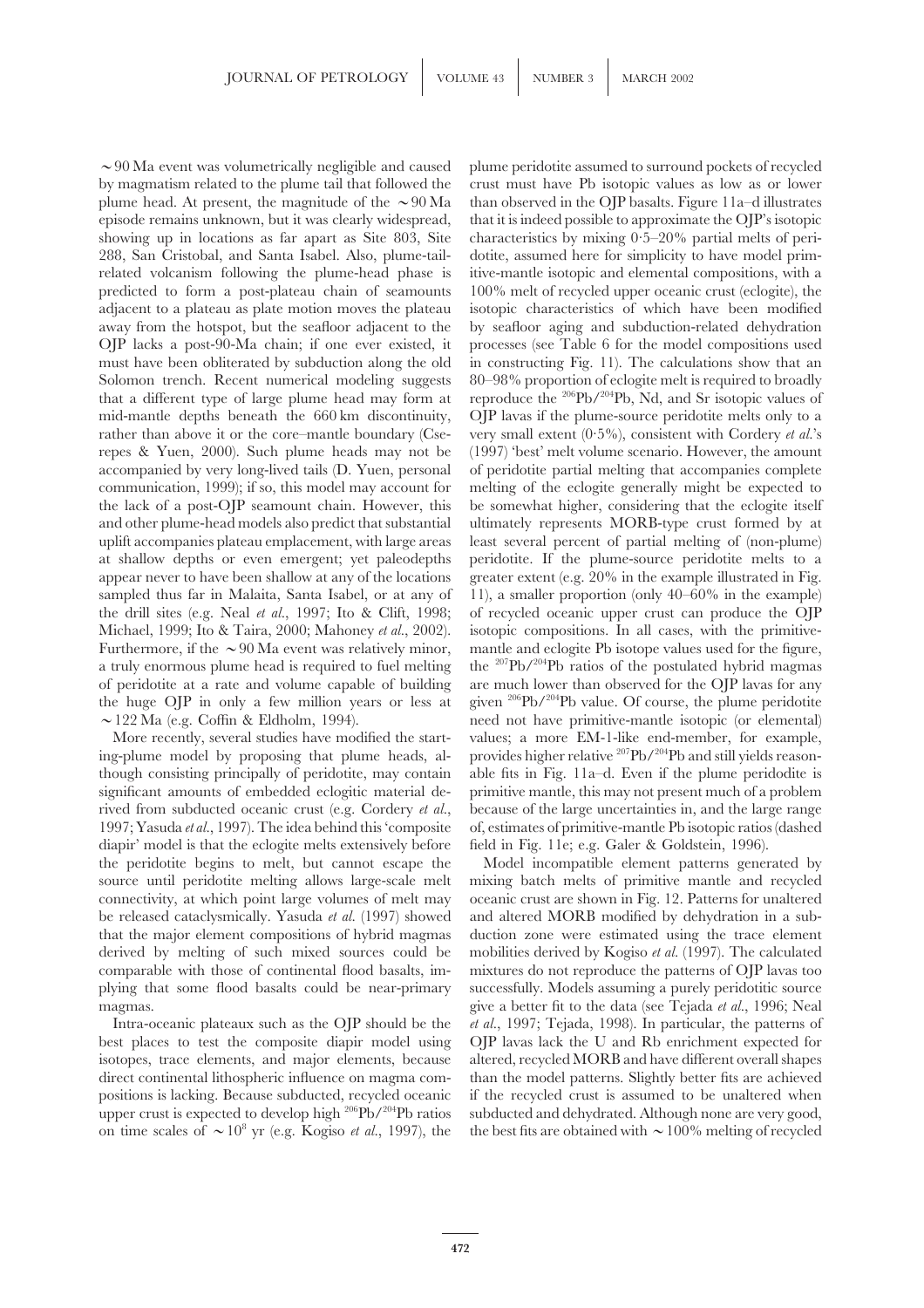∼90 Ma event was volumetrically negligible and caused by magmatism related to the plume tail that followed the plume head. At present, the magnitude of the ∼90 Ma episode remains unknown, but it was clearly widespread, showing up in locations as far apart as Site 803, Site 288, San Cristobal, and Santa Isabel. Also, plume-tail-related volcanism following the plume-head phase is predicted to form a post-plateau chain of seamounts adjacent to a plateau as plate motion moves the plateau away from the hotspot, but the seafloor adjacent to the OJP lacks a post-90-Ma chain; if one ever existed, it must have been obliterated by subduction along the old Solomon trench. Recent numerical modeling suggests that a different type of large plume head may form at mid-mantle depths beneath the 660 km discontinuity, rather than above it or the core–mantle boundary (Cserepes & Yuen, 2000). Such plume heads may not be accompanied by very long-lived tails (D. Yuen, personal communication, 1999); if so, this model may account for the lack of a post-OJP seamount chain. However, this and other plume-head models also predict that substantial uplift accompanies plateau emplacement, with large areas at shallow depths or even emergent; yet paleodepths appear never to have been shallow at any of the locations sampled thus far in Malaita, Santa Isabel, or at any of the drill sites (e.g. Neal *et al.*, 1997; Ito & Clift, 1998; Michael, 1999; Ito & Taira, 2000; Mahoney *et al.*, 2002). Furthermore, if the ∼90 Ma event was relatively minor, a truly enormous plume head is required to fuel melting of peridotite at a rate and volume capable of building the huge OJP in only a few million years or less at ∼122 Ma (e.g. Coffin & Eldholm, 1994).

More recently, several studies have modified the starting-plume model by proposing that plume heads, although consisting principally of peridotite, may contain significant amounts of embedded eclogitic material derived from subducted oceanic crust (e.g. Cordery *et al.*, 1997; Yasuda *et al.*, 1997). The idea behind this 'composite diapir' model is that the eclogite melts extensively before the peridotite begins to melt, but cannot escape the source until peridotite melting allows large-scale melt connectivity, at which point large volumes of melt may be released cataclysmically. Yasuda *et al.* (1997) showed that the major element compositions of hybrid magmas derived by melting of such mixed sources could be comparable with those of continental flood basalts, implying that some flood basalts could be near-primary magmas.

Intra-oceanic plateaux such as the OJP should be the best places to test the composite diapir model using isotopes, trace elements, and major elements, because direct continental lithospheric influence on magma compositions is lacking. Because subducted, recycled oceanic upper crust is expected to develop high $^{206}Pb/^{204}Pb$ ratios on time scales of $\sim 10^8$ yr (e.g. Kogiso *et al.*, 1997), the plume peridotite assumed to surround pockets of recycled crust must have Pb isotopic values as low as or lower than observed in the OJP basalts. Figure 11a–d illustrates that it is indeed possible to approximate the OJP's isotopic characteristics by mixing 0·5–20% partial melts of peridotite, assumed here for simplicity to have model primitive-mantle isotopic and elemental compositions, with a 100% melt of recycled upper oceanic crust (eclogite), the isotopic characteristics of which have been modified by seafloor aging and subduction-related dehydration processes (see Table 6 for the model compositions used in constructing Fig. 11). The calculations show that an 80–98% proportion of eclogite melt is required to broadly reproduce the $^{206}Pb/^{204}Pb$, Nd, and Sr isotopic values of OJP lavas if the plume-source peridotite melts only to a very small extent (0·5%), consistent with Cordery *et al.*'s (1997) 'best' melt volume scenario. However, the amount of peridotite partial melting that accompanies complete melting of the eclogite generally might be expected to be somewhat higher, considering that the eclogite itself ultimately represents MORB-type crust formed by at least several percent of partial melting of (non-plume) peridotite. If the plume-source peridotite melts to a greater extent (e.g. 20% in the example illustrated in Fig. 11), a smaller proportion (only 40–60% in the example) of recycled oceanic upper crust can produce the OJP isotopic compositions. In all cases, with the primitive-mantle and eclogite Pb isotope values used for the figure, the $^{207}Pb/^{204}Pb$ ratios of the postulated hybrid magmas are much lower than observed for the OJP lavas for any given $^{206}Pb/^{204}Pb$ value. Of course, the plume peridotite need not have primitive-mantle isotopic (or elemental) values; a more EM-1-like end-member, for example, provides higher relative $^{207}Pb/^{204}Pb$ and still yields reasonable fits in Fig. 11a–d. Even if the plume peridotite is primitive mantle, this may not present much of a problem because of the large uncertainties in, and the large range of, estimates of primitive-mantle Pb isotopic ratios (dashed field in Fig. 11e; e.g. Galer & Goldstein, 1996).

Model incompatible element patterns generated by mixing batch melts of primitive mantle and recycled oceanic crust are shown in Fig. 12. Patterns for unaltered and altered MORB modified by dehydration in a subduction zone were estimated using the trace element mobilities derived by Kogiso *et al.* (1997). The calculated mixtures do not reproduce the patterns of OJP lavas too successfully. Models assuming a purely peridotitic source give a better fit to the data (see Tejada *et al.*, 1996; Neal *et al.*, 1997; Tejada, 1998). In particular, the patterns of OJP lavas lack the U and Rb enrichment expected for altered, recycled MORB and have different overall shapes than the model patterns. Slightly better fits are achieved if the recycled crust is assumed to be unaltered when subducted and dehydrated. Although none are very good, the best fits are obtained with ∼100% melting of recycled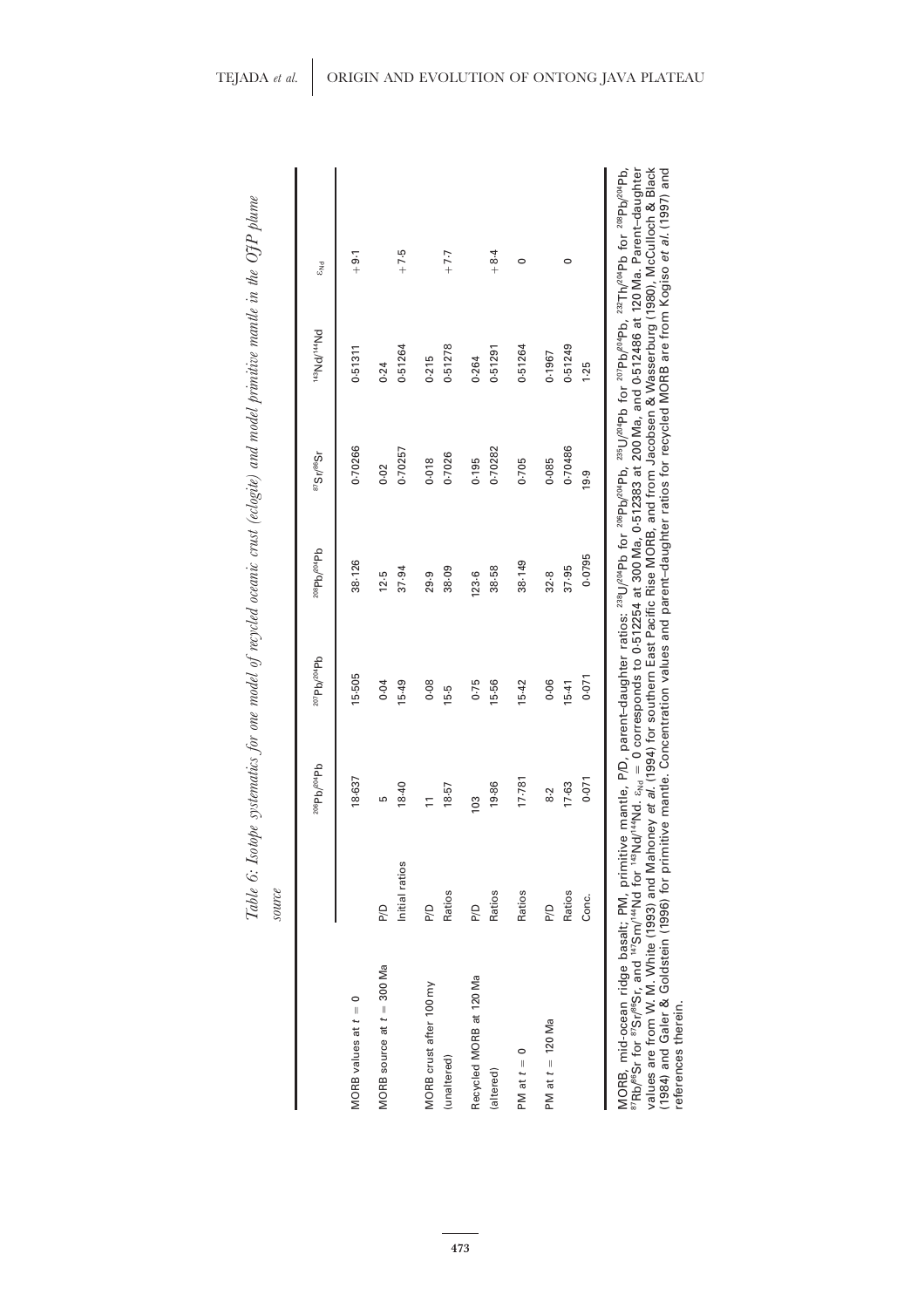*Table 6: Isotope systematics for one model of recycled oceanic crust (eclogite) and model primitive mantle in the OJP plume source*

| | | $^{206}Pb/^{204}Pb$ | $^{207}Pb/^{204}Pb$ | $^{208}Pb/^{204}Pb$ | $^{87}Sr/^{86}Sr$ | $^{143}Nd/^{144}Nd$ | $\varepsilon_{Nd}$ |
|---|---|---|---|---|---|---|---|
| MORB values at $t = 0$ | | 18·637 | 15·505 | 38·126 | 0·70266 | 0·51311 | +9·1 |
| MORB source at $t = 300$ Ma | P/D | 5 | 0·04 | 12·5 | 0·02 | 0·24 | |
| | Initial ratios | 18·40 | 15·49 | 37·94 | 0·70257 | 0·51264 | +7·5 |
| MORB crust after 100 my | P/D | 11 | 0·08 | 29·9 | 0·018 | 0·215 | |
| (unaltered) | Ratios | 18·57 | 15·5 | 38·09 | 0·7026 | 0·51278 | +7·7 |
| Recycled MORB at 120 Ma | P/D | 103 | 0·75 | 123·6 | 0·195 | 0·264 | |
| (altered) | Ratios | 19·86 | 15·56 | 38·58 | 0·70282 | 0·51291 | +8·4 |
| PM at $t = 0$ | Ratios | 17·781 | 15·42 | 38·149 | 0·705 | 0·51264 | 0 |
| PM at $t = 120$ Ma | P/D | 8·2 | 0·06 | 32·8 | 0·085 | 0·1967 | |
| | Ratios | 17·63 | 15·41 | 37·95 | 0·70486 | 0·51249 | 0 |
| | Conc. | 0·071 | 0·071 | 0·0795 | 19·9 | 1·25 | |

MORB, mid-ocean ridge basalt; PM, primitive mantle, P/D, parent–daughter ratios: $^{238}U/^{204}Pb$ for $^{206}Pb/^{204}Pb$, $^{235}U/^{204}Pb$ for $^{207}Pb/^{204}Pb$, $^{232}Th/^{204}Pb$ for $^{208}Pb/^{204}Pb$, $^{87}Rb/^{86}Sr$ for $^{87}Sr/^{86}Sr$, and $^{147}Sm/^{144}Nd$ for $^{143}Nd/^{144}Nd$. $\varepsilon_{Nd} = 0$ corresponds to 0·512254 at 300 Ma, 0·512383 at 200 Ma, and 0·512486 at 120 Ma. Parent–daughter values are from W. M. White (1993) and Mahoney *et al.* (1994) for southern East Pacific Rise MORB, and from Jacobsen & Wasserburg (1980), McCulloch & Black (1984) and Galer & Goldstein (1996) for primitive mantle. Concentration values and parent–daughter ratios for recycled MORB are from Kogiso *et al.* (1997) and references therein.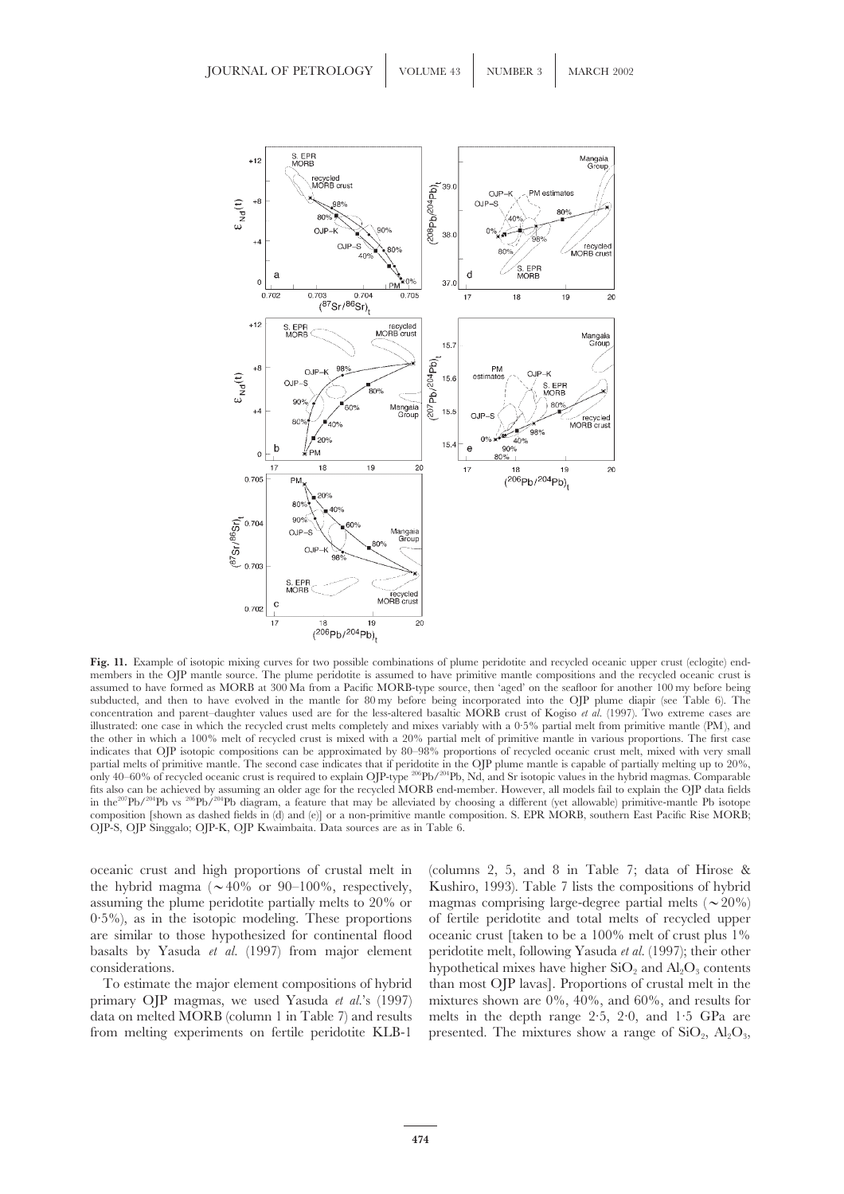**Fig. 11.** Example of isotopic mixing curves for two possible combinations of plume peridotite and recycled oceanic upper crust (eclogite) end-members in the OJP mantle source. The plume peridotite is assumed to have primitive mantle compositions and the recycled oceanic crust is assumed to have formed as MORB at 300 Ma from a Pacific MORB-type source, then 'aged' on the seafloor for another 100 my before being subducted, and then to have evolved in the mantle for 80 my before being incorporated into the OJP plume diapir (see Table 6). The concentration and parent–daughter values used are for the less-altered basaltic MORB crust of Kogiso *et al.* (1997). Two extreme cases are illustrated: one case in which the recycled crust melts completely and mixes variably with a 0·5% partial melt from primitive mantle (PM), and the other in which a 100% melt of recycled crust is mixed with a 20% partial melt of primitive mantle in various proportions. The first case indicates that OJP isotopic compositions can be approximated by 80–98% proportions of recycled oceanic crust melt, mixed with very small partial melts of primitive mantle. The second case indicates that if peridotite in the OJP plume mantle is capable of partially melting up to 20%, only 40–60% of recycled oceanic crust is required to explain OJP-type $^{206}Pb/^{204}Pb$, Nd, and Sr isotopic values in the hybrid magmas. Comparable fits also can be achieved by assuming an older age for the recycled MORB end-member. However, all models fail to explain the OJP data fields in the $^{207}Pb/^{204}Pb$ vs $^{206}Pb/^{204}Pb$ diagram, a feature that may be alleviated by choosing a different (yet allowable) primitive-mantle Pb isotope composition [shown as dashed fields in (d) and (e)] or a non-primitive mantle composition. S. EPR MORB, southern East Pacific Rise MORB; OJP-S, OJP Singgalo; OJP-K, OJP Kwaimbaita. Data sources are as in Table 6.

oceanic crust and high proportions of crustal melt in the hybrid magma (~40% or 90–100%, respectively, assuming the plume peridotite partially melts to 20% or 0·5%), as in the isotopic modeling. These proportions are similar to those hypothesized for continental flood basalts by Yasuda *et al.* (1997) from major element considerations.

To estimate the major element compositions of hybrid primary OJP magmas, we used Yasuda *et al.*'s (1997) data on melted MORB (column 1 in Table 7) and results from melting experiments on fertile peridotite KLB-1 (columns 2, 5, and 8 in Table 7; data of Hirose & Kushiro, 1993). Table 7 lists the compositions of hybrid magmas comprising large-degree partial melts (~20%) of fertile peridotite and total melts of recycled upper oceanic crust [taken to be a 100% melt of crust plus 1% peridotite melt, following Yasuda *et al.* (1997); their other hypothetical mixes have higher $SiO_2$ and $Al_2O_3$ contents than most OJP lavas]. Proportions of crustal melt in the mixtures shown are 0%, 40%, and 60%, and results for melts in the depth range 2·5, 2·0, and 1·5 GPa are presented. The mixtures show a range of $SiO_2$, $Al_2O_3$,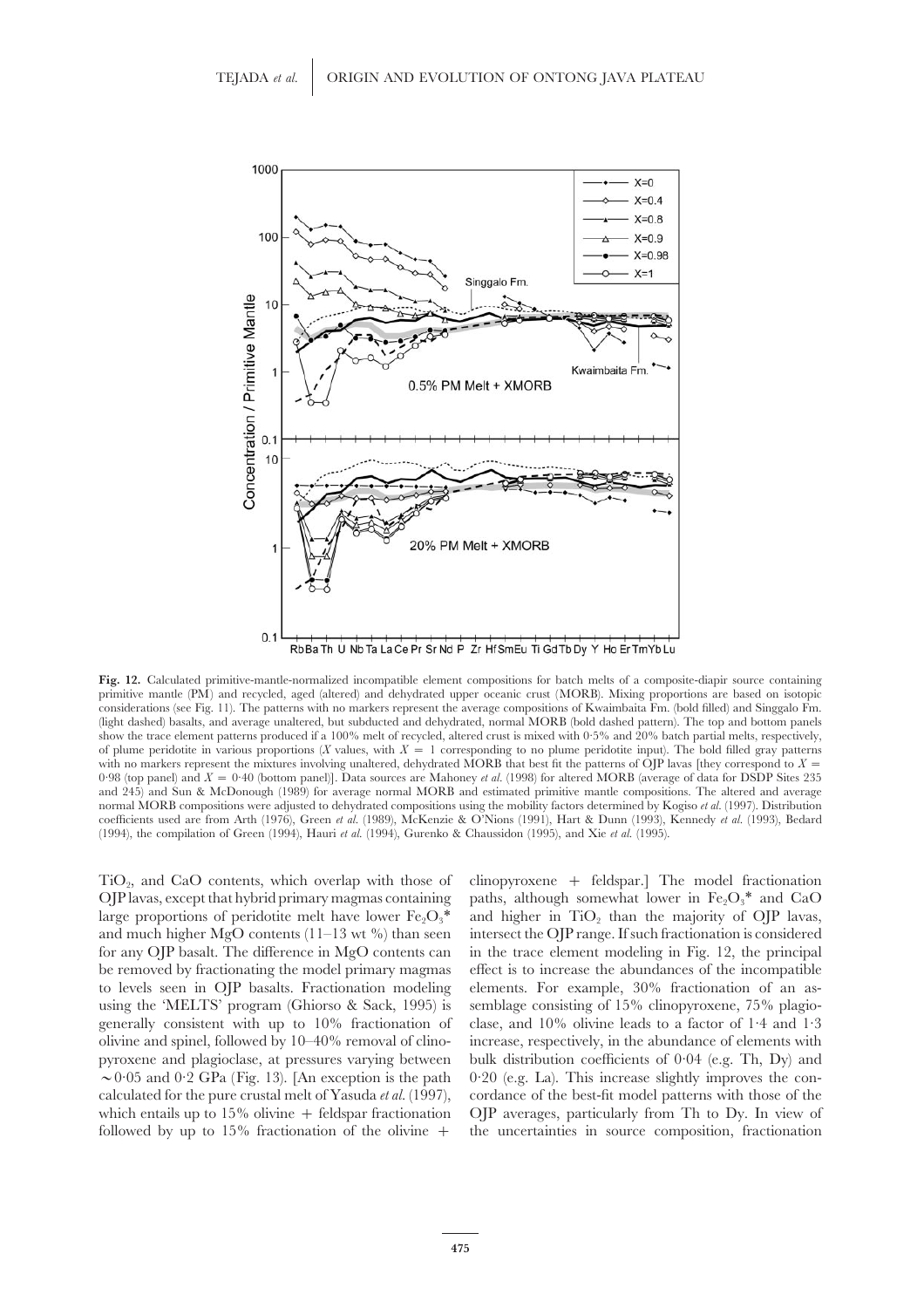**Fig. 12.** Calculated primitive-mantle-normalized incompatible element compositions for batch melts of a composite-diapir source containing primitive mantle (PM) and recycled, aged (altered) and dehydrated upper oceanic crust (MORB). Mixing proportions are based on isotopic considerations (see Fig. 11). The patterns with no markers represent the average compositions of Kwaimbaita Fm. (bold filled) and Singgalo Fm. (light dashed) basalts, and average unaltered, but subducted and dehydrated, normal MORB (bold dashed pattern). The top and bottom panels show the trace element patterns produced if a 100% melt of recycled, altered crust is mixed with 0·5% and 20% batch partial melts, respectively, of plume peridotite in various proportions ($X$ values, with $X = 1$ corresponding to no plume peridotite input). The bold filled gray patterns with no markers represent the mixtures involving unaltered, dehydrated MORB that best fit the patterns of OJP lavas [they correspond to $X =$ 0·98 (top panel) and $X = 0·40$ (bottom panel)]. Data sources are Mahoney *et al.* (1998) for altered MORB (average of data for DSDP Sites 235 and 245) and Sun & McDonough (1989) for average normal MORB and estimated primitive mantle compositions. The altered and average normal MORB compositions were adjusted to dehydrated compositions using the mobility factors determined by Kogiso *et al.* (1997). Distribution coefficients used are from Arth (1976), Green *et al.* (1989), McKenzie & O'Nions (1991), Hart & Dunn (1993), Kennedy *et al.* (1993), Bedard (1994), the compilation of Green (1994), Hauri *et al.* (1994), Gurenko & Chaussidon (1995), and Xie *et al.* (1995).

$TiO_2$, and CaO contents, which overlap with those of OJP lavas, except that hybrid primary magmas containing large proportions of peridotite melt have lower $Fe_2O_3$* and much higher MgO contents (11–13 wt %) than seen for any OJP basalt. The difference in MgO contents can be removed by fractionating the model primary magmas to levels seen in OJP basalts. Fractionation modeling using the 'MELTS' program (Ghiorso & Sack, 1995) is generally consistent with up to 10% fractionation of olivine and spinel, followed by 10–40% removal of clinopyroxene and plagioclase, at pressures varying between ~0·05 and 0·2 GPa (Fig. 13). [An exception is the path calculated for the pure crustal melt of Yasuda *et al.* (1997), which entails up to 15% olivine + feldspar fractionation followed by up to 15% fractionation of the olivine + clinopyroxene + feldspar.] The model fractionation paths, although somewhat lower in $Fe_2O_3$* and CaO and higher in $TiO_2$ than the majority of OJP lavas, intersect the OJP range. If such fractionation is considered in the trace element modeling in Fig. 12, the principal effect is to increase the abundances of the incompatible elements. For example, 30% fractionation of an assemblage consisting of 15% clinopyroxene, 75% plagioclase, and 10% olivine leads to a factor of 1·4 and 1·3 increase, respectively, in the abundance of elements with bulk distribution coefficients of 0·04 (e.g. Th, Dy) and 0·20 (e.g. La). This increase slightly improves the concordance of the best-fit model patterns with those of the OJP averages, particularly from Th to Dy. In view of the uncertainties in source composition, fractionation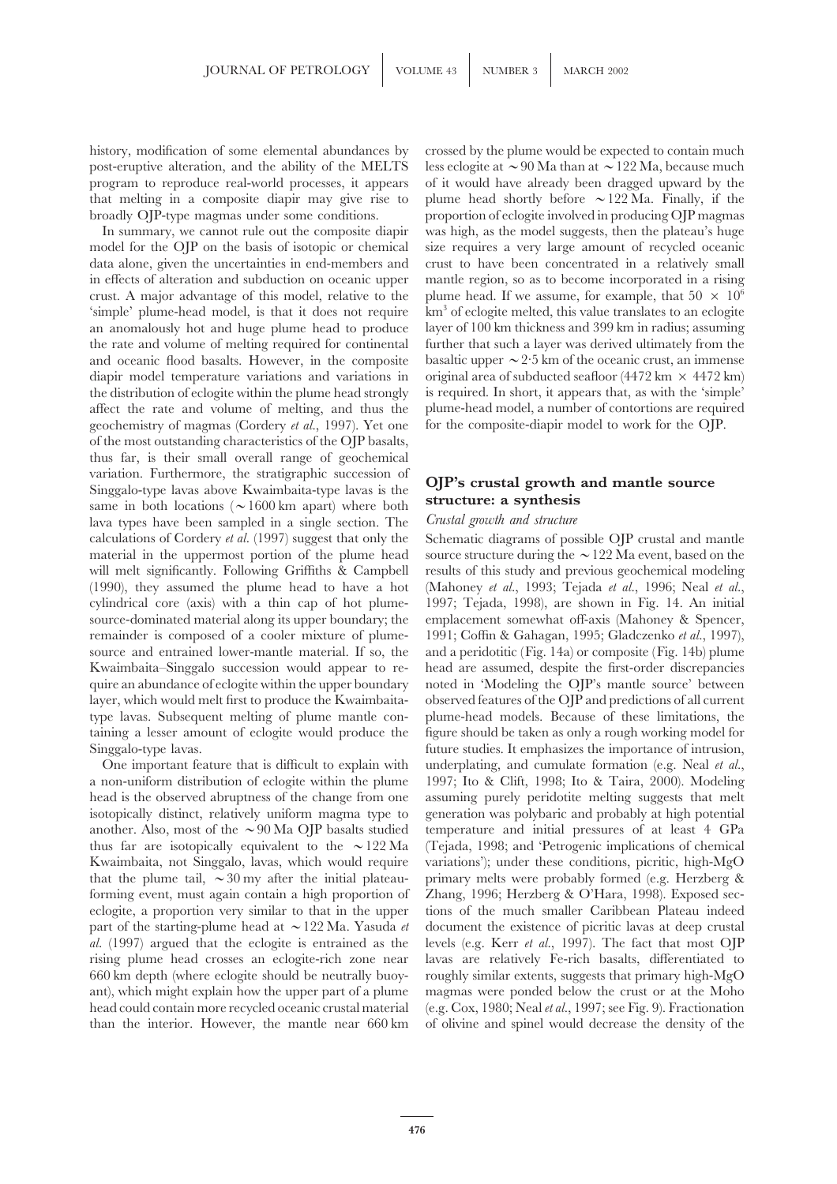history, modification of some elemental abundances by post-eruptive alteration, and the ability of the MELTS program to reproduce real-world processes, it appears that melting in a composite diapir may give rise to broadly OJP-type magmas under some conditions.

In summary, we cannot rule out the composite diapir model for the OJP on the basis of isotopic or chemical data alone, given the uncertainties in end-members and in effects of alteration and subduction on oceanic upper crust. A major advantage of this model, relative to the 'simple' plume-head model, is that it does not require an anomalously hot and huge plume head to produce the rate and volume of melting required for continental and oceanic flood basalts. However, in the composite diapir model temperature variations and variations in the distribution of eclogite within the plume head strongly affect the rate and volume of melting, and thus the geochemistry of magmas (Cordery *et al.*, 1997). Yet one of the most outstanding characteristics of the OJP basalts, thus far, is their small overall range of geochemical variation. Furthermore, the stratigraphic succession of Singgalo-type lavas above Kwaimbaita-type lavas is the same in both locations ($\sim$1600 km apart) where both lava types have been sampled in a single section. The calculations of Cordery *et al.* (1997) suggest that only the material in the uppermost portion of the plume head will melt significantly. Following Griffiths & Campbell (1990), they assumed the plume head to have a hot cylindrical core (axis) with a thin cap of hot plume-source-dominated material along its upper boundary; the remainder is composed of a cooler mixture of plume-source and entrained lower-mantle material. If so, the Kwaimbaita–Singgalo succession would appear to require an abundance of eclogite within the upper boundary layer, which would melt first to produce the Kwaimbaita-type lavas. Subsequent melting of plume mantle containing a lesser amount of eclogite would produce the Singgalo-type lavas.

One important feature that is difficult to explain with a non-uniform distribution of eclogite within the plume head is the observed abruptness of the change from one isotopically distinct, relatively uniform magma type to another. Also, most of the $\sim$90 Ma OJP basalts studied thus far are isotopically equivalent to the $\sim$122 Ma Kwaimbaita, not Singgalo, lavas, which would require that the plume tail, $\sim$30 my after the initial plateau-forming event, must again contain a high proportion of eclogite, a proportion very similar to that in the upper part of the starting-plume head at $\sim$122 Ma. Yasuda *et al.* (1997) argued that the eclogite is entrained as the rising plume head crosses an eclogite-rich zone near 660 km depth (where eclogite should be neutrally buoyant), which might explain how the upper part of a plume head could contain more recycled oceanic crustal material than the interior. However, the mantle near 660 km crossed by the plume would be expected to contain much less eclogite at $\sim$90 Ma than at $\sim$122 Ma, because much of it would have already been dragged upward by the plume head shortly before $\sim$122 Ma. Finally, if the proportion of eclogite involved in producing OJP magmas was high, as the model suggests, then the plateau's huge size requires a very large amount of recycled oceanic crust to have been concentrated in a relatively small mantle region, so as to become incorporated in a rising plume head. If we assume, for example, that $50 \times 10^6$ km$^3$ of eclogite melted, this value translates to an eclogite layer of 100 km thickness and 399 km in radius; assuming further that such a layer was derived ultimately from the basaltic upper $\sim$2·5 km of the oceanic crust, an immense original area of subducted seafloor (4472 km $\times$ 4472 km) is required. In short, it appears that, as with the 'simple' plume-head model, a number of contortions are required for the composite-diapir model to work for the OJP.

## OJP's crustal growth and mantle source structure: a synthesis

### *Crustal growth and structure*

Schematic diagrams of possible OJP crustal and mantle source structure during the $\sim$122 Ma event, based on the results of this study and previous geochemical modeling (Mahoney *et al.*, 1993; Tejada *et al.*, 1996; Neal *et al.*, 1997; Tejada, 1998), are shown in Fig. 14. An initial emplacement somewhat off-axis (Mahoney & Spencer, 1991; Coffin & Gahagan, 1995; Gladczenko *et al.*, 1997), and a peridotitic (Fig. 14a) or composite (Fig. 14b) plume head are assumed, despite the first-order discrepancies noted in 'Modeling the OJP's mantle source' between observed features of the OJP and predictions of all current plume-head models. Because of these limitations, the figure should be taken as only a rough working model for future studies. It emphasizes the importance of intrusion, underplating, and cumulate formation (e.g. Neal *et al.*, 1997; Ito & Clift, 1998; Ito & Taira, 2000). Modeling assuming purely peridotite melting suggests that melt generation was polybaric and probably at high potential temperature and initial pressures of at least 4 GPa (Tejada, 1998; and 'Petrogenic implications of chemical variations'); under these conditions, picritic, high-MgO primary melts were probably formed (e.g. Herzberg & Zhang, 1996; Herzberg & O'Hara, 1998). Exposed sections of the much smaller Caribbean Plateau indeed document the existence of picritic lavas at deep crustal levels (e.g. Kerr *et al.*, 1997). The fact that most OJP lavas are relatively Fe-rich basalts, differentiated to roughly similar extents, suggests that primary high-MgO magmas were ponded below the crust or at the Moho (e.g. Cox, 1980; Neal *et al.*, 1997; see Fig. 9). Fractionation of olivine and spinel would decrease the density of the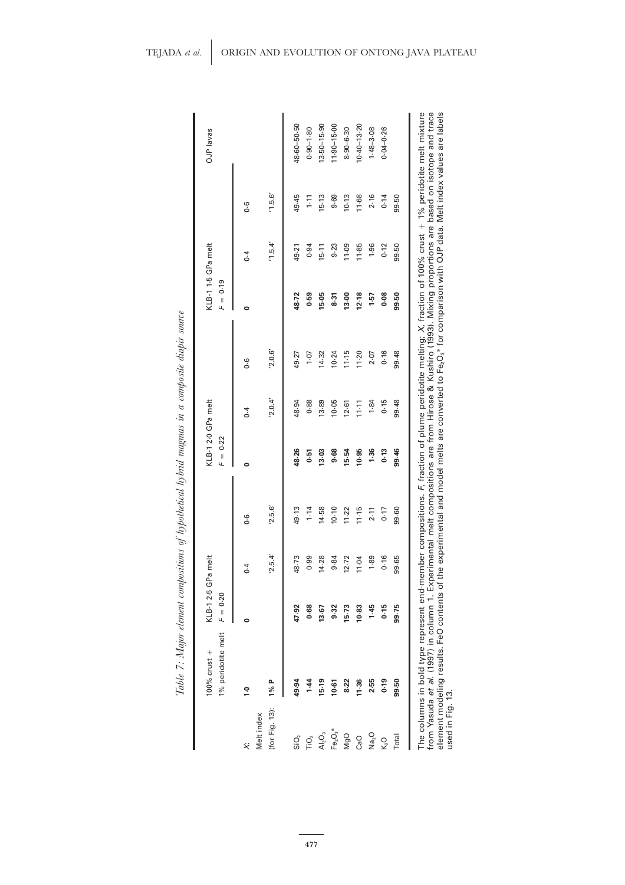*Table 7: Major element compositions of hypothetical hybrid magmas in a composite diapir source*

| | 100% crust + 1% peridotite melt | KLB-1 2·5 GPa melt $F = 0·20$ | | | KLB-1 2·0 GPa melt $F = 0·22$ | | | KLB-1 1·5 GPa melt $F = 0·19$ | | | OJP lavas |
|---|---|---|---|---|---|---|---|---|---|---|---|
| X: | **1·0** | **0** | 0·4 | 0·6 | **0** | 0·4 | 0·6 | **0** | 0·4 | 0·6 | |
| Melt index (for Fig. 13): | **1% P** | | '2.5.4' | '2.5.6' | | '2.0.4' | '2.0.6' | | '1.5.4' | '1.5.6' | |
| $SiO_2$ | **49·94** | **47·92** | 48·73 | 49·13 | **48·26** | 48·94 | 49·27 | **48·72** | 49·21 | 49·45 | 48·60–50·50 |
| $TiO_2$ | **1·44** | **0·68** | 0·99 | 1·14 | **0·51** | 0·88 | 1·07 | **0·59** | 0·94 | 1·11 | 0·90–1·80 |
| $Al_2O_3$ | **15·19** | **13·67** | 14·28 | 14·58 | **13·03** | 13·89 | 14·32 | **15·05** | 15·11 | 15·13 | 13·50–15·90 |
| $Fe_2O_3$* | **10·61** | **9·32** | 9·84 | 10·10 | **9·68** | 10·05 | 10·24 | **8·31** | 9·23 | 9·69 | 11·90–15·00 |
| MgO | **8·22** | **15·73** | 12·72 | 11·22 | **15·54** | 12·61 | 11·15 | **13·00** | 11·09 | 10·13 | 8·90–6·30 |
| CaO | **11·36** | **10·83** | 11·04 | 11·15 | **10·95** | 11·11 | 11·20 | **12·18** | 11·85 | 11·68 | 10·40–13·20 |
| $Na_2O$ | **2·55** | **1·45** | 1·89 | 2·11 | **1·36** | 1·84 | 2·07 | **1·57** | 1·96 | 2·16 | 1·48–3·08 |
| $K_2O$ | **0·19** | **0·15** | 0·16 | 0·17 | **0·13** | 0·15 | 0·16 | **0·08** | 0·12 | 0·14 | 0·04–0·26 |
| Total | **99·50** | **99·75** | 99·65 | 99·60 | **99·46** | 99·48 | 99·48 | **99·50** | 99·50 | 99·50 | |

The columns in bold type represent end-member compositions. *F*, fraction of plume peridotite melting; *X*, fraction of 100% crust + 1% peridotite melt mixture from Yasuda *et al.* (1997) in column 1. Experimental melt compositions are from Hirose & Kushiro (1993). Mixing proportions are based on isotope and trace element modeling results. FeO contents of the experimental and model melts are converted to $Fe_2O_3$* for comparison with OJP data. Melt index values are labels used in Fig. 13.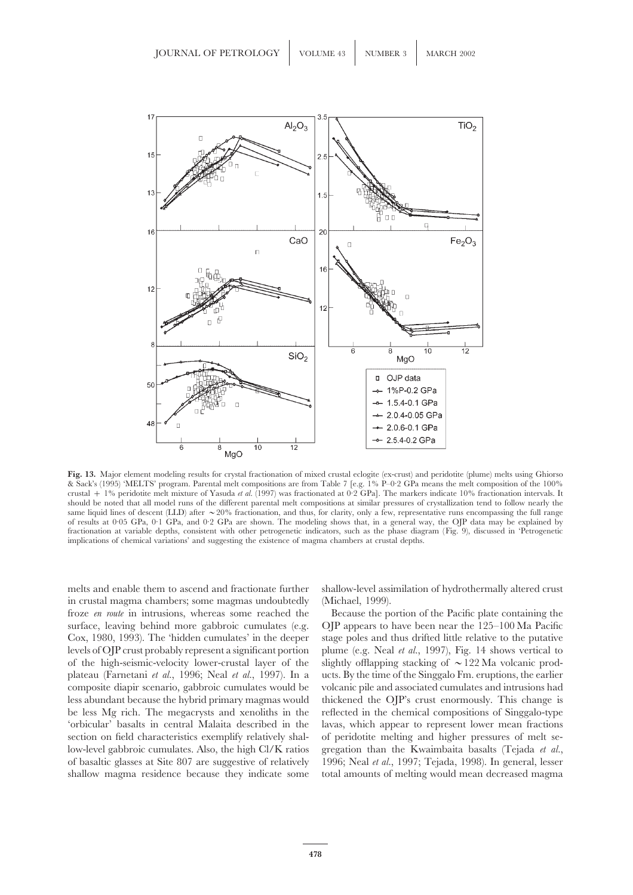**Fig. 13.** Major element modeling results for crystal fractionation of mixed crustal eclogite (ex-crust) and peridotite (plume) melts using Ghiorso & Sack's (1995) 'MELTS' program. Parental melt compositions are from Table 7 [e.g. 1% P–0·2 GPa means the melt composition of the 100% crustal + 1% peridotite melt mixture of Yasuda *et al.* (1997) was fractionated at 0·2 GPa]. The markers indicate 10% fractionation intervals. It should be noted that all model runs of the different parental melt compositions at similar pressures of crystallization tend to follow nearly the same liquid lines of descent (LLD) after ∼20% fractionation, and thus, for clarity, only a few, representative runs encompassing the full range of results at 0·05 GPa, 0·1 GPa, and 0·2 GPa are shown. The modeling shows that, in a general way, the OJP data may be explained by fractionation at variable depths, consistent with other petrogenetic indicators, such as the phase diagram (Fig. 9), discussed in 'Petrogenetic implications of chemical variations' and suggesting the existence of magma chambers at crustal depths.

melts and enable them to ascend and fractionate further in crustal magma chambers; some magmas undoubtedly froze *en route* in intrusions, whereas some reached the surface, leaving behind more gabbroic cumulates (e.g. Cox, 1980, 1993). The 'hidden cumulates' in the deeper levels of OJP crust probably represent a significant portion of the high-seismic-velocity lower-crustal layer of the plateau (Farnetani *et al.*, 1996; Neal *et al.*, 1997). In a composite diapir scenario, gabbroic cumulates would be less abundant because the hybrid primary magmas would be less Mg rich. The megacrysts and xenoliths in the 'orbicular' basalts in central Malaita described in the section on field characteristics exemplify relatively shallow-level gabbroic cumulates. Also, the high Cl/K ratios of basaltic glasses at Site 807 are suggestive of relatively shallow magma residence because they indicate some shallow-level assimilation of hydrothermally altered crust (Michael, 1999).

Because the portion of the Pacific plate containing the OJP appears to have been near the 125–100 Ma Pacific stage poles and thus drifted little relative to the putative plume (e.g. Neal *et al.*, 1997), Fig. 14 shows vertical to slightly offlapping stacking of ∼122 Ma volcanic products. By the time of the Singgalo Fm. eruptions, the earlier volcanic pile and associated cumulates and intrusions had thickened the OJP's crust enormously. This change is reflected in the chemical compositions of Singgalo-type lavas, which appear to represent lower mean fractions of peridotite melting and higher pressures of melt segregation than the Kwaimbaita basalts (Tejada *et al.*, 1996; Neal *et al.*, 1997; Tejada, 1998). In general, lesser total amounts of melting would mean decreased magma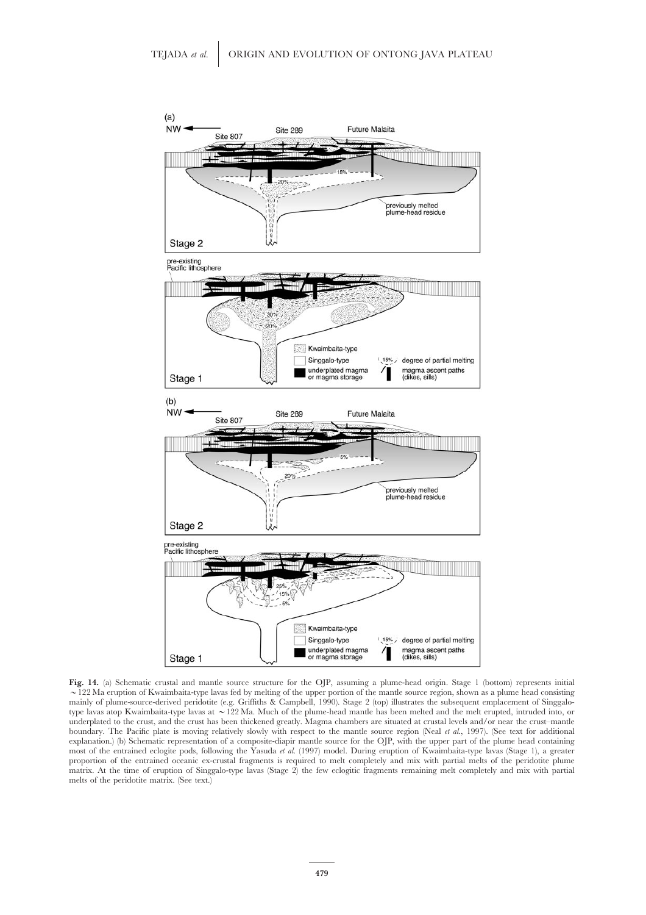**Fig. 14.** (a) Schematic crustal and mantle source structure for the OJP, assuming a plume-head origin. Stage 1 (bottom) represents initial ∼122 Ma eruption of Kwaimbaita-type lavas fed by melting of the upper portion of the mantle source region, shown as a plume head consisting mainly of plume-source-derived peridotite (e.g. Griffiths & Campbell, 1990). Stage 2 (top) illustrates the subsequent emplacement of Singgalo-type lavas atop Kwaimbaita-type lavas at ∼122 Ma. Much of the plume-head mantle has been melted and the melt erupted, intruded into, or underplated to the crust, and the crust has been thickened greatly. Magma chambers are situated at crustal levels and/or near the crust–mantle boundary. The Pacific plate is moving relatively slowly with respect to the mantle source region (Neal *et al.*, 1997). (See text for additional explanation.) (b) Schematic representation of a composite-diapir mantle source for the OJP, with the upper part of the plume head containing most of the entrained eclogite pods, following the Yasuda *et al.* (1997) model. During eruption of Kwaimbaita-type lavas (Stage 1), a greater proportion of the entrained oceanic ex-crustal fragments is required to melt completely and mix with partial melts of the peridotite plume matrix. At the time of eruption of Singgalo-type lavas (Stage 2) the few eclogitic fragments remaining melt completely and mix with partial melts of the peridotite matrix. (See text.)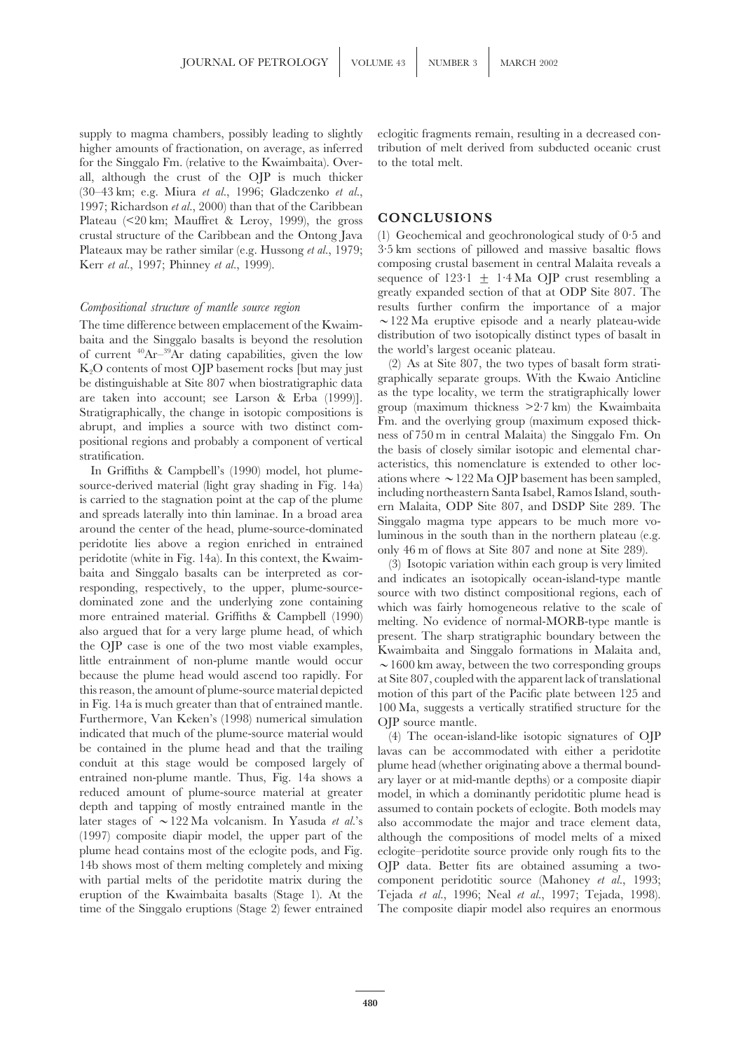supply to magma chambers, possibly leading to slightly higher amounts of fractionation, on average, as inferred for the Singgalo Fm. (relative to the Kwaimbaita). Overall, although the crust of the OJP is much thicker (30–43 km; e.g. Miura *et al*., 1996; Gladczenko *et al*., 1997; Richardson *et al*., 2000) than that of the Caribbean Plateau (<20 km; Mauffret & Leroy, 1999), the gross crustal structure of the Caribbean and the Ontong Java Plateaux may be rather similar (e.g. Hussong *et al*., 1979; Kerr *et al*., 1997; Phinney *et al*., 1999).

### *Compositional structure of mantle source region*

The time difference between emplacement of the Kwaimbaita and the Singgalo basalts is beyond the resolution of current $^{40}Ar$–$^{39}Ar$ dating capabilities, given the low $K_2O$ contents of most OJP basement rocks [but may just be distinguishable at Site 807 when biostratigraphic data are taken into account; see Larson & Erba (1999)]. Stratigraphically, the change in isotopic compositions is abrupt, and implies a source with two distinct compositional regions and probably a component of vertical stratification.

In Griffiths & Campbell's (1990) model, hot plume-source-derived material (light gray shading in Fig. 14a) is carried to the stagnation point at the cap of the plume and spreads laterally into thin laminae. In a broad area around the center of the head, plume-source-dominated peridotite lies above a region enriched in entrained peridotite (white in Fig. 14a). In this context, the Kwaimbaita and Singgalo basalts can be interpreted as corresponding, respectively, to the upper, plume-source-dominated zone and the underlying zone containing more entrained material. Griffiths & Campbell (1990) also argued that for a very large plume head, of which the OJP case is one of the two most viable examples, little entrainment of non-plume mantle would occur because the plume head would ascend too rapidly. For this reason, the amount of plume-source material depicted in Fig. 14a is much greater than that of entrained mantle. Furthermore, Van Keken's (1998) numerical simulation indicated that much of the plume-source material would be contained in the plume head and that the trailing conduit at this stage would be composed largely of entrained non-plume mantle. Thus, Fig. 14a shows a reduced amount of plume-source material at greater depth and tapping of mostly entrained mantle in the later stages of ∼122 Ma volcanism. In Yasuda *et al*.'s (1997) composite diapir model, the upper part of the plume head contains most of the eclogite pods, and Fig. 14b shows most of them melting completely and mixing with partial melts of the peridotite matrix during the eruption of the Kwaimbaita basalts (Stage 1). At the time of the Singgalo eruptions (Stage 2) fewer entrained eclogitic fragments remain, resulting in a decreased contribution of melt derived from subducted oceanic crust to the total melt.

## CONCLUSIONS

(1) Geochemical and geochronological study of 0·5 and 3·5 km sections of pillowed and massive basaltic flows composing crustal basement in central Malaita reveals a sequence of 123·1 ± 1·4 Ma OJP crust resembling a greatly expanded section of that at ODP Site 807. The results further confirm the importance of a major ∼122 Ma eruptive episode and a nearly plateau-wide distribution of two isotopically distinct types of basalt in the world's largest oceanic plateau.

(2) As at Site 807, the two types of basalt form stratigraphically separate groups. With the Kwaio Anticline as the type locality, we term the stratigraphically lower group (maximum thickness >2·7 km) the Kwaimbaita Fm. and the overlying group (maximum exposed thickness of 750 m in central Malaita) the Singgalo Fm. On the basis of closely similar isotopic and elemental characteristics, this nomenclature is extended to other locations where ∼122 Ma OJP basement has been sampled, including northeastern Santa Isabel, Ramos Island, southern Malaita, ODP Site 807, and DSDP Site 289. The Singgalo magma type appears to be much more voluminous in the south than in the northern plateau (e.g. only 46 m of flows at Site 807 and none at Site 289).

(3) Isotopic variation within each group is very limited and indicates an isotopically ocean-island-type mantle source with two distinct compositional regions, each of which was fairly homogeneous relative to the scale of melting. No evidence of normal-MORB-type mantle is present. The sharp stratigraphic boundary between the Kwaimbaita and Singgalo formations in Malaita and, ∼1600 km away, between the two corresponding groups at Site 807, coupled with the apparent lack of translational motion of this part of the Pacific plate between 125 and 100 Ma, suggests a vertically stratified structure for the OJP source mantle.

(4) The ocean-island-like isotopic signatures of OJP lavas can be accommodated with either a peridotite plume head (whether originating above a thermal boundary layer or at mid-mantle depths) or a composite diapir model, in which a dominantly peridotitic plume head is assumed to contain pockets of eclogite. Both models may also accommodate the major and trace element data, although the compositions of model melts of a mixed eclogite–peridotite source provide only rough fits to the OJP data. Better fits are obtained assuming a two-component peridotitic source (Mahoney *et al*., 1993; Tejada *et al*., 1996; Neal *et al*., 1997; Tejada, 1998). The composite diapir model also requires an enormous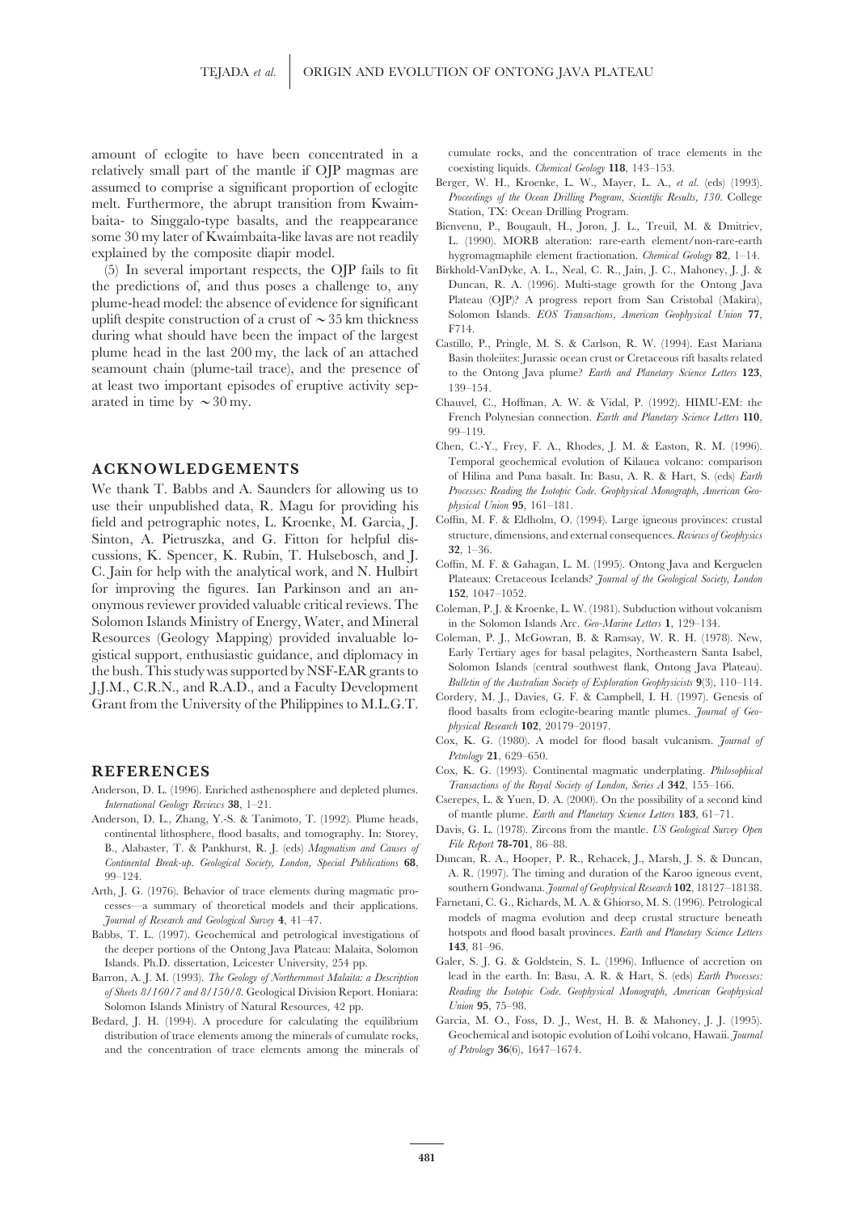amount of eclogite to have been concentrated in a relatively small part of the mantle if OJP magmas are assumed to comprise a significant proportion of eclogite melt. Furthermore, the abrupt transition from Kwaimbaita- to Singgalo-type basalts, and the reappearance some 30 my later of Kwaimbaita-like lavas are not readily explained by the composite diapir model.

(5) In several important respects, the OJP fails to fit the predictions of, and thus poses a challenge to, any plume-head model: the absence of evidence for significant uplift despite construction of a crust of $\sim$35 km thickness during what should have been the impact of the largest plume head in the last 200 my, the lack of an attached seamount chain (plume-tail trace), and the presence of at least two important episodes of eruptive activity separated in time by $\sim$30 my.

## ACKNOWLEDGEMENTS

We thank T. Babbs and A. Saunders for allowing us to use their unpublished data, R. Magu for providing his field and petrographic notes, L. Kroenke, M. Garcia, J. Sinton, A. Pietruszka, and G. Fitton for helpful discussions, K. Spencer, K. Rubin, T. Hulsebosch, and J. C. Jain for help with the analytical work, and N. Hulbirt for improving the figures. Ian Parkinson and an anonymous reviewer provided valuable critical reviews. The Solomon Islands Ministry of Energy, Water, and Mineral Resources (Geology Mapping) provided invaluable logistical support, enthusiastic guidance, and diplomacy in the bush. This study was supported by NSF-EAR grants to J.J.M., C.R.N., and R.A.D., and a Faculty Development Grant from the University of the Philippines to M.L.G.T.

## REFERENCES

Anderson, D. L. (1996). Enriched asthenosphere and depleted plumes. *International Geology Reviews* **38**, 1–21.

Anderson, D. L., Zhang, Y.-S. & Tanimoto, T. (1992). Plume heads, continental lithosphere, flood basalts, and tomography. In: Storey, B., Alabaster, T. & Pankhurst, R. J. (eds) *Magmatism and Causes of Continental Break-up. Geological Society, London, Special Publications* **68**, 99–124.

Arth, J. G. (1976). Behavior of trace elements during magmatic processes—a summary of theoretical models and their applications. *Journal of Research and Geological Survey* **4**, 41–47.

Babbs, T. L. (1997). Geochemical and petrological investigations of the deeper portions of the Ontong Java Plateau: Malaita, Solomon Islands. Ph.D. dissertation, Leicester University, 254 pp.

Barron, A. J. M. (1993). *The Geology of Northernmost Malaita: a Description of Sheets 8/160/7 and 8/150/8.* Geological Division Report. Honiara: Solomon Islands Ministry of Natural Resources, 42 pp.

Bedard, J. H. (1994). A procedure for calculating the equilibrium distribution of trace elements among the minerals of cumulate rocks, and the concentration of trace elements among the minerals of cumulate rocks, and the concentration of trace elements in the coexisting liquids. *Chemical Geology* **118**, 143–153.

Berger, W. H., Kroenke, L. W., Mayer, L. A., *et al.* (eds) (1993). *Proceedings of the Ocean Drilling Program, Scientific Results, 130.* College Station, TX: Ocean Drilling Program.

Bienvenu, P., Bougault, H., Joron, J. L., Treuil, M. & Dmitriev, L. (1990). MORB alteration: rare-earth element/non-rare-earth hygromagmaphile element fractionation. *Chemical Geology* **82**, 1–14.

Birkhold-VanDyke, A. L., Neal, C. R., Jain, J. C., Mahoney, J. J. & Duncan, R. A. (1996). Multi-stage growth for the Ontong Java Plateau (OJP)? A progress report from San Cristobal (Makira), Solomon Islands. *EOS Transactions, American Geophysical Union* **77**, F714.

Castillo, P., Pringle, M. S. & Carlson, R. W. (1994). East Mariana Basin tholeiites: Jurassic ocean crust or Cretaceous rift basalts related to the Ontong Java plume? *Earth and Planetary Science Letters* **123**, 139–154.

Chauvel, C., Hoffman, A. W. & Vidal, P. (1992). HIMU-EM: the French Polynesian connection. *Earth and Planetary Science Letters* **110**, 99–119.

Chen, C.-Y., Frey, F. A., Rhodes, J. M. & Easton, R. M. (1996). Temporal geochemical evolution of Kilauea volcano: comparison of Hilina and Puna basalt. In: Basu, A. R. & Hart, S. (eds) *Earth Processes: Reading the Isotopic Code. Geophysical Monograph, American Geophysical Union* **95**, 161–181.

Coffin, M. F. & Eldholm, O. (1994). Large igneous provinces: crustal structure, dimensions, and external consequences. *Reviews of Geophysics* **32**, 1–36.

Coffin, M. F. & Gahagan, L. M. (1995). Ontong Java and Kerguelen Plateaux: Cretaceous Icelands? *Journal of the Geological Society, London* **152**, 1047–1052.

Coleman, P. J. & Kroenke, L. W. (1981). Subduction without volcanism in the Solomon Islands Arc. *Geo-Marine Letters* **1**, 129–134.

Coleman, P. J., McGowran, B. & Ramsay, W. R. H. (1978). New, Early Tertiary ages for basal pelagites, Northeastern Santa Isabel, Solomon Islands (central southwest flank, Ontong Java Plateau). *Bulletin of the Australian Society of Exploration Geophysicists* **9**(3), 110–114.

Cordery, M. J., Davies, G. F. & Campbell, I. H. (1997). Genesis of flood basalts from eclogite-bearing mantle plumes. *Journal of Geophysical Research* **102**, 20179–20197.

Cox, K. G. (1980). A model for flood basalt vulcanism. *Journal of Petrology* **21**, 629–650.

Cox, K. G. (1993). Continental magmatic underplating. *Philosophical Transactions of the Royal Society of London, Series A* **342**, 155–166.

Cserepes, L. & Yuen, D. A. (2000). On the possibility of a second kind of mantle plume. *Earth and Planetary Science Letters* **183**, 61–71.

Davis, G. L. (1978). Zircons from the mantle. *US Geological Survey Open File Report* **78-701**, 86–88.

Duncan, R. A., Hooper, P. R., Rehacek, J., Marsh, J. S. & Duncan, A. R. (1997). The timing and duration of the Karoo igneous event, southern Gondwana. *Journal of Geophysical Research* **102**, 18127–18138.

Farnetani, C. G., Richards, M. A. & Ghiorso, M. S. (1996). Petrological models of magma evolution and deep crustal structure beneath hotspots and flood basalt provinces. *Earth and Planetary Science Letters* **143**, 81–96.

Galer, S. J. G. & Goldstein, S. L. (1996). Influence of accretion on lead in the earth. In: Basu, A. R. & Hart, S. (eds) *Earth Processes: Reading the Isotopic Code. Geophysical Monograph, American Geophysical Union* **95**, 75–98.

Garcia, M. O., Foss, D. J., West, H. B. & Mahoney, J. J. (1995). Geochemical and isotopic evolution of Loihi volcano, Hawaii. *Journal of Petrology* **36**(6), 1647–1674.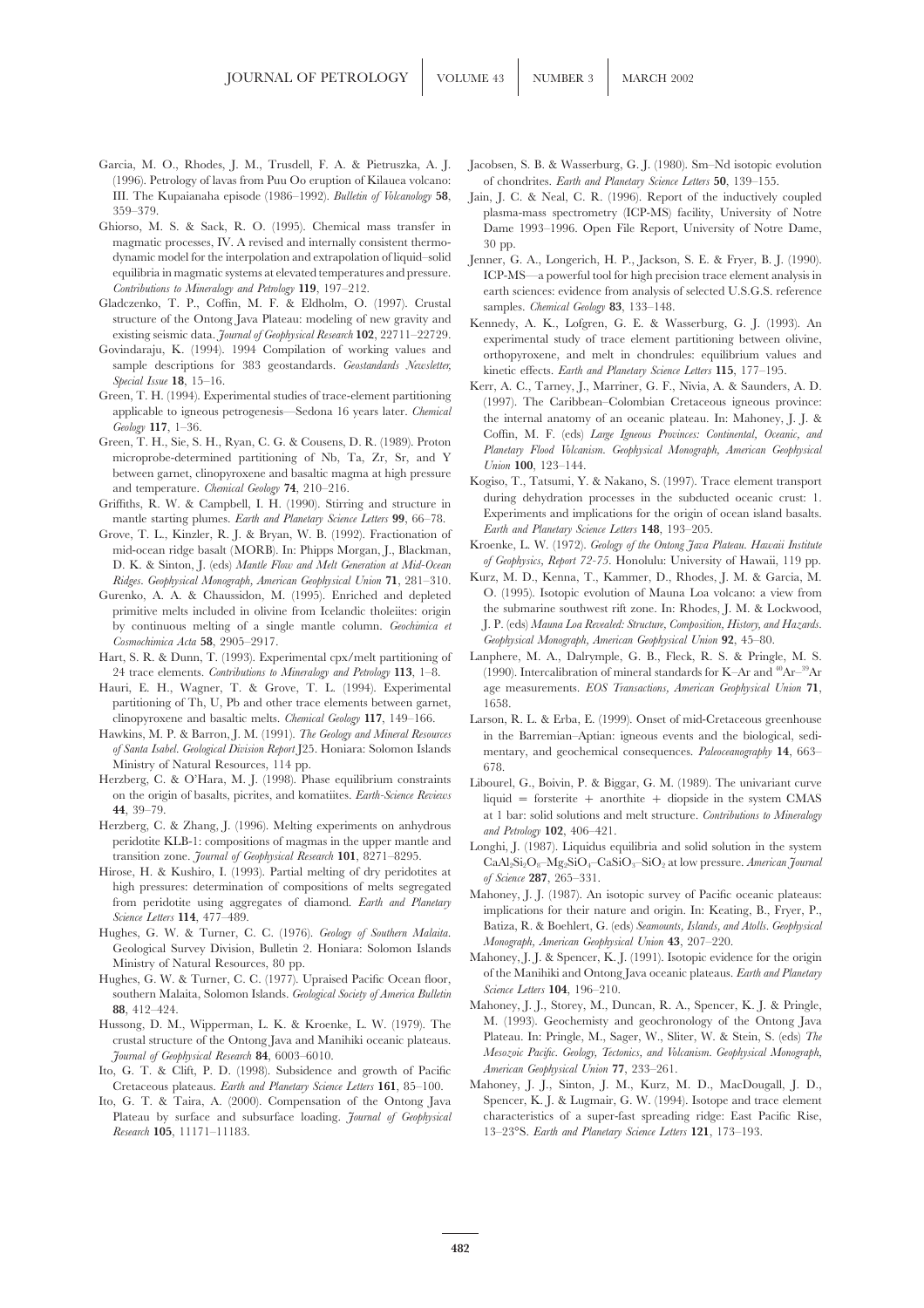Garcia, M. O., Rhodes, J. M., Trusdell, F. A. & Pietruszka, A. J. (1996). Petrology of lavas from Puu Oo eruption of Kilauea volcano: III. The Kupaianaha episode (1986–1992). *Bulletin of Volcanology* **58**, 359–379.

Ghiorso, M. S. & Sack, R. O. (1995). Chemical mass transfer in magmatic processes, IV. A revised and internally consistent thermodynamic model for the interpolation and extrapolation of liquid–solid equilibria in magmatic systems at elevated temperatures and pressure. *Contributions to Mineralogy and Petrology* **119**, 197–212.

Gladczenko, T. P., Coffin, M. F. & Eldholm, O. (1997). Crustal structure of the Ontong Java Plateau: modeling of new gravity and existing seismic data. *Journal of Geophysical Research* **102**, 22711–22729.

Govindaraju, K. (1994). 1994 Compilation of working values and sample descriptions for 383 geostandards. *Geostandards Newsletter, Special Issue* **18**, 15–16.

Green, T. H. (1994). Experimental studies of trace-element partitioning applicable to igneous petrogenesis—Sedona 16 years later. *Chemical Geology* **117**, 1–36.

Green, T. H., Sie, S. H., Ryan, C. G. & Cousens, D. R. (1989). Proton microprobe-determined partitioning of Nb, Ta, Zr, Sr, and Y between garnet, clinopyroxene and basaltic magma at high pressure and temperature. *Chemical Geology* **74**, 210–216.

Griffiths, R. W. & Campbell, I. H. (1990). Stirring and structure in mantle starting plumes. *Earth and Planetary Science Letters* **99**, 66–78.

Grove, T. L., Kinzler, R. J. & Bryan, W. B. (1992). Fractionation of mid-ocean ridge basalt (MORB). In: Phipps Morgan, J., Blackman, D. K. & Sinton, J. (eds) *Mantle Flow and Melt Generation at Mid-Ocean Ridges. Geophysical Monograph, American Geophysical Union* **71**, 281–310.

Gurenko, A. A. & Chaussidon, M. (1995). Enriched and depleted primitive melts included in olivine from Icelandic tholeiites: origin by continuous melting of a single mantle column. *Geochimica et Cosmochimica Acta* **58**, 2905–2917.

Hart, S. R. & Dunn, T. (1993). Experimental cpx/melt partitioning of 24 trace elements. *Contributions to Mineralogy and Petrology* **113**, 1–8.

Hauri, E. H., Wagner, T. & Grove, T. L. (1994). Experimental partitioning of Th, U, Pb and other trace elements between garnet, clinopyroxene and basaltic melts. *Chemical Geology* **117**, 149–166.

Hawkins, M. P. & Barron, J. M. (1991). *The Geology and Mineral Resources of Santa Isabel. Geological Division Report* J25. Honiara: Solomon Islands Ministry of Natural Resources, 114 pp.

Herzberg, C. & O'Hara, M. J. (1998). Phase equilibrium constraints on the origin of basalts, picrites, and komatiites. *Earth-Science Reviews* **44**, 39–79.

Herzberg, C. & Zhang, J. (1996). Melting experiments on anhydrous peridotite KLB-1: compositions of magmas in the upper mantle and transition zone. *Journal of Geophysical Research* **101**, 8271–8295.

Hirose, H. & Kushiro, I. (1993). Partial melting of dry peridotites at high pressures: determination of compositions of melts segregated from peridotite using aggregates of diamond. *Earth and Planetary Science Letters* **114**, 477–489.

Hughes, G. W. & Turner, C. C. (1976). *Geology of Southern Malaita.* Geological Survey Division, Bulletin 2. Honiara: Solomon Islands Ministry of Natural Resources, 80 pp.

Hughes, G. W. & Turner, C. C. (1977). Upraised Pacific Ocean floor, southern Malaita, Solomon Islands. *Geological Society of America Bulletin* **88**, 412–424.

Hussong, D. M., Wipperman, L. K. & Kroenke, L. W. (1979). The crustal structure of the Ontong Java and Manihiki oceanic plateaus. *Journal of Geophysical Research* **84**, 6003–6010.

Ito, G. T. & Clift, P. D. (1998). Subsidence and growth of Pacific Cretaceous plateaus. *Earth and Planetary Science Letters* **161**, 85–100.

Ito, G. T. & Taira, A. (2000). Compensation of the Ontong Java Plateau by surface and subsurface loading. *Journal of Geophysical Research* **105**, 11171–11183.

Jacobsen, S. B. & Wasserburg, G. J. (1980). Sm–Nd isotopic evolution of chondrites. *Earth and Planetary Science Letters* **50**, 139–155.

Jain, J. C. & Neal, C. R. (1996). Report of the inductively coupled plasma-mass spectrometry (ICP-MS) facility, University of Notre Dame 1993–1996. Open File Report, University of Notre Dame, 30 pp.

Jenner, G. A., Longerich, H. P., Jackson, S. E. & Fryer, B. J. (1990). ICP-MS—a powerful tool for high precision trace element analysis in earth sciences: evidence from analysis of selected U.S.G.S. reference samples. *Chemical Geology* **83**, 133–148.

Kennedy, A. K., Lofgren, G. E. & Wasserburg, G. J. (1993). An experimental study of trace element partitioning between olivine, orthopyroxene, and melt in chondrules: equilibrium values and kinetic effects. *Earth and Planetary Science Letters* **115**, 177–195.

Kerr, A. C., Tarney, J., Marriner, G. F., Nivia, A. & Saunders, A. D. (1997). The Caribbean–Colombian Cretaceous igneous province: the internal anatomy of an oceanic plateau. In: Mahoney, J. J. & Coffin, M. F. (eds) *Large Igneous Provinces: Continental, Oceanic, and Planetary Flood Volcanism. Geophysical Monograph, American Geophysical Union* **100**, 123–144.

Kogiso, T., Tatsumi, Y. & Nakano, S. (1997). Trace element transport during dehydration processes in the subducted oceanic crust: 1. Experiments and implications for the origin of ocean island basalts. *Earth and Planetary Science Letters* **148**, 193–205.

Kroenke, L. W. (1972). *Geology of the Ontong Java Plateau. Hawaii Institute of Geophysics, Report 72-75.* Honolulu: University of Hawaii, 119 pp.

Kurz, M. D., Kenna, T., Kammer, D., Rhodes, J. M. & Garcia, M. O. (1995). Isotopic evolution of Mauna Loa volcano: a view from the submarine southwest rift zone. In: Rhodes, J. M. & Lockwood, J. P. (eds) *Mauna Loa Revealed: Structure, Composition, History, and Hazards. Geophysical Monograph, American Geophysical Union* **92**, 45–80.

Lanphere, M. A., Dalrymple, G. B., Fleck, R. S. & Pringle, M. S. (1990). Intercalibration of mineral standards for K–Ar and $^{40}Ar$–$^{39}Ar$ age measurements. *EOS Transactions, American Geophysical Union* **71**, 1658.

Larson, R. L. & Erba, E. (1999). Onset of mid-Cretaceous greenhouse in the Barremian–Aptian: igneous events and the biological, sedimentary, and geochemical consequences. *Paleoceanography* **14**, 663–678.

Libourel, G., Boivin, P. & Biggar, G. M. (1989). The univariant curve liquid = forsterite + anorthite + diopside in the system CMAS at 1 bar: solid solutions and melt structure. *Contributions to Mineralogy and Petrology* **102**, 406–421.

Longhi, J. (1987). Liquidus equilibria and solid solution in the system $CaAl_2Si_2O_8$–$Mg_2SiO_4$–$CaSiO_3$–$SiO_2$ at low pressure. *American Journal of Science* **287**, 265–331.

Mahoney, J. J. (1987). An isotopic survey of Pacific oceanic plateaus: implications for their nature and origin. In: Keating, B., Fryer, P., Batiza, R. & Boehlert, G. (eds) *Seamounts, Islands, and Atolls. Geophysical Monograph, American Geophysical Union* **43**, 207–220.

Mahoney, J. J. & Spencer, K. J. (1991). Isotopic evidence for the origin of the Manihiki and Ontong Java oceanic plateaus. *Earth and Planetary Science Letters* **104**, 196–210.

Mahoney, J. J., Storey, M., Duncan, R. A., Spencer, K. J. & Pringle, M. (1993). Geochemistry and geochronology of the Ontong Java Plateau. In: Pringle, M., Sager, W., Sliter, W. & Stein, S. (eds) *The Mesozoic Pacific. Geology, Tectonics, and Volcanism. Geophysical Monograph, American Geophysical Union* **77**, 233–261.

Mahoney, J. J., Sinton, J. M., Kurz, M. D., MacDougall, J. D., Spencer, K. J. & Lugmair, G. W. (1994). Isotope and trace element characteristics of a super-fast spreading ridge: East Pacific Rise, 13–23°S. *Earth and Planetary Science Letters* **121**, 173–193.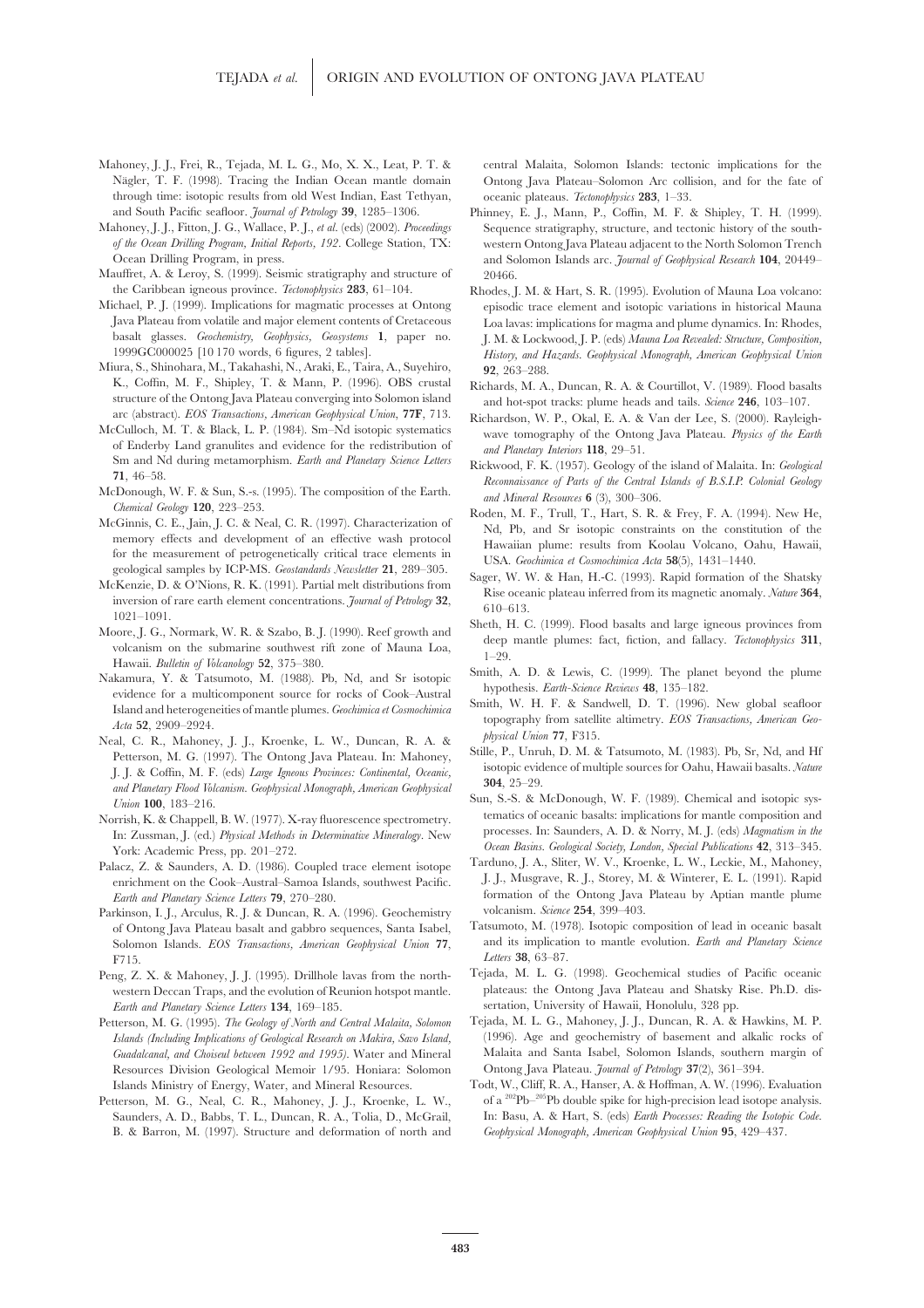Mahoney, J. J., Frei, R., Tejada, M. L. G., Mo, X. X., Leat, P. T. & Nägler, T. F. (1998). Tracing the Indian Ocean mantle domain through time: isotopic results from old West Indian, East Tethyan, and South Pacific seafloor. *Journal of Petrology* **39**, 1285–1306.

Mahoney, J. J., Fitton, J. G., Wallace, P. J., *et al.* (eds) (2002). *Proceedings of the Ocean Drilling Program, Initial Reports, 192*. College Station, TX: Ocean Drilling Program, in press.

Mauffret, A. & Leroy, S. (1999). Seismic stratigraphy and structure of the Caribbean igneous province. *Tectonophysics* **283**, 61–104.

Michael, P. J. (1999). Implications for magmatic processes at Ontong Java Plateau from volatile and major element contents of Cretaceous basalt glasses. *Geochemistry, Geophysics, Geosystems* **1**, paper no. 1999GC000025 [10 170 words, 6 figures, 2 tables].

Miura, S., Shinohara, M., Takahashi, N., Araki, E., Taira, A., Suyehiro, K., Coffin, M. F., Shipley, T. & Mann, P. (1996). OBS crustal structure of the Ontong Java Plateau converging into Solomon island arc (abstract). *EOS Transactions, American Geophysical Union*, **77F**, 713.

McCulloch, M. T. & Black, L. P. (1984). Sm–Nd isotopic systematics of Enderby Land granulites and evidence for the redistribution of Sm and Nd during metamorphism. *Earth and Planetary Science Letters* **71**, 46–58.

McDonough, W. F. & Sun, S.-s. (1995). The composition of the Earth. *Chemical Geology* **120**, 223–253.

McGinnis, C. E., Jain, J. C. & Neal, C. R. (1997). Characterization of memory effects and development of an effective wash protocol for the measurement of petrogenetically critical trace elements in geological samples by ICP-MS. *Geostandards Newsletter* **21**, 289–305.

McKenzie, D. & O'Nions, R. K. (1991). Partial melt distributions from inversion of rare earth element concentrations. *Journal of Petrology* **32**, 1021–1091.

Moore, J. G., Normark, W. R. & Szabo, B. J. (1990). Reef growth and volcanism on the submarine southwest rift zone of Mauna Loa, Hawaii. *Bulletin of Volcanology* **52**, 375–380.

Nakamura, Y. & Tatsumoto, M. (1988). Pb, Nd, and Sr isotopic evidence for a multicomponent source for rocks of Cook–Austral Island and heterogeneities of mantle plumes. *Geochimica et Cosmochimica Acta* **52**, 2909–2924.

Neal, C. R., Mahoney, J. J., Kroenke, L. W., Duncan, R. A. & Petterson, M. G. (1997). The Ontong Java Plateau. In: Mahoney, J. J. & Coffin, M. F. (eds) *Large Igneous Provinces: Continental, Oceanic, and Planetary Flood Volcanism. Geophysical Monograph, American Geophysical Union* **100**, 183–216.

Norrish, K. & Chappell, B. W. (1977). X-ray fluorescence spectrometry. In: Zussman, J. (ed.) *Physical Methods in Determinative Mineralogy*. New York: Academic Press, pp. 201–272.

Palacz, Z. & Saunders, A. D. (1986). Coupled trace element isotope enrichment on the Cook–Austral–Samoa Islands, southwest Pacific. *Earth and Planetary Science Letters* **79**, 270–280.

Parkinson, I. J., Arculus, R. J. & Duncan, R. A. (1996). Geochemistry of Ontong Java Plateau basalt and gabbro sequences, Santa Isabel, Solomon Islands. *EOS Transactions, American Geophysical Union* **77**, F715.

Peng, Z. X. & Mahoney, J. J. (1995). Drillhole lavas from the northwestern Deccan Traps, and the evolution of Reunion hotspot mantle. *Earth and Planetary Science Letters* **134**, 169–185.

Petterson, M. G. (1995). *The Geology of North and Central Malaita, Solomon Islands (Including Implications of Geological Research on Makira, Savo Island, Guadalcanal, and Choiseul between 1992 and 1995)*. Water and Mineral Resources Division Geological Memoir 1/95. Honiara: Solomon Islands Ministry of Energy, Water, and Mineral Resources.

Petterson, M. G., Neal, C. R., Mahoney, J. J., Kroenke, L. W., Saunders, A. D., Babbs, T. L., Duncan, R. A., Tolia, D., McGrail, B. & Barron, M. (1997). Structure and deformation of north and central Malaita, Solomon Islands: tectonic implications for the Ontong Java Plateau–Solomon Arc collision, and for the fate of oceanic plateaus. *Tectonophysics* **283**, 1–33.

Phinney, E. J., Mann, P., Coffin, M. F. & Shipley, T. H. (1999). Sequence stratigraphy, structure, and tectonic history of the southwestern Ontong Java Plateau adjacent to the North Solomon Trench and Solomon Islands arc. *Journal of Geophysical Research* **104**, 20449–20466.

Rhodes, J. M. & Hart, S. R. (1995). Evolution of Mauna Loa volcano: episodic trace element and isotopic variations in historical Mauna Loa lavas: implications for magma and plume dynamics. In: Rhodes, J. M. & Lockwood, J. P. (eds) *Mauna Loa Revealed: Structure, Composition, History, and Hazards. Geophysical Monograph, American Geophysical Union* **92**, 263–288.

Richards, M. A., Duncan, R. A. & Courtillot, V. (1989). Flood basalts and hot-spot tracks: plume heads and tails. *Science* **246**, 103–107.

Richardson, W. P., Okal, E. A. & Van der Lee, S. (2000). Rayleigh-wave tomography of the Ontong Java Plateau. *Physics of the Earth and Planetary Interiors* **118**, 29–51.

Rickwood, F. K. (1957). Geology of the island of Malaita. In: *Geological Reconnaissance of Parts of the Central Islands of B.S.I.P. Colonial Geology and Mineral Resources* **6** (3), 300–306.

Roden, M. F., Trull, T., Hart, S. R. & Frey, F. A. (1994). New He, Nd, Pb, and Sr isotopic constraints on the constitution of the Hawaiian plume: results from Koolau Volcano, Oahu, Hawaii, USA. *Geochimica et Cosmochimica Acta* **58**(5), 1431–1440.

Sager, W. W. & Han, H.-C. (1993). Rapid formation of the Shatsky Rise oceanic plateau inferred from its magnetic anomaly. *Nature* **364**, 610–613.

Sheth, H. C. (1999). Flood basalts and large igneous provinces from deep mantle plumes: fact, fiction, and fallacy. *Tectonophysics* **311**, 1–29.

Smith, A. D. & Lewis, C. (1999). The planet beyond the plume hypothesis. *Earth-Science Reviews* **48**, 135–182.

Smith, W. H. F. & Sandwell, D. T. (1996). New global seafloor topography from satellite altimetry. *EOS Transactions, American Geophysical Union* **77**, F315.

Stille, P., Unruh, D. M. & Tatsumoto, M. (1983). Pb, Sr, Nd, and Hf isotopic evidence of multiple sources for Oahu, Hawaii basalts. *Nature* **304**, 25–29.

Sun, S.-S. & McDonough, W. F. (1989). Chemical and isotopic systematics of oceanic basalts: implications for mantle composition and processes. In: Saunders, A. D. & Norry, M. J. (eds) *Magmatism in the Ocean Basins. Geological Society, London, Special Publications* **42**, 313–345.

Tarduno, J. A., Sliter, W. V., Kroenke, L. W., Leckie, M., Mahoney, J. J., Musgrave, R. J., Storey, M. & Winterer, E. L. (1991). Rapid formation of the Ontong Java Plateau by Aptian mantle plume volcanism. *Science* **254**, 399–403.

Tatsumoto, M. (1978). Isotopic composition of lead in oceanic basalt and its implication to mantle evolution. *Earth and Planetary Science Letters* **38**, 63–87.

Tejada, M. L. G. (1998). Geochemical studies of Pacific oceanic plateaus: the Ontong Java Plateau and Shatsky Rise. Ph.D. dissertation, University of Hawaii, Honolulu, 328 pp.

Tejada, M. L. G., Mahoney, J. J., Duncan, R. A. & Hawkins, M. P. (1996). Age and geochemistry of basement and alkalic rocks of Malaita and Santa Isabel, Solomon Islands, southern margin of Ontong Java Plateau. *Journal of Petrology* **37**(2), 361–394.

Todt, W., Cliff, R. A., Hanser, A. & Hoffman, A. W. (1996). Evaluation of a $^{202}$Pb–$^{205}$Pb double spike for high-precision lead isotope analysis. In: Basu, A. & Hart, S. (eds) *Earth Processes: Reading the Isotopic Code. Geophysical Monograph, American Geophysical Union* **95**, 429–437.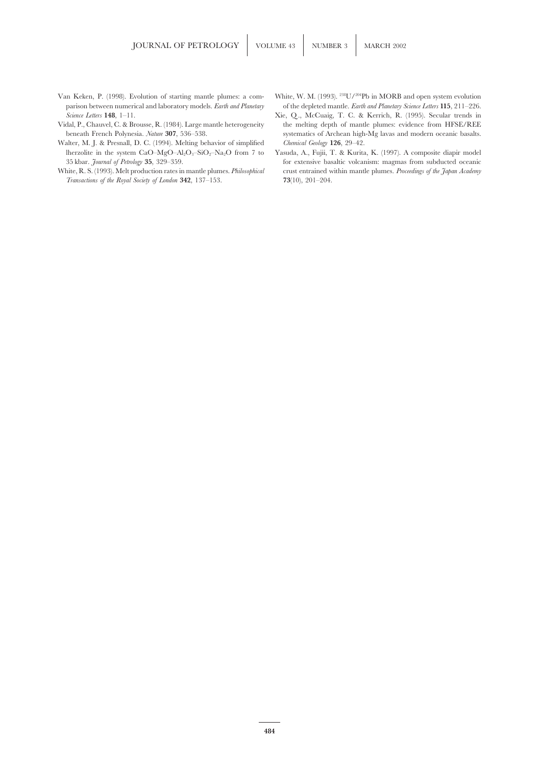Van Keken, P. (1998). Evolution of starting mantle plumes: a comparison between numerical and laboratory models. *Earth and Planetary Science Letters* **148**, 1–11.

Vidal, P., Chauvel, C. & Brousse, R. (1984). Large mantle heterogeneity beneath French Polynesia. *Nature* **307**, 536–538.

Walter, M. J. & Presnall, D. C. (1994). Melting behavior of simplified lherzolite in the system $CaO$–$MgO$–$Al_2O_3$–$SiO_2$–$Na_2O$ from 7 to 35 kbar. *Journal of Petrology* **35**, 329–359.

White, R. S. (1993). Melt production rates in mantle plumes. *Philosophical Transactions of the Royal Society of London* **342**, 137–153.

White, W. M. (1993). $^{238}U/^{204}Pb$ in MORB and open system evolution of the depleted mantle. *Earth and Planetary Science Letters* **115**, 211–226.

Xie, Q., McCuaig, T. C. & Kerrich, R. (1995). Secular trends in the melting depth of mantle plumes: evidence from HFSE/REE systematics of Archean high-Mg lavas and modern oceanic basalts. *Chemical Geology* **126**, 29–42.

Yasuda, A., Fujii, T. & Kurita, K. (1997). A composite diapir model for extensive basaltic volcanism: magmas from subducted oceanic crust entrained within mantle plumes. *Proceedings of the Japan Academy* **73**(10), 201–204.